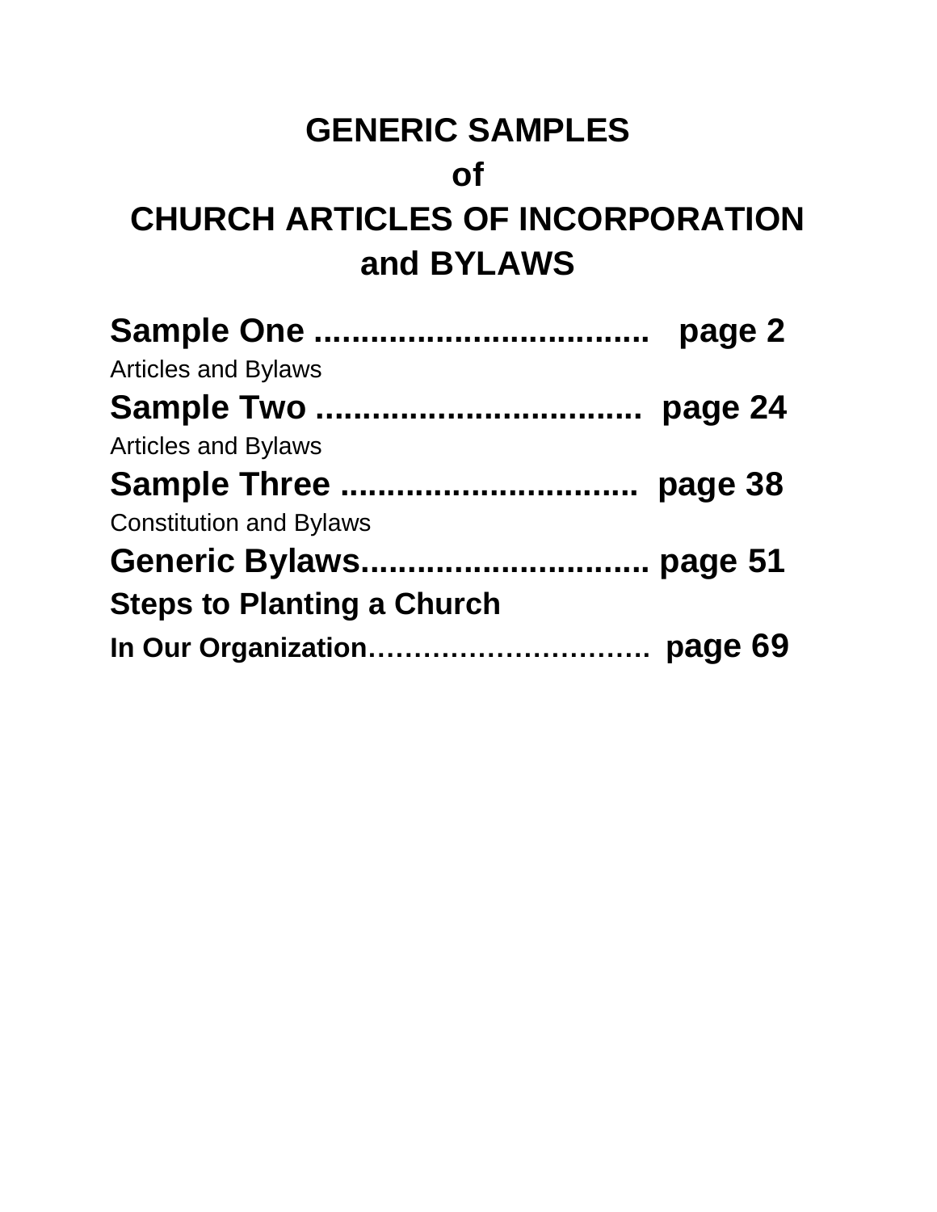# GENERIC SAMPLES
# of
# CHURCH ARTICLES OF INCORPORATION
# and BYLAWS

**Sample One .................................... page 2**
Articles and Bylaws

**Sample Two ................................... page 24**
Articles and Bylaws

**Sample Three ................................ page 38**
Constitution and Bylaws

**Generic Bylaws............................... page 51**

**Steps to Planting a Church**
**In Our Organization…………………………. page 69**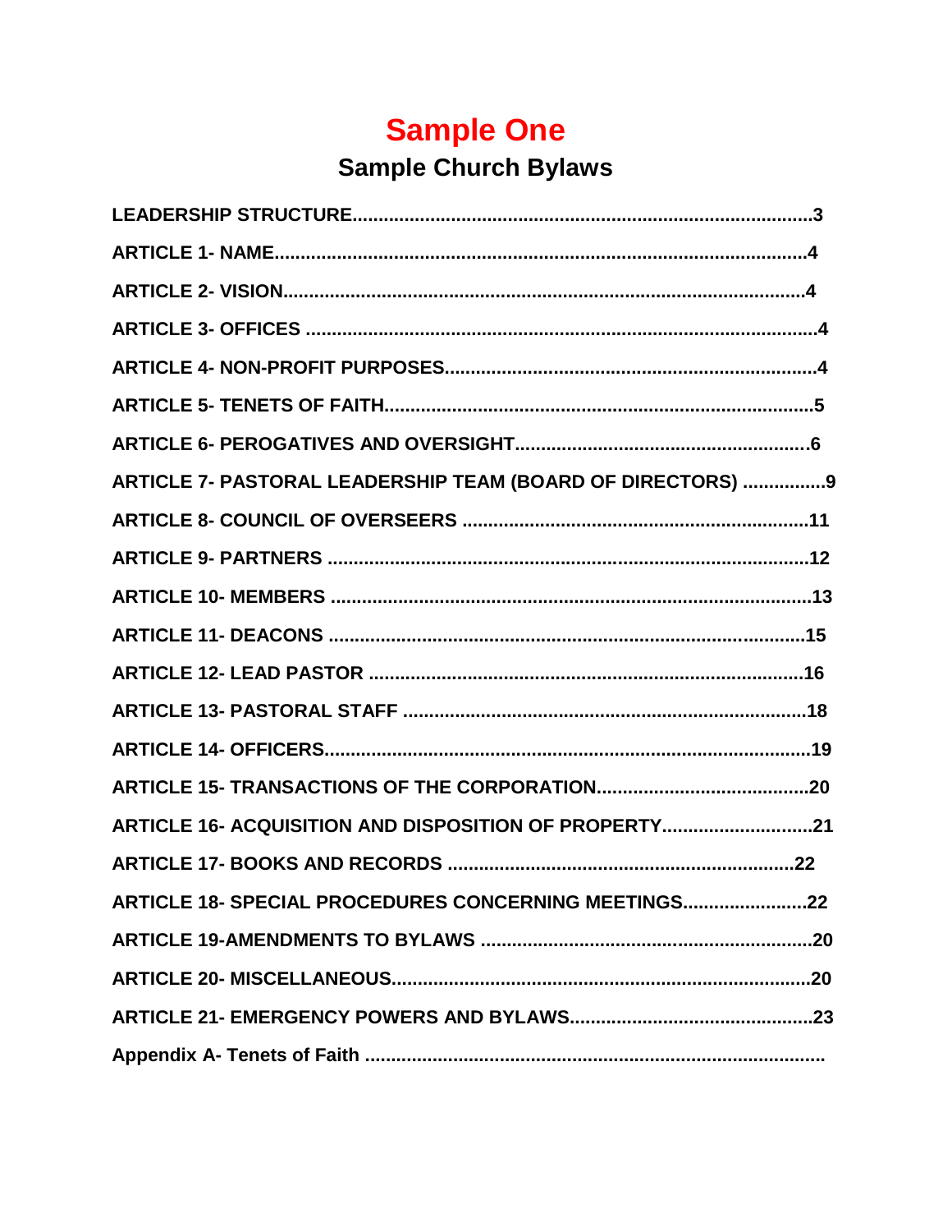# Sample One

## Sample Church Bylaws

**LEADERSHIP STRUCTURE.........................................................................................3**

**ARTICLE 1- NAME.....................................................................................................4**

**ARTICLE 2- VISION...................................................................................................4**

**ARTICLE 3- OFFICES ..................................................................................................4**

**ARTICLE 4- NON-PROFIT PURPOSES.......................................................................4**

**ARTICLE 5- TENETS OF FAITH..................................................................................5**

**ARTICLE 6- PEROGATIVES AND OVERSIGHT........................................................6**

**ARTICLE 7- PASTORAL LEADERSHIP TEAM (BOARD OF DIRECTORS) ................9**

**ARTICLE 8- COUNCIL OF OVERSEERS .................................................................11**

**ARTICLE 9- PARTNERS ............................................................................................12**

**ARTICLE 10- MEMBERS ............................................................................................13**

**ARTICLE 11- DEACONS ...........................................................................................15**

**ARTICLE 12- LEAD PASTOR ....................................................................................16**

**ARTICLE 13- PASTORAL STAFF .............................................................................18**

**ARTICLE 14- OFFICERS............................................................................................19**

**ARTICLE 15- TRANSACTIONS OF THE CORPORATION........................................20**

**ARTICLE 16- ACQUISITION AND DISPOSITION OF PROPERTY............................21**

**ARTICLE 17- BOOKS AND RECORDS ..................................................................22**

**ARTICLE 18- SPECIAL PROCEDURES CONCERNING MEETINGS........................22**

**ARTICLE 19-AMENDMENTS TO BYLAWS ...............................................................20**

**ARTICLE 20- MISCELLANEOUS................................................................................20**

**ARTICLE 21- EMERGENCY POWERS AND BYLAWS...............................................23**

**Appendix A- Tenets of Faith .........................................................................................**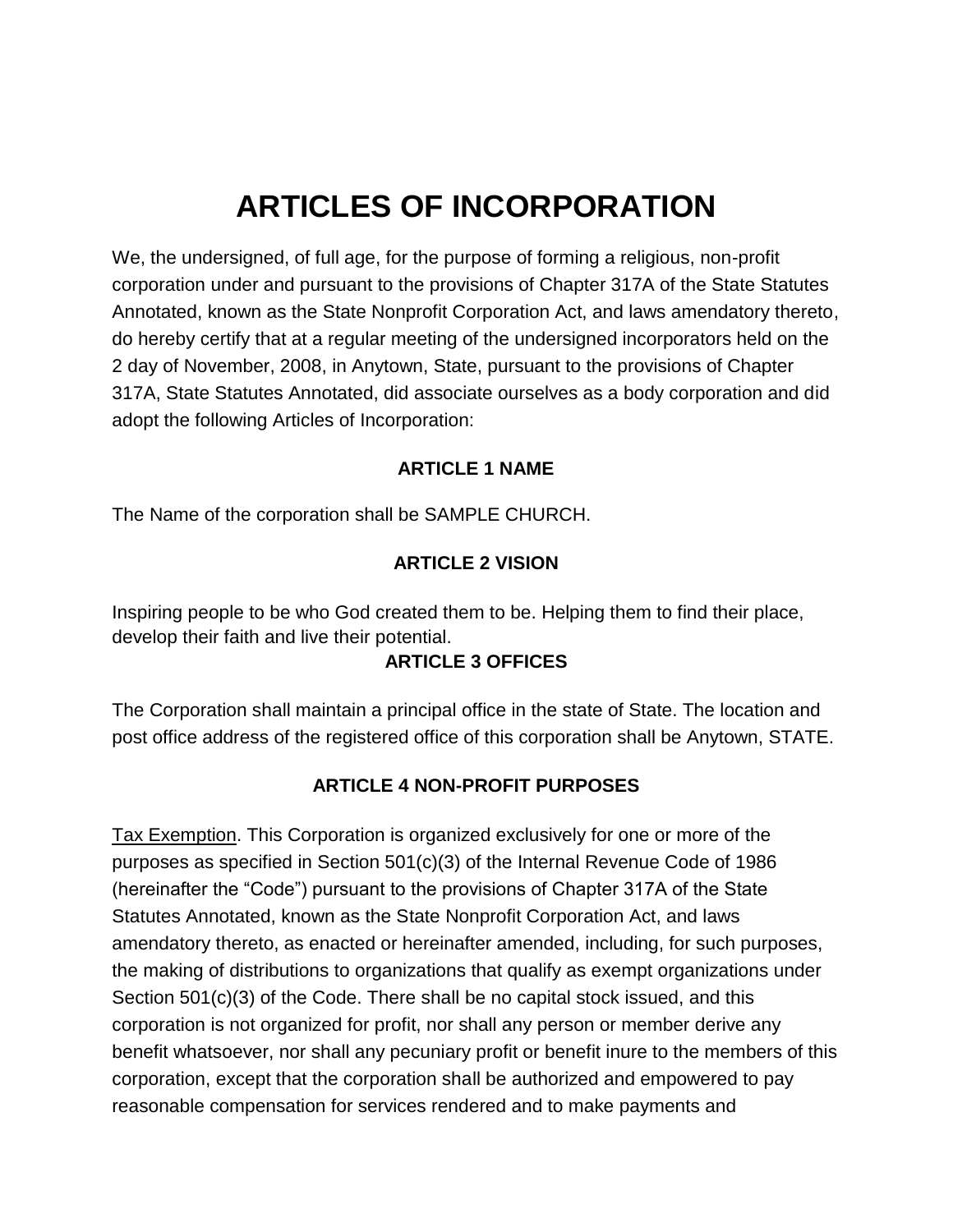# ARTICLES OF INCORPORATION

We, the undersigned, of full age, for the purpose of forming a religious, non-profit corporation under and pursuant to the provisions of Chapter 317A of the State Statutes Annotated, known as the State Nonprofit Corporation Act, and laws amendatory thereto, do hereby certify that at a regular meeting of the undersigned incorporators held on the 2 day of November, 2008, in Anytown, State, pursuant to the provisions of Chapter 317A, State Statutes Annotated, did associate ourselves as a body corporation and did adopt the following Articles of Incorporation:

### ARTICLE 1 NAME

The Name of the corporation shall be SAMPLE CHURCH.

### ARTICLE 2 VISION

Inspiring people to be who God created them to be. Helping them to find their place, develop their faith and live their potential.

### ARTICLE 3 OFFICES

The Corporation shall maintain a principal office in the state of State. The location and post office address of the registered office of this corporation shall be Anytown, STATE.

### ARTICLE 4 NON-PROFIT PURPOSES

Tax Exemption. This Corporation is organized exclusively for one or more of the purposes as specified in Section 501(c)(3) of the Internal Revenue Code of 1986 (hereinafter the "Code") pursuant to the provisions of Chapter 317A of the State Statutes Annotated, known as the State Nonprofit Corporation Act, and laws amendatory thereto, as enacted or hereinafter amended, including, for such purposes, the making of distributions to organizations that qualify as exempt organizations under Section 501(c)(3) of the Code. There shall be no capital stock issued, and this corporation is not organized for profit, nor shall any person or member derive any benefit whatsoever, nor shall any pecuniary profit or benefit inure to the members of this corporation, except that the corporation shall be authorized and empowered to pay reasonable compensation for services rendered and to make payments and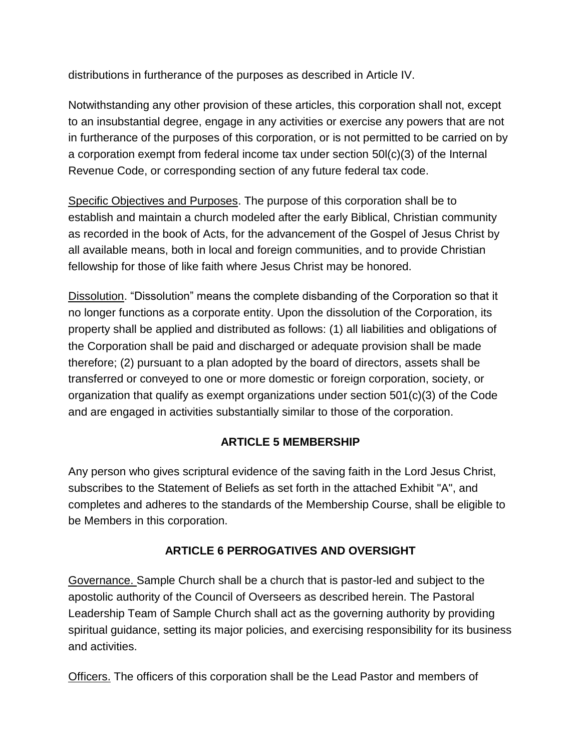distributions in furtherance of the purposes as described in Article IV.

Notwithstanding any other provision of these articles, this corporation shall not, except to an insubstantial degree, engage in any activities or exercise any powers that are not in furtherance of the purposes of this corporation, or is not permitted to be carried on by a corporation exempt from federal income tax under section 50l(c)(3) of the Internal Revenue Code, or corresponding section of any future federal tax code.

Specific Objectives and Purposes. The purpose of this corporation shall be to establish and maintain a church modeled after the early Biblical, Christian community as recorded in the book of Acts, for the advancement of the Gospel of Jesus Christ by all available means, both in local and foreign communities, and to provide Christian fellowship for those of like faith where Jesus Christ may be honored.

Dissolution. "Dissolution" means the complete disbanding of the Corporation so that it no longer functions as a corporate entity. Upon the dissolution of the Corporation, its property shall be applied and distributed as follows: (1) all liabilities and obligations of the Corporation shall be paid and discharged or adequate provision shall be made therefore; (2) pursuant to a plan adopted by the board of directors, assets shall be transferred or conveyed to one or more domestic or foreign corporation, society, or organization that qualify as exempt organizations under section 501(c)(3) of the Code and are engaged in activities substantially similar to those of the corporation.

## ARTICLE 5 MEMBERSHIP

Any person who gives scriptural evidence of the saving faith in the Lord Jesus Christ, subscribes to the Statement of Beliefs as set forth in the attached Exhibit "A", and completes and adheres to the standards of the Membership Course, shall be eligible to be Members in this corporation.

## ARTICLE 6 PERROGATIVES AND OVERSIGHT

Governance. Sample Church shall be a church that is pastor-led and subject to the apostolic authority of the Council of Overseers as described herein. The Pastoral Leadership Team of Sample Church shall act as the governing authority by providing spiritual guidance, setting its major policies, and exercising responsibility for its business and activities.

Officers. The officers of this corporation shall be the Lead Pastor and members of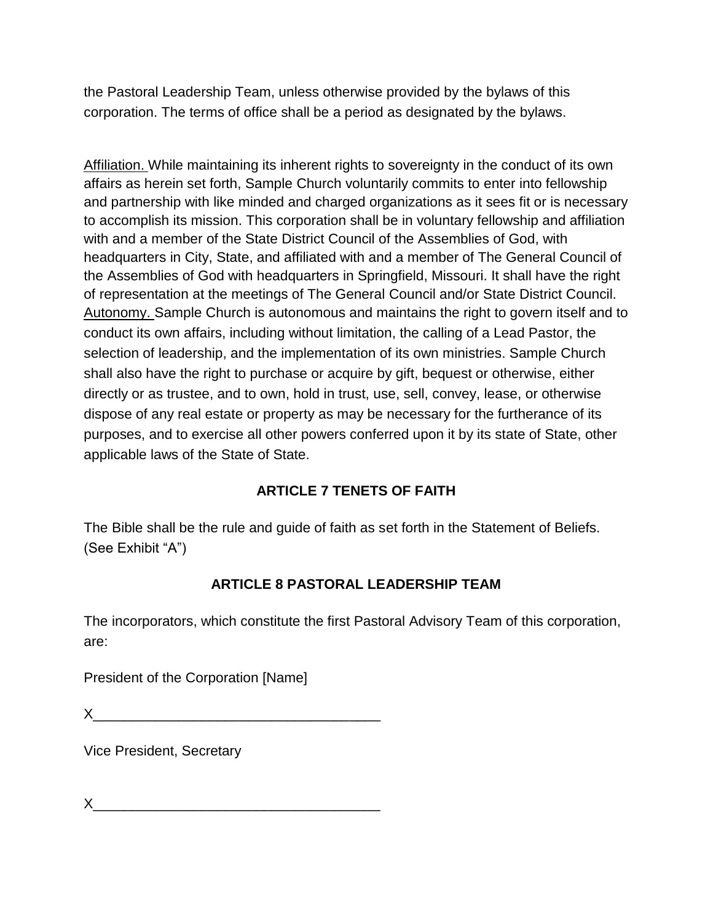the Pastoral Leadership Team, unless otherwise provided by the bylaws of this corporation. The terms of office shall be a period as designated by the bylaws.

Affiliation. While maintaining its inherent rights to sovereignty in the conduct of its own affairs as herein set forth, Sample Church voluntarily commits to enter into fellowship and partnership with like minded and charged organizations as it sees fit or is necessary to accomplish its mission. This corporation shall be in voluntary fellowship and affiliation with and a member of the State District Council of the Assemblies of God, with headquarters in City, State, and affiliated with and a member of The General Council of the Assemblies of God with headquarters in Springfield, Missouri. It shall have the right of representation at the meetings of The General Council and/or State District Council. Autonomy. Sample Church is autonomous and maintains the right to govern itself and to conduct its own affairs, including without limitation, the calling of a Lead Pastor, the selection of leadership, and the implementation of its own ministries. Sample Church shall also have the right to purchase or acquire by gift, bequest or otherwise, either directly or as trustee, and to own, hold in trust, use, sell, convey, lease, or otherwise dispose of any real estate or property as may be necessary for the furtherance of its purposes, and to exercise all other powers conferred upon it by its state of State, other applicable laws of the State of State.

## ARTICLE 7 TENETS OF FAITH

The Bible shall be the rule and guide of faith as set forth in the Statement of Beliefs. (See Exhibit "A")

## ARTICLE 8 PASTORAL LEADERSHIP TEAM

The incorporators, which constitute the first Pastoral Advisory Team of this corporation, are:

President of the Corporation [Name]

X____________________________________

Vice President, Secretary

X____________________________________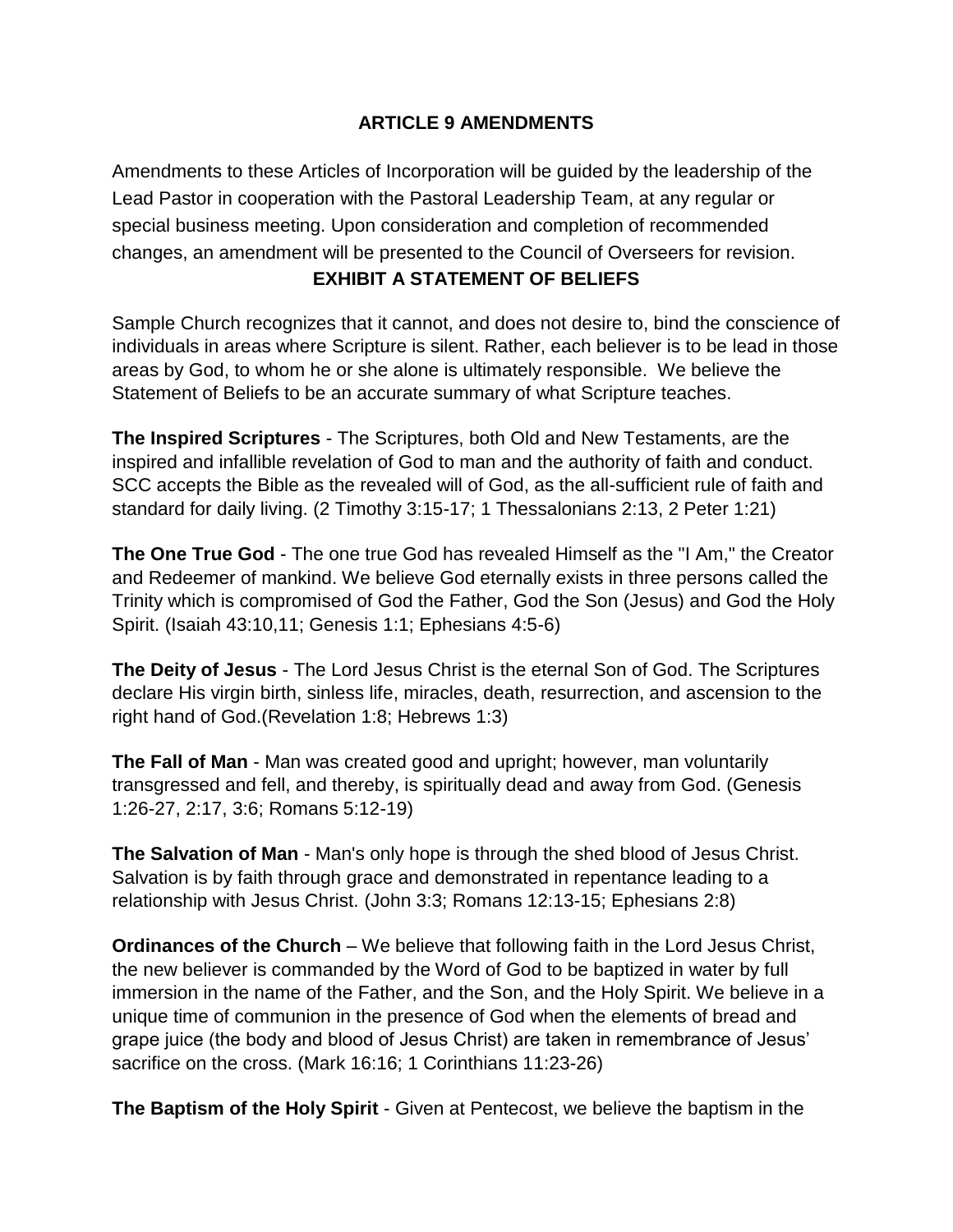## ARTICLE 9 AMENDMENTS

Amendments to these Articles of Incorporation will be guided by the leadership of the Lead Pastor in cooperation with the Pastoral Leadership Team, at any regular or special business meeting. Upon consideration and completion of recommended changes, an amendment will be presented to the Council of Overseers for revision.

## EXHIBIT A STATEMENT OF BELIEFS

Sample Church recognizes that it cannot, and does not desire to, bind the conscience of individuals in areas where Scripture is silent. Rather, each believer is to be lead in those areas by God, to whom he or she alone is ultimately responsible. We believe the Statement of Beliefs to be an accurate summary of what Scripture teaches.

**The Inspired Scriptures** - The Scriptures, both Old and New Testaments, are the inspired and infallible revelation of God to man and the authority of faith and conduct. SCC accepts the Bible as the revealed will of God, as the all-sufficient rule of faith and standard for daily living. (2 Timothy 3:15-17; 1 Thessalonians 2:13, 2 Peter 1:21)

**The One True God** - The one true God has revealed Himself as the "I Am," the Creator and Redeemer of mankind. We believe God eternally exists in three persons called the Trinity which is compromised of God the Father, God the Son (Jesus) and God the Holy Spirit. (Isaiah 43:10,11; Genesis 1:1; Ephesians 4:5-6)

**The Deity of Jesus** - The Lord Jesus Christ is the eternal Son of God. The Scriptures declare His virgin birth, sinless life, miracles, death, resurrection, and ascension to the right hand of God.(Revelation 1:8; Hebrews 1:3)

**The Fall of Man** - Man was created good and upright; however, man voluntarily transgressed and fell, and thereby, is spiritually dead and away from God. (Genesis 1:26-27, 2:17, 3:6; Romans 5:12-19)

**The Salvation of Man** - Man's only hope is through the shed blood of Jesus Christ. Salvation is by faith through grace and demonstrated in repentance leading to a relationship with Jesus Christ. (John 3:3; Romans 12:13-15; Ephesians 2:8)

**Ordinances of the Church** – We believe that following faith in the Lord Jesus Christ, the new believer is commanded by the Word of God to be baptized in water by full immersion in the name of the Father, and the Son, and the Holy Spirit. We believe in a unique time of communion in the presence of God when the elements of bread and grape juice (the body and blood of Jesus Christ) are taken in remembrance of Jesus' sacrifice on the cross. (Mark 16:16; 1 Corinthians 11:23-26)

**The Baptism of the Holy Spirit** - Given at Pentecost, we believe the baptism in the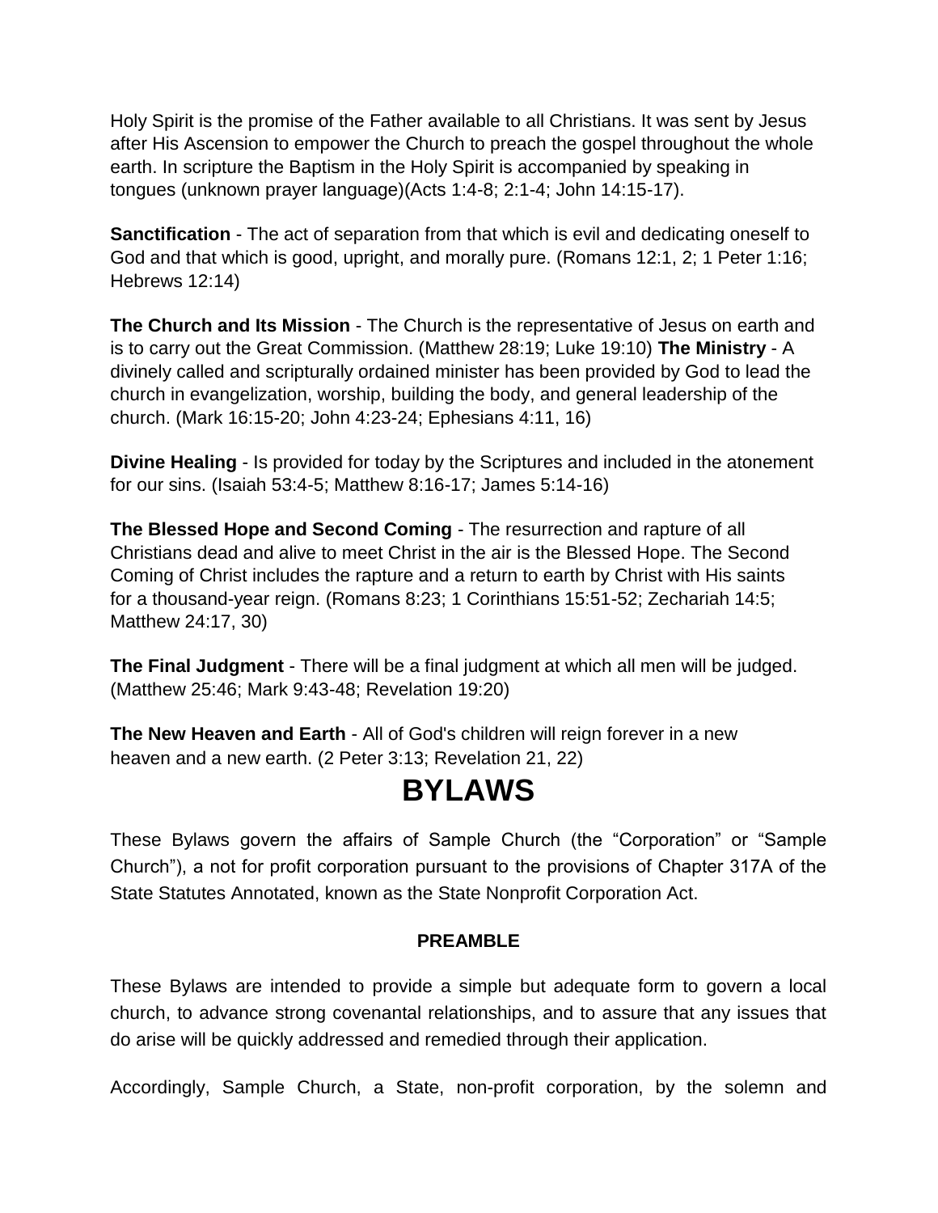Holy Spirit is the promise of the Father available to all Christians. It was sent by Jesus after His Ascension to empower the Church to preach the gospel throughout the whole earth. In scripture the Baptism in the Holy Spirit is accompanied by speaking in tongues (unknown prayer language)(Acts 1:4-8; 2:1-4; John 14:15-17).

**Sanctification** - The act of separation from that which is evil and dedicating oneself to God and that which is good, upright, and morally pure. (Romans 12:1, 2; 1 Peter 1:16; Hebrews 12:14)

**The Church and Its Mission** - The Church is the representative of Jesus on earth and is to carry out the Great Commission. (Matthew 28:19; Luke 19:10) **The Ministry** - A divinely called and scripturally ordained minister has been provided by God to lead the church in evangelization, worship, building the body, and general leadership of the church. (Mark 16:15-20; John 4:23-24; Ephesians 4:11, 16)

**Divine Healing** - Is provided for today by the Scriptures and included in the atonement for our sins. (Isaiah 53:4-5; Matthew 8:16-17; James 5:14-16)

**The Blessed Hope and Second Coming** - The resurrection and rapture of all Christians dead and alive to meet Christ in the air is the Blessed Hope. The Second Coming of Christ includes the rapture and a return to earth by Christ with His saints for a thousand-year reign. (Romans 8:23; 1 Corinthians 15:51-52; Zechariah 14:5; Matthew 24:17, 30)

**The Final Judgment** - There will be a final judgment at which all men will be judged. (Matthew 25:46; Mark 9:43-48; Revelation 19:20)

**The New Heaven and Earth** - All of God's children will reign forever in a new heaven and a new earth. (2 Peter 3:13; Revelation 21, 22)

# BYLAWS

These Bylaws govern the affairs of Sample Church (the "Corporation" or "Sample Church"), a not for profit corporation pursuant to the provisions of Chapter 317A of the State Statutes Annotated, known as the State Nonprofit Corporation Act.

**PREAMBLE**

These Bylaws are intended to provide a simple but adequate form to govern a local church, to advance strong covenantal relationships, and to assure that any issues that do arise will be quickly addressed and remedied through their application.

Accordingly, Sample Church, a State, non-profit corporation, by the solemn and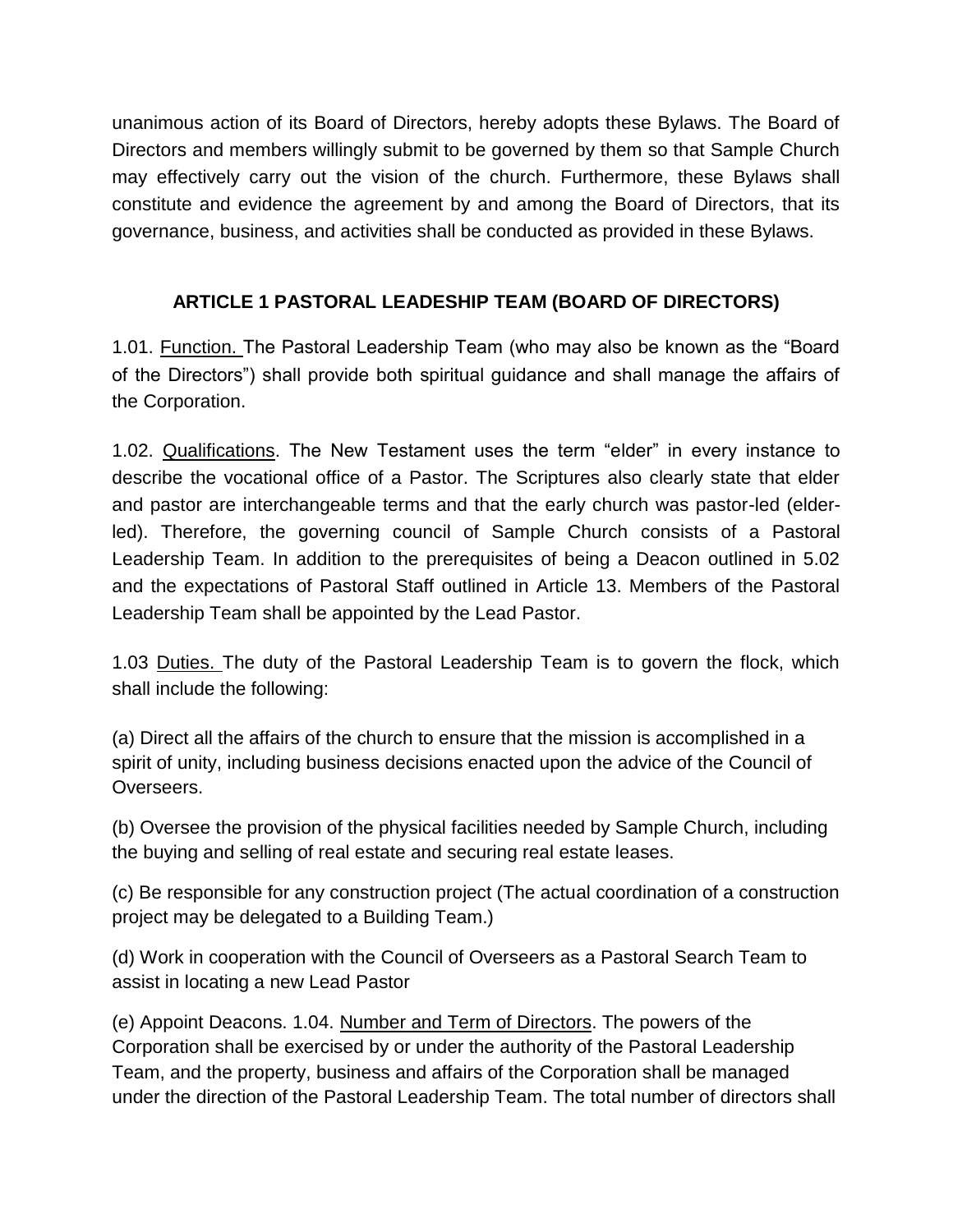unanimous action of its Board of Directors, hereby adopts these Bylaws. The Board of Directors and members willingly submit to be governed by them so that Sample Church may effectively carry out the vision of the church. Furthermore, these Bylaws shall constitute and evidence the agreement by and among the Board of Directors, that its governance, business, and activities shall be conducted as provided in these Bylaws.

## ARTICLE 1 PASTORAL LEADESHIP TEAM (BOARD OF DIRECTORS)

1.01. Function. The Pastoral Leadership Team (who may also be known as the "Board of the Directors") shall provide both spiritual guidance and shall manage the affairs of the Corporation.

1.02. Qualifications. The New Testament uses the term "elder" in every instance to describe the vocational office of a Pastor. The Scriptures also clearly state that elder and pastor are interchangeable terms and that the early church was pastor-led (elder-led). Therefore, the governing council of Sample Church consists of a Pastoral Leadership Team. In addition to the prerequisites of being a Deacon outlined in 5.02 and the expectations of Pastoral Staff outlined in Article 13. Members of the Pastoral Leadership Team shall be appointed by the Lead Pastor.

1.03 Duties. The duty of the Pastoral Leadership Team is to govern the flock, which shall include the following:

(a) Direct all the affairs of the church to ensure that the mission is accomplished in a spirit of unity, including business decisions enacted upon the advice of the Council of Overseers.

(b) Oversee the provision of the physical facilities needed by Sample Church, including the buying and selling of real estate and securing real estate leases.

(c) Be responsible for any construction project (The actual coordination of a construction project may be delegated to a Building Team.)

(d) Work in cooperation with the Council of Overseers as a Pastoral Search Team to assist in locating a new Lead Pastor

(e) Appoint Deacons. 1.04. Number and Term of Directors. The powers of the Corporation shall be exercised by or under the authority of the Pastoral Leadership Team, and the property, business and affairs of the Corporation shall be managed under the direction of the Pastoral Leadership Team. The total number of directors shall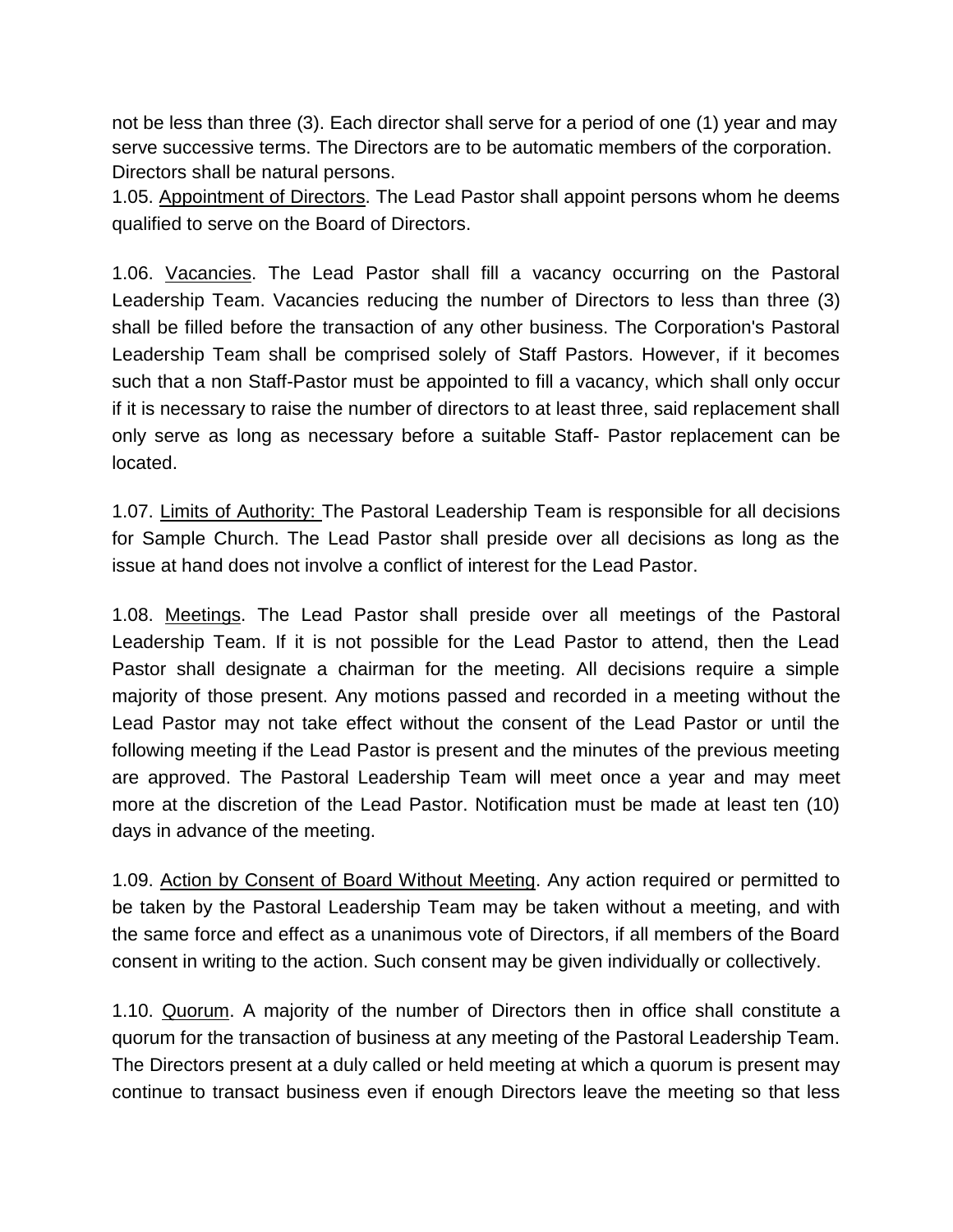not be less than three (3). Each director shall serve for a period of one (1) year and may serve successive terms. The Directors are to be automatic members of the corporation. Directors shall be natural persons.

1.05. Appointment of Directors. The Lead Pastor shall appoint persons whom he deems qualified to serve on the Board of Directors.

1.06. Vacancies. The Lead Pastor shall fill a vacancy occurring on the Pastoral Leadership Team. Vacancies reducing the number of Directors to less than three (3) shall be filled before the transaction of any other business. The Corporation's Pastoral Leadership Team shall be comprised solely of Staff Pastors. However, if it becomes such that a non Staff-Pastor must be appointed to fill a vacancy, which shall only occur if it is necessary to raise the number of directors to at least three, said replacement shall only serve as long as necessary before a suitable Staff- Pastor replacement can be located.

1.07. Limits of Authority: The Pastoral Leadership Team is responsible for all decisions for Sample Church. The Lead Pastor shall preside over all decisions as long as the issue at hand does not involve a conflict of interest for the Lead Pastor.

1.08. Meetings. The Lead Pastor shall preside over all meetings of the Pastoral Leadership Team. If it is not possible for the Lead Pastor to attend, then the Lead Pastor shall designate a chairman for the meeting. All decisions require a simple majority of those present. Any motions passed and recorded in a meeting without the Lead Pastor may not take effect without the consent of the Lead Pastor or until the following meeting if the Lead Pastor is present and the minutes of the previous meeting are approved. The Pastoral Leadership Team will meet once a year and may meet more at the discretion of the Lead Pastor. Notification must be made at least ten (10) days in advance of the meeting.

1.09. Action by Consent of Board Without Meeting. Any action required or permitted to be taken by the Pastoral Leadership Team may be taken without a meeting, and with the same force and effect as a unanimous vote of Directors, if all members of the Board consent in writing to the action. Such consent may be given individually or collectively.

1.10. Quorum. A majority of the number of Directors then in office shall constitute a quorum for the transaction of business at any meeting of the Pastoral Leadership Team. The Directors present at a duly called or held meeting at which a quorum is present may continue to transact business even if enough Directors leave the meeting so that less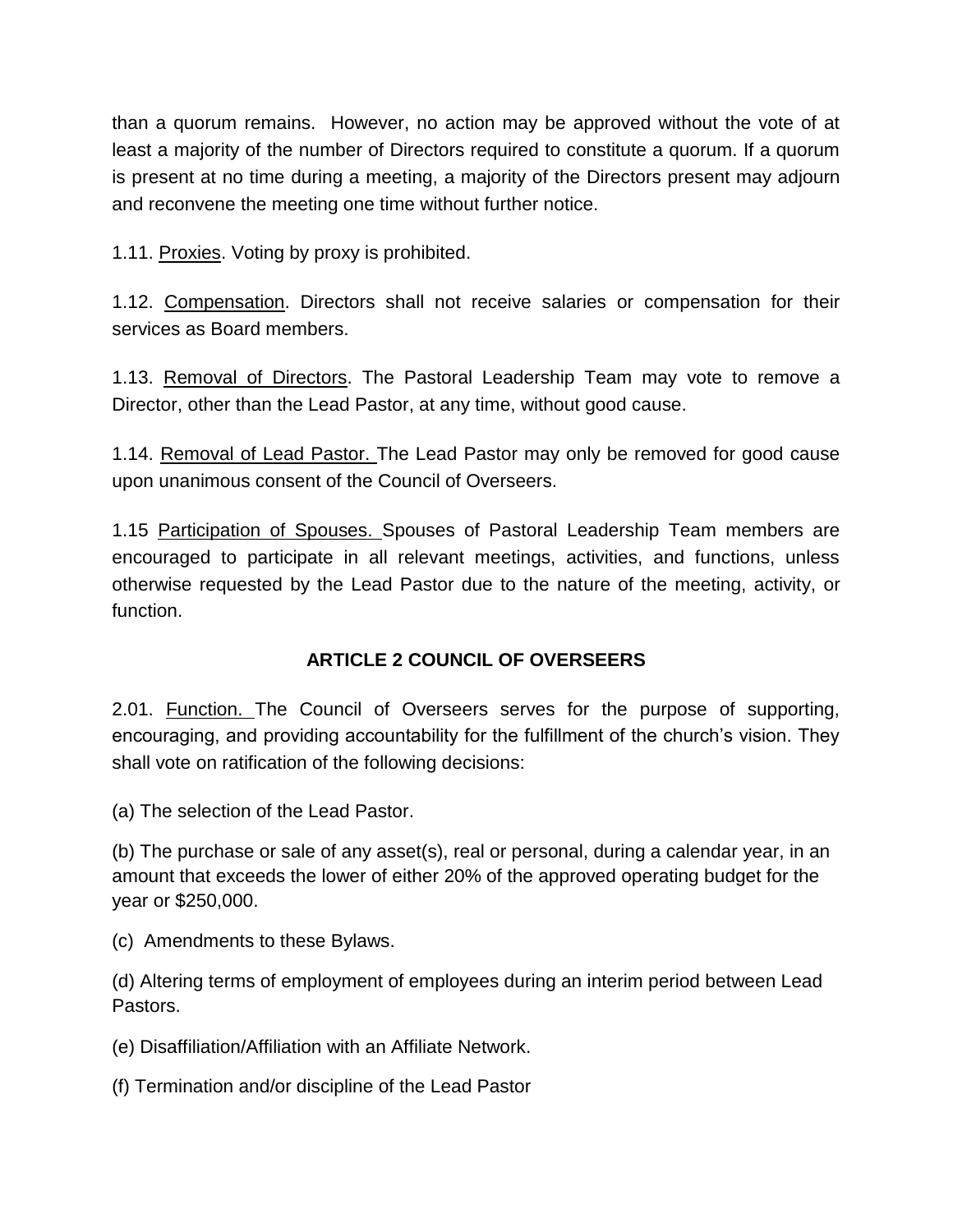than a quorum remains. However, no action may be approved without the vote of at least a majority of the number of Directors required to constitute a quorum. If a quorum is present at no time during a meeting, a majority of the Directors present may adjourn and reconvene the meeting one time without further notice.

1.11. Proxies. Voting by proxy is prohibited.

1.12. Compensation. Directors shall not receive salaries or compensation for their services as Board members.

1.13. Removal of Directors. The Pastoral Leadership Team may vote to remove a Director, other than the Lead Pastor, at any time, without good cause.

1.14. Removal of Lead Pastor. The Lead Pastor may only be removed for good cause upon unanimous consent of the Council of Overseers.

1.15 Participation of Spouses. Spouses of Pastoral Leadership Team members are encouraged to participate in all relevant meetings, activities, and functions, unless otherwise requested by the Lead Pastor due to the nature of the meeting, activity, or function.

## ARTICLE 2 COUNCIL OF OVERSEERS

2.01. Function. The Council of Overseers serves for the purpose of supporting, encouraging, and providing accountability for the fulfillment of the church's vision. They shall vote on ratification of the following decisions:

(a) The selection of the Lead Pastor.

(b) The purchase or sale of any asset(s), real or personal, during a calendar year, in an amount that exceeds the lower of either 20% of the approved operating budget for the year or $250,000.

(c) Amendments to these Bylaws.

(d) Altering terms of employment of employees during an interim period between Lead Pastors.

(e) Disaffiliation/Affiliation with an Affiliate Network.

(f) Termination and/or discipline of the Lead Pastor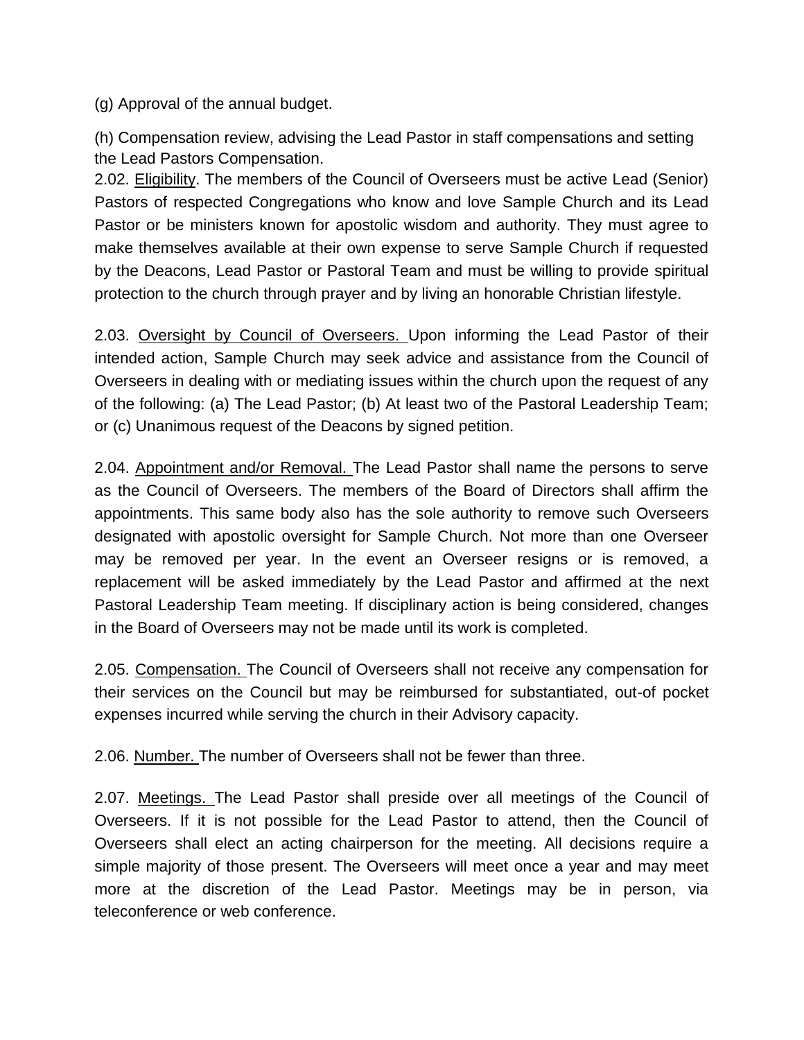(g) Approval of the annual budget.

(h) Compensation review, advising the Lead Pastor in staff compensations and setting the Lead Pastors Compensation.

2.02. <u>Eligibility</u>. The members of the Council of Overseers must be active Lead (Senior) Pastors of respected Congregations who know and love Sample Church and its Lead Pastor or be ministers known for apostolic wisdom and authority. They must agree to make themselves available at their own expense to serve Sample Church if requested by the Deacons, Lead Pastor or Pastoral Team and must be willing to provide spiritual protection to the church through prayer and by living an honorable Christian lifestyle.

2.03. <u>Oversight by Council of Overseers.</u> Upon informing the Lead Pastor of their intended action, Sample Church may seek advice and assistance from the Council of Overseers in dealing with or mediating issues within the church upon the request of any of the following: (a) The Lead Pastor; (b) At least two of the Pastoral Leadership Team; or (c) Unanimous request of the Deacons by signed petition.

2.04. <u>Appointment and/or Removal.</u> The Lead Pastor shall name the persons to serve as the Council of Overseers. The members of the Board of Directors shall affirm the appointments. This same body also has the sole authority to remove such Overseers designated with apostolic oversight for Sample Church. Not more than one Overseer may be removed per year. In the event an Overseer resigns or is removed, a replacement will be asked immediately by the Lead Pastor and affirmed at the next Pastoral Leadership Team meeting. If disciplinary action is being considered, changes in the Board of Overseers may not be made until its work is completed.

2.05. <u>Compensation.</u> The Council of Overseers shall not receive any compensation for their services on the Council but may be reimbursed for substantiated, out-of pocket expenses incurred while serving the church in their Advisory capacity.

2.06. <u>Number.</u> The number of Overseers shall not be fewer than three.

2.07. <u>Meetings.</u> The Lead Pastor shall preside over all meetings of the Council of Overseers. If it is not possible for the Lead Pastor to attend, then the Council of Overseers shall elect an acting chairperson for the meeting. All decisions require a simple majority of those present. The Overseers will meet once a year and may meet more at the discretion of the Lead Pastor. Meetings may be in person, via teleconference or web conference.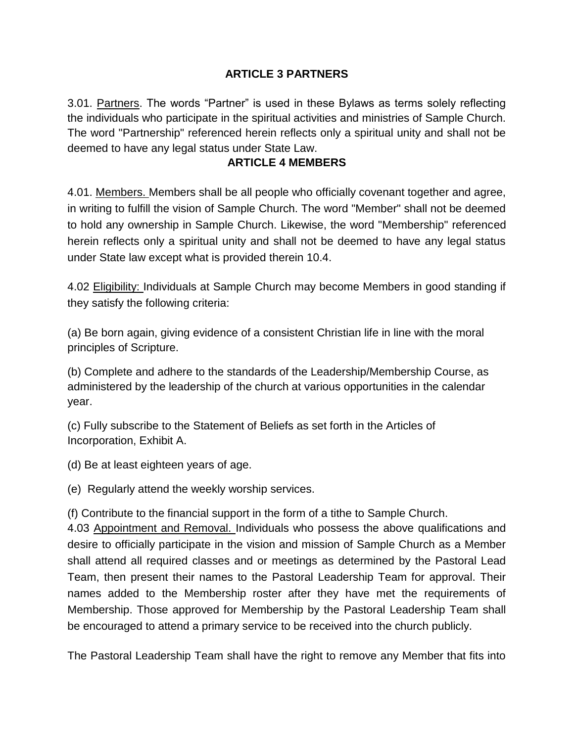## ARTICLE 3 PARTNERS

3.01. Partners. The words "Partner" is used in these Bylaws as terms solely reflecting the individuals who participate in the spiritual activities and ministries of Sample Church. The word "Partnership" referenced herein reflects only a spiritual unity and shall not be deemed to have any legal status under State Law.

## ARTICLE 4 MEMBERS

4.01. Members. Members shall be all people who officially covenant together and agree, in writing to fulfill the vision of Sample Church. The word "Member" shall not be deemed to hold any ownership in Sample Church. Likewise, the word "Membership" referenced herein reflects only a spiritual unity and shall not be deemed to have any legal status under State law except what is provided therein 10.4.

4.02 Eligibility: Individuals at Sample Church may become Members in good standing if they satisfy the following criteria:

(a) Be born again, giving evidence of a consistent Christian life in line with the moral principles of Scripture.

(b) Complete and adhere to the standards of the Leadership/Membership Course, as administered by the leadership of the church at various opportunities in the calendar year.

(c) Fully subscribe to the Statement of Beliefs as set forth in the Articles of Incorporation, Exhibit A.

(d) Be at least eighteen years of age.

(e) Regularly attend the weekly worship services.

(f) Contribute to the financial support in the form of a tithe to Sample Church.

4.03 Appointment and Removal. Individuals who possess the above qualifications and desire to officially participate in the vision and mission of Sample Church as a Member shall attend all required classes and or meetings as determined by the Pastoral Lead Team, then present their names to the Pastoral Leadership Team for approval. Their names added to the Membership roster after they have met the requirements of Membership. Those approved for Membership by the Pastoral Leadership Team shall be encouraged to attend a primary service to be received into the church publicly.

The Pastoral Leadership Team shall have the right to remove any Member that fits into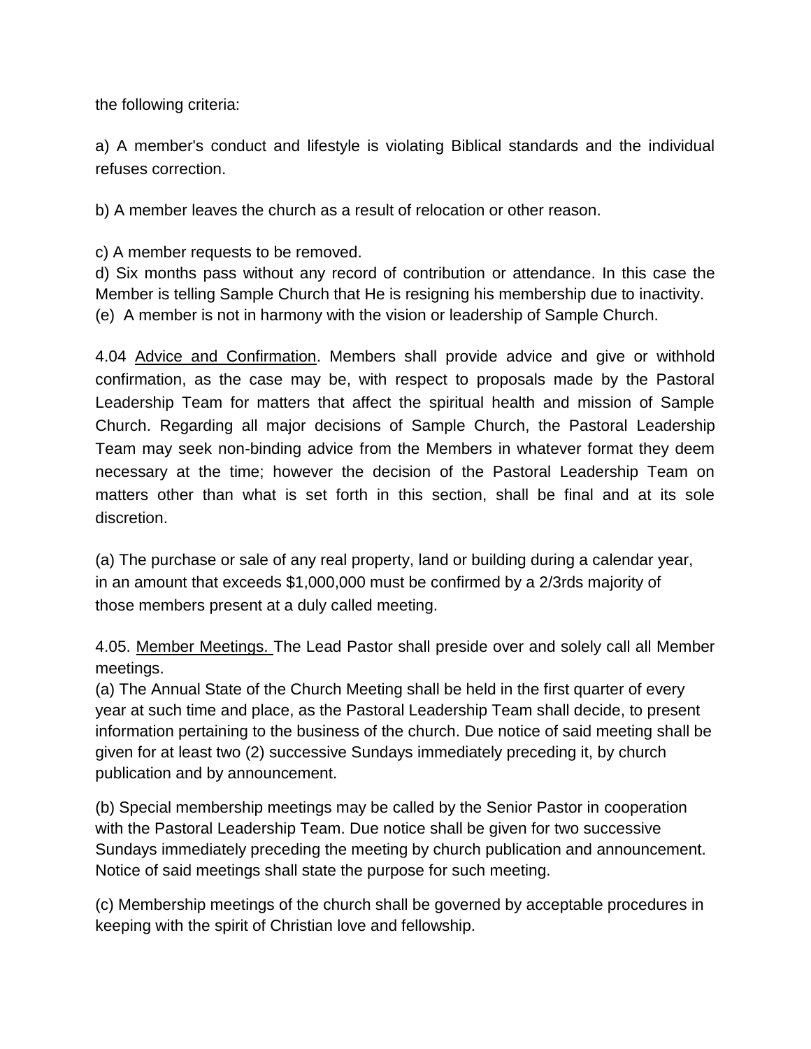the following criteria:

a) A member's conduct and lifestyle is violating Biblical standards and the individual refuses correction.

b) A member leaves the church as a result of relocation or other reason.

c) A member requests to be removed.
d) Six months pass without any record of contribution or attendance. In this case the Member is telling Sample Church that He is resigning his membership due to inactivity.
(e) A member is not in harmony with the vision or leadership of Sample Church.

4.04 <u>Advice and Confirmation</u>. Members shall provide advice and give or withhold confirmation, as the case may be, with respect to proposals made by the Pastoral Leadership Team for matters that affect the spiritual health and mission of Sample Church. Regarding all major decisions of Sample Church, the Pastoral Leadership Team may seek non-binding advice from the Members in whatever format they deem necessary at the time; however the decision of the Pastoral Leadership Team on matters other than what is set forth in this section, shall be final and at its sole discretion.

(a) The purchase or sale of any real property, land or building during a calendar year, in an amount that exceeds $1,000,000 must be confirmed by a 2/3rds majority of those members present at a duly called meeting.

4.05. <u>Member Meetings.</u> The Lead Pastor shall preside over and solely call all Member meetings.
(a) The Annual State of the Church Meeting shall be held in the first quarter of every year at such time and place, as the Pastoral Leadership Team shall decide, to present information pertaining to the business of the church. Due notice of said meeting shall be given for at least two (2) successive Sundays immediately preceding it, by church publication and by announcement.

(b) Special membership meetings may be called by the Senior Pastor in cooperation with the Pastoral Leadership Team. Due notice shall be given for two successive Sundays immediately preceding the meeting by church publication and announcement. Notice of said meetings shall state the purpose for such meeting.

(c) Membership meetings of the church shall be governed by acceptable procedures in keeping with the spirit of Christian love and fellowship.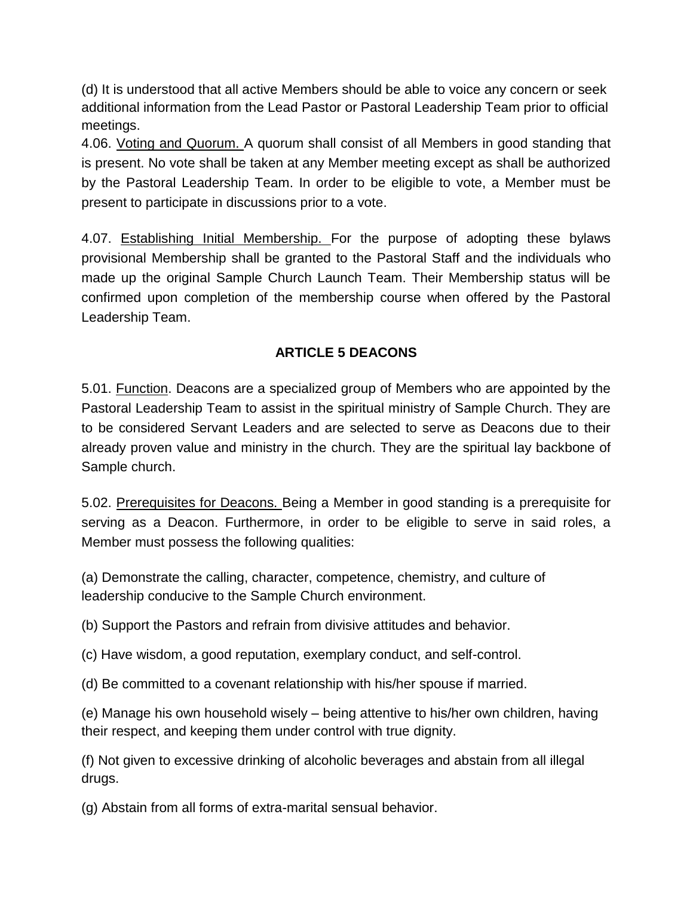(d) It is understood that all active Members should be able to voice any concern or seek additional information from the Lead Pastor or Pastoral Leadership Team prior to official meetings.

4.06. Voting and Quorum. A quorum shall consist of all Members in good standing that is present. No vote shall be taken at any Member meeting except as shall be authorized by the Pastoral Leadership Team. In order to be eligible to vote, a Member must be present to participate in discussions prior to a vote.

4.07. Establishing Initial Membership. For the purpose of adopting these bylaws provisional Membership shall be granted to the Pastoral Staff and the individuals who made up the original Sample Church Launch Team. Their Membership status will be confirmed upon completion of the membership course when offered by the Pastoral Leadership Team.

## ARTICLE 5 DEACONS

5.01. Function. Deacons are a specialized group of Members who are appointed by the Pastoral Leadership Team to assist in the spiritual ministry of Sample Church. They are to be considered Servant Leaders and are selected to serve as Deacons due to their already proven value and ministry in the church. They are the spiritual lay backbone of Sample church.

5.02. Prerequisites for Deacons. Being a Member in good standing is a prerequisite for serving as a Deacon. Furthermore, in order to be eligible to serve in said roles, a Member must possess the following qualities:

(a) Demonstrate the calling, character, competence, chemistry, and culture of leadership conducive to the Sample Church environment.

(b) Support the Pastors and refrain from divisive attitudes and behavior.

(c) Have wisdom, a good reputation, exemplary conduct, and self-control.

(d) Be committed to a covenant relationship with his/her spouse if married.

(e) Manage his own household wisely – being attentive to his/her own children, having their respect, and keeping them under control with true dignity.

(f) Not given to excessive drinking of alcoholic beverages and abstain from all illegal drugs.

(g) Abstain from all forms of extra-marital sensual behavior.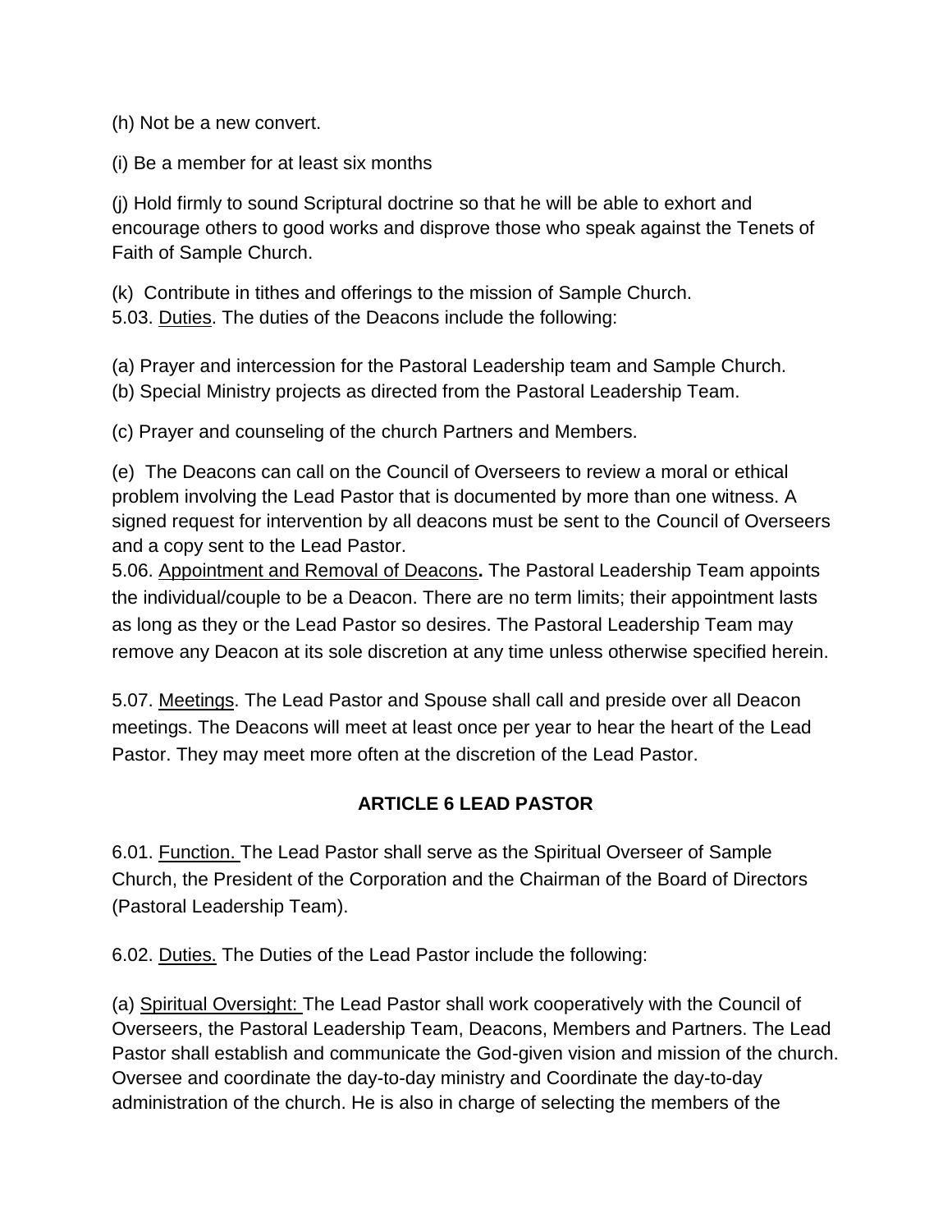(h) Not be a new convert.

(i) Be a member for at least six months

(j) Hold firmly to sound Scriptural doctrine so that he will be able to exhort and encourage others to good works and disprove those who speak against the Tenets of Faith of Sample Church.

(k) Contribute in tithes and offerings to the mission of Sample Church.

5.03. <u>Duties</u>. The duties of the Deacons include the following:

(a) Prayer and intercession for the Pastoral Leadership team and Sample Church.

(b) Special Ministry projects as directed from the Pastoral Leadership Team.

(c) Prayer and counseling of the church Partners and Members.

(e) The Deacons can call on the Council of Overseers to review a moral or ethical problem involving the Lead Pastor that is documented by more than one witness. A signed request for intervention by all deacons must be sent to the Council of Overseers and a copy sent to the Lead Pastor.

5.06. <u>Appointment and Removal of Deacons</u>**.** The Pastoral Leadership Team appoints the individual/couple to be a Deacon. There are no term limits; their appointment lasts as long as they or the Lead Pastor so desires. The Pastoral Leadership Team may remove any Deacon at its sole discretion at any time unless otherwise specified herein.

5.07. <u>Meetings</u>. The Lead Pastor and Spouse shall call and preside over all Deacon meetings. The Deacons will meet at least once per year to hear the heart of the Lead Pastor. They may meet more often at the discretion of the Lead Pastor.

## ARTICLE 6 LEAD PASTOR

6.01. <u>Function.</u> The Lead Pastor shall serve as the Spiritual Overseer of Sample Church, the President of the Corporation and the Chairman of the Board of Directors (Pastoral Leadership Team).

6.02. <u>Duties.</u> The Duties of the Lead Pastor include the following:

(a) <u>Spiritual Oversight:</u> The Lead Pastor shall work cooperatively with the Council of Overseers, the Pastoral Leadership Team, Deacons, Members and Partners. The Lead Pastor shall establish and communicate the God-given vision and mission of the church. Oversee and coordinate the day-to-day ministry and Coordinate the day-to-day administration of the church. He is also in charge of selecting the members of the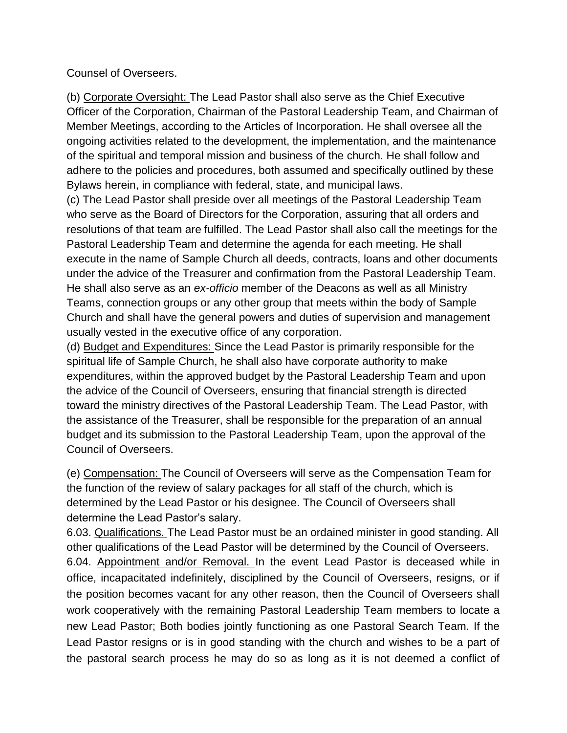Counsel of Overseers.

(b) Corporate Oversight: The Lead Pastor shall also serve as the Chief Executive Officer of the Corporation, Chairman of the Pastoral Leadership Team, and Chairman of Member Meetings, according to the Articles of Incorporation. He shall oversee all the ongoing activities related to the development, the implementation, and the maintenance of the spiritual and temporal mission and business of the church. He shall follow and adhere to the policies and procedures, both assumed and specifically outlined by these Bylaws herein, in compliance with federal, state, and municipal laws.

(c) The Lead Pastor shall preside over all meetings of the Pastoral Leadership Team who serve as the Board of Directors for the Corporation, assuring that all orders and resolutions of that team are fulfilled. The Lead Pastor shall also call the meetings for the Pastoral Leadership Team and determine the agenda for each meeting. He shall execute in the name of Sample Church all deeds, contracts, loans and other documents under the advice of the Treasurer and confirmation from the Pastoral Leadership Team. He shall also serve as an *ex-officio* member of the Deacons as well as all Ministry Teams, connection groups or any other group that meets within the body of Sample Church and shall have the general powers and duties of supervision and management usually vested in the executive office of any corporation.

(d) Budget and Expenditures: Since the Lead Pastor is primarily responsible for the spiritual life of Sample Church, he shall also have corporate authority to make expenditures, within the approved budget by the Pastoral Leadership Team and upon the advice of the Council of Overseers, ensuring that financial strength is directed toward the ministry directives of the Pastoral Leadership Team. The Lead Pastor, with the assistance of the Treasurer, shall be responsible for the preparation of an annual budget and its submission to the Pastoral Leadership Team, upon the approval of the Council of Overseers.

(e) Compensation: The Council of Overseers will serve as the Compensation Team for the function of the review of salary packages for all staff of the church, which is determined by the Lead Pastor or his designee. The Council of Overseers shall determine the Lead Pastor's salary.

6.03. Qualifications. The Lead Pastor must be an ordained minister in good standing. All other qualifications of the Lead Pastor will be determined by the Council of Overseers.

6.04. Appointment and/or Removal. In the event Lead Pastor is deceased while in office, incapacitated indefinitely, disciplined by the Council of Overseers, resigns, or if the position becomes vacant for any other reason, then the Council of Overseers shall work cooperatively with the remaining Pastoral Leadership Team members to locate a new Lead Pastor; Both bodies jointly functioning as one Pastoral Search Team. If the Lead Pastor resigns or is in good standing with the church and wishes to be a part of the pastoral search process he may do so as long as it is not deemed a conflict of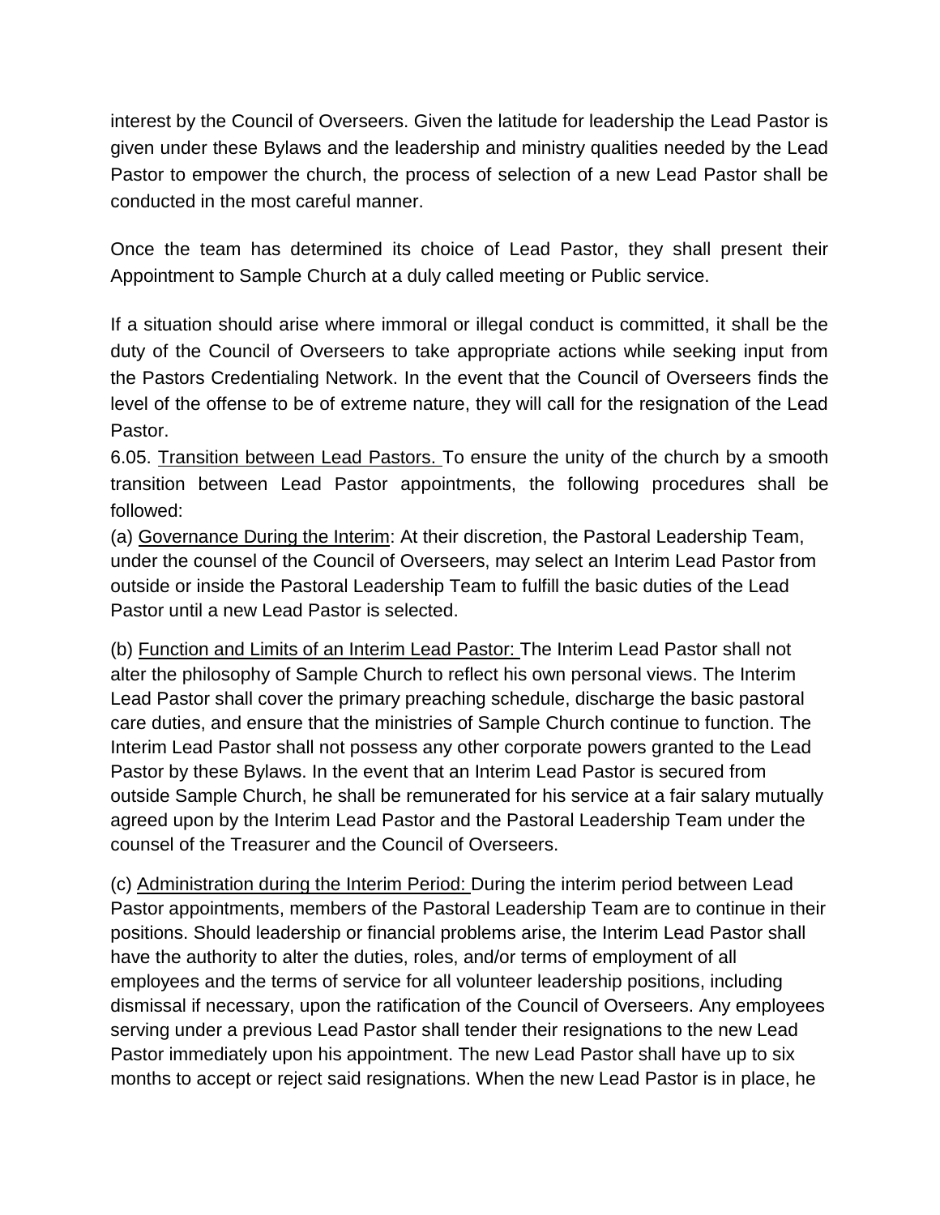interest by the Council of Overseers. Given the latitude for leadership the Lead Pastor is given under these Bylaws and the leadership and ministry qualities needed by the Lead Pastor to empower the church, the process of selection of a new Lead Pastor shall be conducted in the most careful manner.

Once the team has determined its choice of Lead Pastor, they shall present their Appointment to Sample Church at a duly called meeting or Public service.

If a situation should arise where immoral or illegal conduct is committed, it shall be the duty of the Council of Overseers to take appropriate actions while seeking input from the Pastors Credentialing Network. In the event that the Council of Overseers finds the level of the offense to be of extreme nature, they will call for the resignation of the Lead Pastor.

6.05. <u>Transition between Lead Pastors.</u> To ensure the unity of the church by a smooth transition between Lead Pastor appointments, the following procedures shall be followed:

(a) <u>Governance During the Interim</u>: At their discretion, the Pastoral Leadership Team, under the counsel of the Council of Overseers, may select an Interim Lead Pastor from outside or inside the Pastoral Leadership Team to fulfill the basic duties of the Lead Pastor until a new Lead Pastor is selected.

(b) <u>Function and Limits of an Interim Lead Pastor:</u> The Interim Lead Pastor shall not alter the philosophy of Sample Church to reflect his own personal views. The Interim Lead Pastor shall cover the primary preaching schedule, discharge the basic pastoral care duties, and ensure that the ministries of Sample Church continue to function. The Interim Lead Pastor shall not possess any other corporate powers granted to the Lead Pastor by these Bylaws. In the event that an Interim Lead Pastor is secured from outside Sample Church, he shall be remunerated for his service at a fair salary mutually agreed upon by the Interim Lead Pastor and the Pastoral Leadership Team under the counsel of the Treasurer and the Council of Overseers.

(c) <u>Administration during the Interim Period:</u> During the interim period between Lead Pastor appointments, members of the Pastoral Leadership Team are to continue in their positions. Should leadership or financial problems arise, the Interim Lead Pastor shall have the authority to alter the duties, roles, and/or terms of employment of all employees and the terms of service for all volunteer leadership positions, including dismissal if necessary, upon the ratification of the Council of Overseers. Any employees serving under a previous Lead Pastor shall tender their resignations to the new Lead Pastor immediately upon his appointment. The new Lead Pastor shall have up to six months to accept or reject said resignations. When the new Lead Pastor is in place, he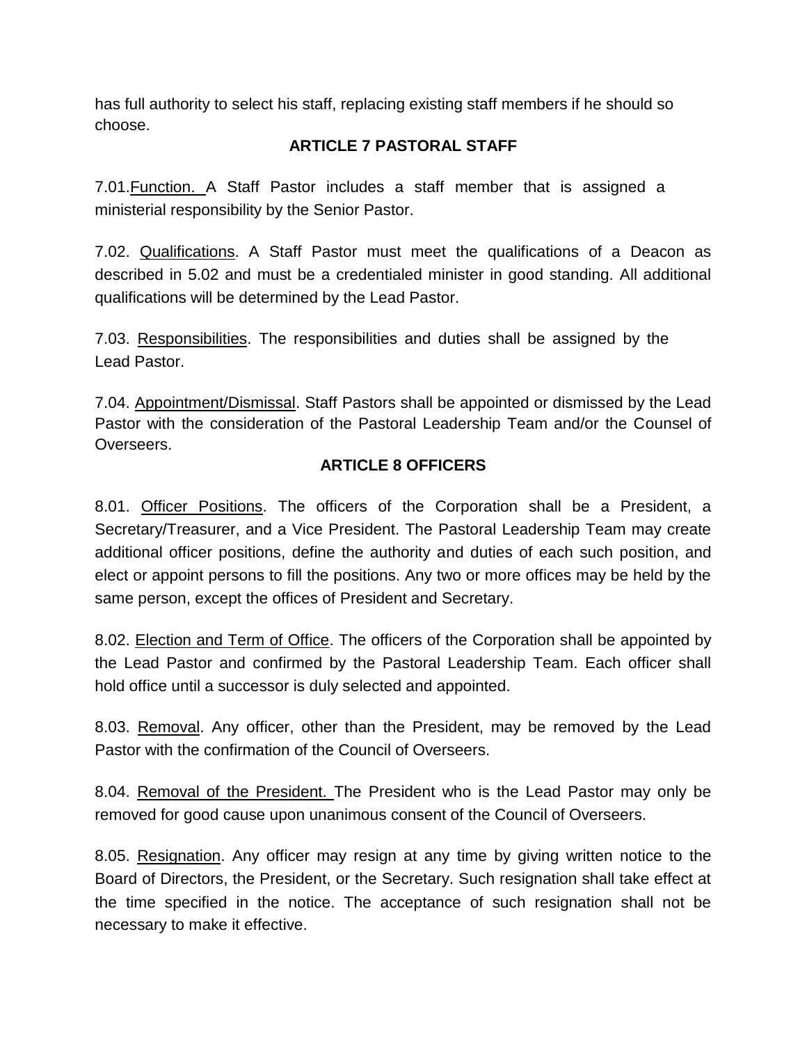has full authority to select his staff, replacing existing staff members if he should so choose.

## ARTICLE 7 PASTORAL STAFF

7.01.Function. A Staff Pastor includes a staff member that is assigned a ministerial responsibility by the Senior Pastor.

7.02. Qualifications. A Staff Pastor must meet the qualifications of a Deacon as described in 5.02 and must be a credentialed minister in good standing. All additional qualifications will be determined by the Lead Pastor.

7.03. Responsibilities. The responsibilities and duties shall be assigned by the Lead Pastor.

7.04. Appointment/Dismissal. Staff Pastors shall be appointed or dismissed by the Lead Pastor with the consideration of the Pastoral Leadership Team and/or the Counsel of Overseers.

## ARTICLE 8 OFFICERS

8.01. Officer Positions. The officers of the Corporation shall be a President, a Secretary/Treasurer, and a Vice President. The Pastoral Leadership Team may create additional officer positions, define the authority and duties of each such position, and elect or appoint persons to fill the positions. Any two or more offices may be held by the same person, except the offices of President and Secretary.

8.02. Election and Term of Office. The officers of the Corporation shall be appointed by the Lead Pastor and confirmed by the Pastoral Leadership Team. Each officer shall hold office until a successor is duly selected and appointed.

8.03. Removal. Any officer, other than the President, may be removed by the Lead Pastor with the confirmation of the Council of Overseers.

8.04. Removal of the President. The President who is the Lead Pastor may only be removed for good cause upon unanimous consent of the Council of Overseers.

8.05. Resignation. Any officer may resign at any time by giving written notice to the Board of Directors, the President, or the Secretary. Such resignation shall take effect at the time specified in the notice. The acceptance of such resignation shall not be necessary to make it effective.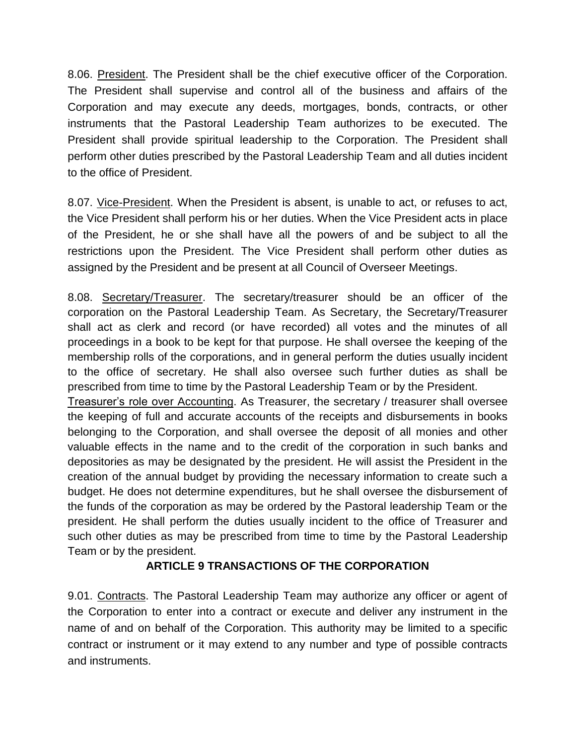8.06. <u>President</u>. The President shall be the chief executive officer of the Corporation. The President shall supervise and control all of the business and affairs of the Corporation and may execute any deeds, mortgages, bonds, contracts, or other instruments that the Pastoral Leadership Team authorizes to be executed. The President shall provide spiritual leadership to the Corporation. The President shall perform other duties prescribed by the Pastoral Leadership Team and all duties incident to the office of President.

8.07. <u>Vice-President</u>. When the President is absent, is unable to act, or refuses to act, the Vice President shall perform his or her duties. When the Vice President acts in place of the President, he or she shall have all the powers of and be subject to all the restrictions upon the President. The Vice President shall perform other duties as assigned by the President and be present at all Council of Overseer Meetings.

8.08. <u>Secretary/Treasurer</u>. The secretary/treasurer should be an officer of the corporation on the Pastoral Leadership Team. As Secretary, the Secretary/Treasurer shall act as clerk and record (or have recorded) all votes and the minutes of all proceedings in a book to be kept for that purpose. He shall oversee the keeping of the membership rolls of the corporations, and in general perform the duties usually incident to the office of secretary. He shall also oversee such further duties as shall be prescribed from time to time by the Pastoral Leadership Team or by the President.
<u>Treasurer's role over Accounting</u>. As Treasurer, the secretary / treasurer shall oversee the keeping of full and accurate accounts of the receipts and disbursements in books belonging to the Corporation, and shall oversee the deposit of all monies and other valuable effects in the name and to the credit of the corporation in such banks and depositories as may be designated by the president. He will assist the President in the creation of the annual budget by providing the necessary information to create such a budget. He does not determine expenditures, but he shall oversee the disbursement of the funds of the corporation as may be ordered by the Pastoral leadership Team or the president. He shall perform the duties usually incident to the office of Treasurer and such other duties as may be prescribed from time to time by the Pastoral Leadership Team or by the president.

## ARTICLE 9 TRANSACTIONS OF THE CORPORATION

9.01. <u>Contracts</u>. The Pastoral Leadership Team may authorize any officer or agent of the Corporation to enter into a contract or execute and deliver any instrument in the name of and on behalf of the Corporation. This authority may be limited to a specific contract or instrument or it may extend to any number and type of possible contracts and instruments.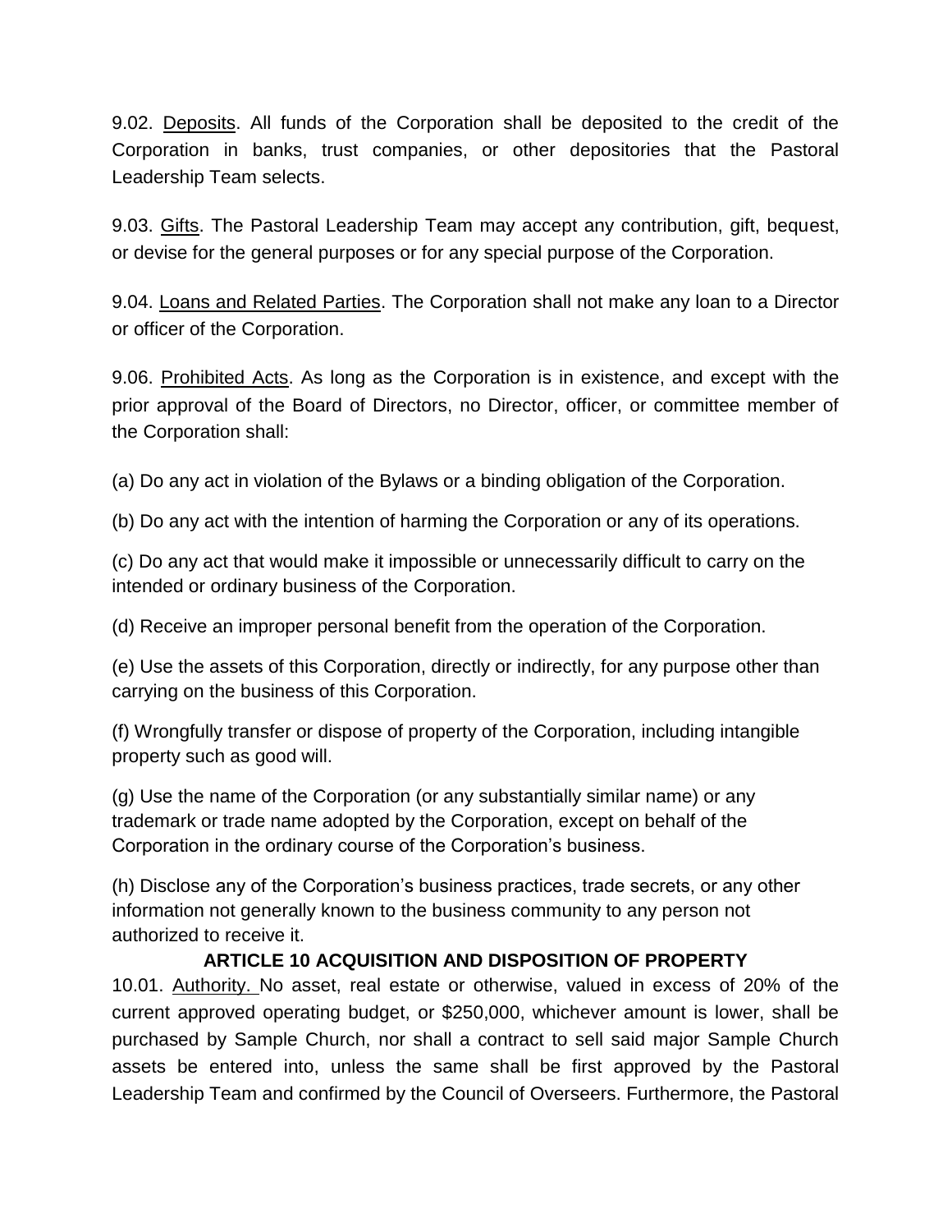9.02. Deposits. All funds of the Corporation shall be deposited to the credit of the Corporation in banks, trust companies, or other depositories that the Pastoral Leadership Team selects.

9.03. Gifts. The Pastoral Leadership Team may accept any contribution, gift, bequest, or devise for the general purposes or for any special purpose of the Corporation.

9.04. Loans and Related Parties. The Corporation shall not make any loan to a Director or officer of the Corporation.

9.06. Prohibited Acts. As long as the Corporation is in existence, and except with the prior approval of the Board of Directors, no Director, officer, or committee member of the Corporation shall:

(a) Do any act in violation of the Bylaws or a binding obligation of the Corporation.

(b) Do any act with the intention of harming the Corporation or any of its operations.

(c) Do any act that would make it impossible or unnecessarily difficult to carry on the intended or ordinary business of the Corporation.

(d) Receive an improper personal benefit from the operation of the Corporation.

(e) Use the assets of this Corporation, directly or indirectly, for any purpose other than carrying on the business of this Corporation.

(f) Wrongfully transfer or dispose of property of the Corporation, including intangible property such as good will.

(g) Use the name of the Corporation (or any substantially similar name) or any trademark or trade name adopted by the Corporation, except on behalf of the Corporation in the ordinary course of the Corporation's business.

(h) Disclose any of the Corporation's business practices, trade secrets, or any other information not generally known to the business community to any person not authorized to receive it.

## ARTICLE 10 ACQUISITION AND DISPOSITION OF PROPERTY

10.01. Authority. No asset, real estate or otherwise, valued in excess of 20% of the current approved operating budget, or $250,000, whichever amount is lower, shall be purchased by Sample Church, nor shall a contract to sell said major Sample Church assets be entered into, unless the same shall be first approved by the Pastoral Leadership Team and confirmed by the Council of Overseers. Furthermore, the Pastoral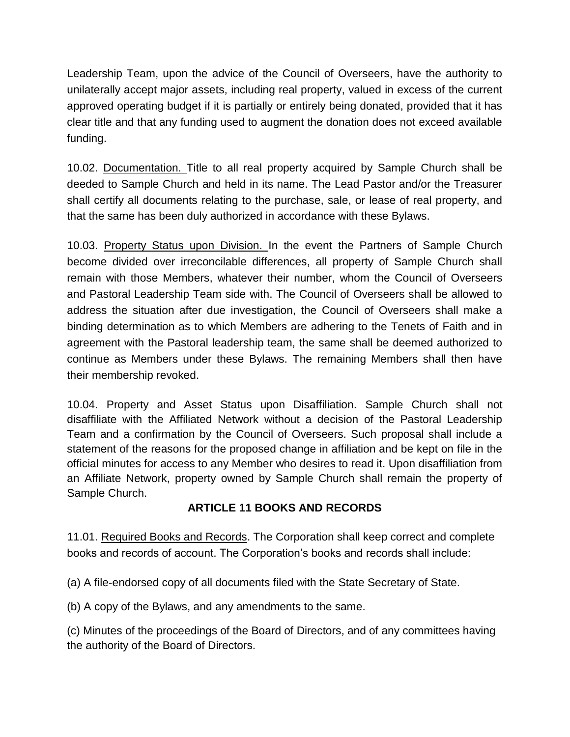Leadership Team, upon the advice of the Council of Overseers, have the authority to unilaterally accept major assets, including real property, valued in excess of the current approved operating budget if it is partially or entirely being donated, provided that it has clear title and that any funding used to augment the donation does not exceed available funding.

10.02. Documentation. Title to all real property acquired by Sample Church shall be deeded to Sample Church and held in its name. The Lead Pastor and/or the Treasurer shall certify all documents relating to the purchase, sale, or lease of real property, and that the same has been duly authorized in accordance with these Bylaws.

10.03. Property Status upon Division. In the event the Partners of Sample Church become divided over irreconcilable differences, all property of Sample Church shall remain with those Members, whatever their number, whom the Council of Overseers and Pastoral Leadership Team side with. The Council of Overseers shall be allowed to address the situation after due investigation, the Council of Overseers shall make a binding determination as to which Members are adhering to the Tenets of Faith and in agreement with the Pastoral leadership team, the same shall be deemed authorized to continue as Members under these Bylaws. The remaining Members shall then have their membership revoked.

10.04. Property and Asset Status upon Disaffiliation. Sample Church shall not disaffiliate with the Affiliated Network without a decision of the Pastoral Leadership Team and a confirmation by the Council of Overseers. Such proposal shall include a statement of the reasons for the proposed change in affiliation and be kept on file in the official minutes for access to any Member who desires to read it. Upon disaffiliation from an Affiliate Network, property owned by Sample Church shall remain the property of Sample Church.

## ARTICLE 11 BOOKS AND RECORDS

11.01. Required Books and Records. The Corporation shall keep correct and complete books and records of account. The Corporation's books and records shall include:

(a) A file-endorsed copy of all documents filed with the State Secretary of State.

(b) A copy of the Bylaws, and any amendments to the same.

(c) Minutes of the proceedings of the Board of Directors, and of any committees having the authority of the Board of Directors.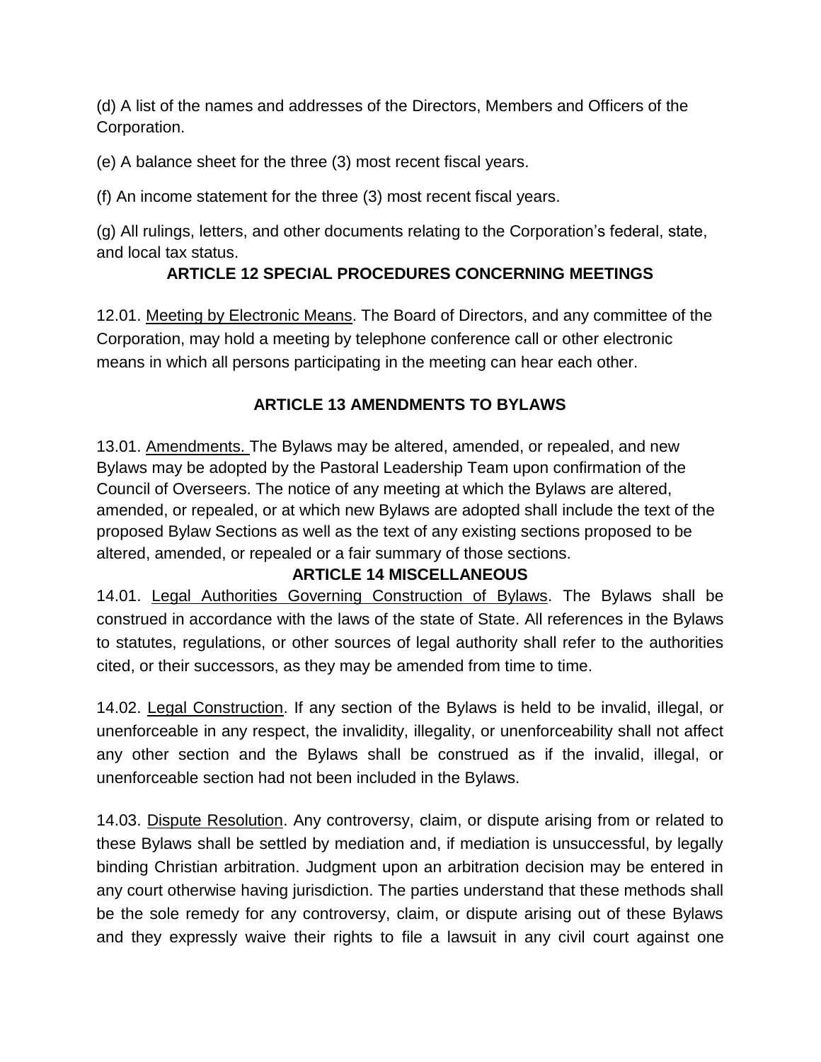(d) A list of the names and addresses of the Directors, Members and Officers of the Corporation.

(e) A balance sheet for the three (3) most recent fiscal years.

(f) An income statement for the three (3) most recent fiscal years.

(g) All rulings, letters, and other documents relating to the Corporation's federal, state, and local tax status.

## ARTICLE 12 SPECIAL PROCEDURES CONCERNING MEETINGS

12.01. Meeting by Electronic Means. The Board of Directors, and any committee of the Corporation, may hold a meeting by telephone conference call or other electronic means in which all persons participating in the meeting can hear each other.

## ARTICLE 13 AMENDMENTS TO BYLAWS

13.01. Amendments. The Bylaws may be altered, amended, or repealed, and new Bylaws may be adopted by the Pastoral Leadership Team upon confirmation of the Council of Overseers. The notice of any meeting at which the Bylaws are altered, amended, or repealed, or at which new Bylaws are adopted shall include the text of the proposed Bylaw Sections as well as the text of any existing sections proposed to be altered, amended, or repealed or a fair summary of those sections.

## ARTICLE 14 MISCELLANEOUS

14.01. Legal Authorities Governing Construction of Bylaws. The Bylaws shall be construed in accordance with the laws of the state of State. All references in the Bylaws to statutes, regulations, or other sources of legal authority shall refer to the authorities cited, or their successors, as they may be amended from time to time.

14.02. Legal Construction. If any section of the Bylaws is held to be invalid, illegal, or unenforceable in any respect, the invalidity, illegality, or unenforceability shall not affect any other section and the Bylaws shall be construed as if the invalid, illegal, or unenforceable section had not been included in the Bylaws.

14.03. Dispute Resolution. Any controversy, claim, or dispute arising from or related to these Bylaws shall be settled by mediation and, if mediation is unsuccessful, by legally binding Christian arbitration. Judgment upon an arbitration decision may be entered in any court otherwise having jurisdiction. The parties understand that these methods shall be the sole remedy for any controversy, claim, or dispute arising out of these Bylaws and they expressly waive their rights to file a lawsuit in any civil court against one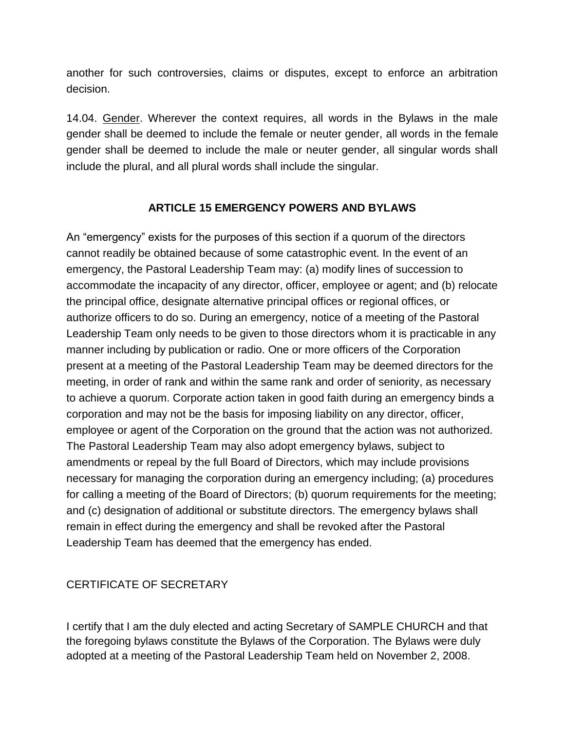another for such controversies, claims or disputes, except to enforce an arbitration decision.

14.04. <u>Gender</u>. Wherever the context requires, all words in the Bylaws in the male gender shall be deemed to include the female or neuter gender, all words in the female gender shall be deemed to include the male or neuter gender, all singular words shall include the plural, and all plural words shall include the singular.

## ARTICLE 15 EMERGENCY POWERS AND BYLAWS

An “emergency” exists for the purposes of this section if a quorum of the directors cannot readily be obtained because of some catastrophic event. In the event of an emergency, the Pastoral Leadership Team may: (a) modify lines of succession to accommodate the incapacity of any director, officer, employee or agent; and (b) relocate the principal office, designate alternative principal offices or regional offices, or authorize officers to do so. During an emergency, notice of a meeting of the Pastoral Leadership Team only needs to be given to those directors whom it is practicable in any manner including by publication or radio. One or more officers of the Corporation present at a meeting of the Pastoral Leadership Team may be deemed directors for the meeting, in order of rank and within the same rank and order of seniority, as necessary to achieve a quorum. Corporate action taken in good faith during an emergency binds a corporation and may not be the basis for imposing liability on any director, officer, employee or agent of the Corporation on the ground that the action was not authorized. The Pastoral Leadership Team may also adopt emergency bylaws, subject to amendments or repeal by the full Board of Directors, which may include provisions necessary for managing the corporation during an emergency including; (a) procedures for calling a meeting of the Board of Directors; (b) quorum requirements for the meeting; and (c) designation of additional or substitute directors. The emergency bylaws shall remain in effect during the emergency and shall be revoked after the Pastoral Leadership Team has deemed that the emergency has ended.

CERTIFICATE OF SECRETARY

I certify that I am the duly elected and acting Secretary of SAMPLE CHURCH and that the foregoing bylaws constitute the Bylaws of the Corporation. The Bylaws were duly adopted at a meeting of the Pastoral Leadership Team held on November 2, 2008.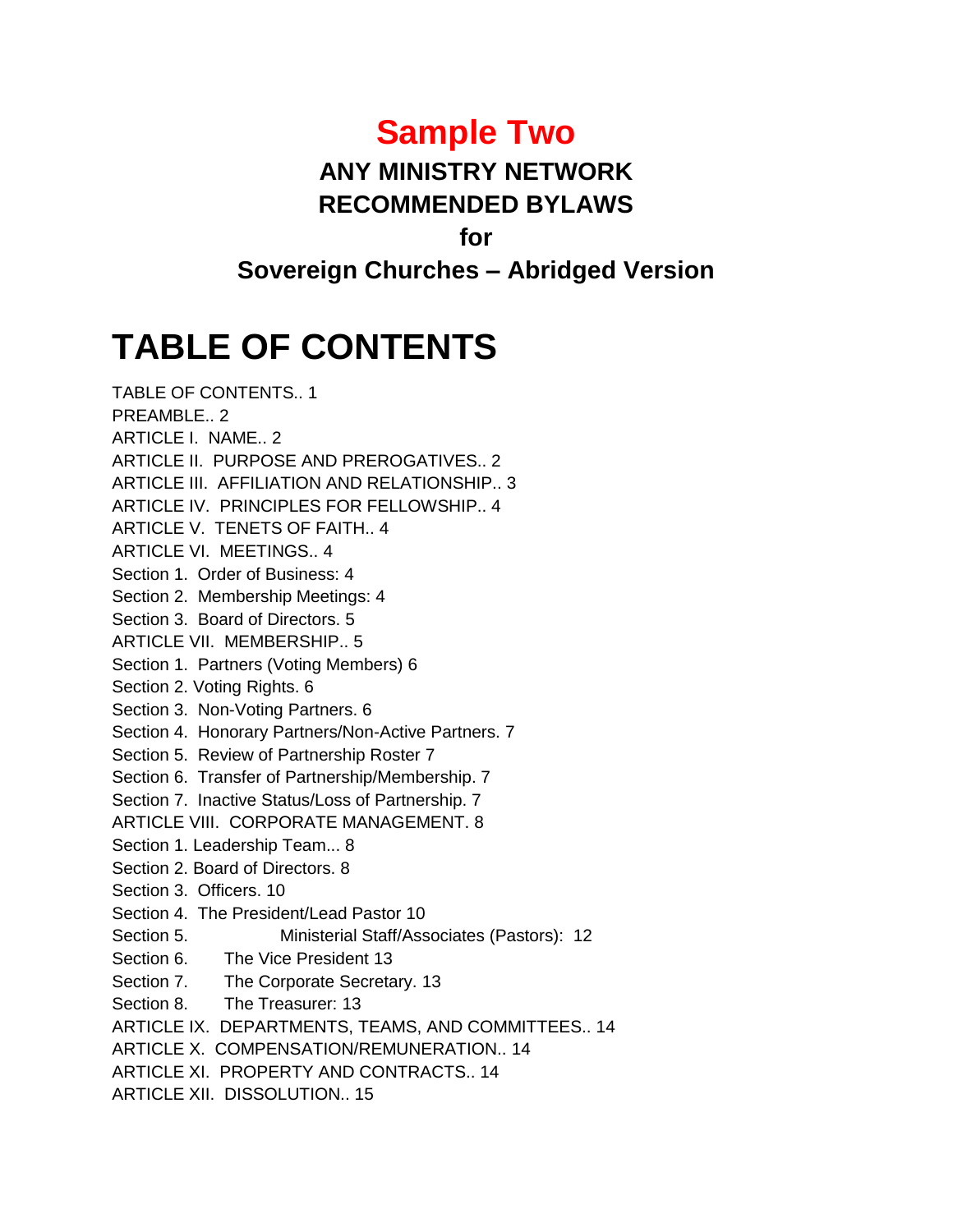# Sample Two

## ANY MINISTRY NETWORK
## RECOMMENDED BYLAWS
## for
## Sovereign Churches – Abridged Version

# TABLE OF CONTENTS

TABLE OF CONTENTS.. 1
PREAMBLE.. 2
ARTICLE I. NAME.. 2
ARTICLE II. PURPOSE AND PREROGATIVES.. 2
ARTICLE III. AFFILIATION AND RELATIONSHIP.. 3
ARTICLE IV. PRINCIPLES FOR FELLOWSHIP.. 4
ARTICLE V. TENETS OF FAITH.. 4
ARTICLE VI. MEETINGS.. 4
Section 1. Order of Business: 4
Section 2. Membership Meetings: 4
Section 3. Board of Directors. 5
ARTICLE VII. MEMBERSHIP.. 5
Section 1. Partners (Voting Members) 6
Section 2. Voting Rights. 6
Section 3. Non-Voting Partners. 6
Section 4. Honorary Partners/Non-Active Partners. 7
Section 5. Review of Partnership Roster 7
Section 6. Transfer of Partnership/Membership. 7
Section 7. Inactive Status/Loss of Partnership. 7
ARTICLE VIII. CORPORATE MANAGEMENT. 8
Section 1. Leadership Team... 8
Section 2. Board of Directors. 8
Section 3. Officers. 10
Section 4. The President/Lead Pastor 10
Section 5. Ministerial Staff/Associates (Pastors): 12
Section 6. The Vice President 13
Section 7. The Corporate Secretary. 13
Section 8. The Treasurer: 13
ARTICLE IX. DEPARTMENTS, TEAMS, AND COMMITTEES.. 14
ARTICLE X. COMPENSATION/REMUNERATION.. 14
ARTICLE XI. PROPERTY AND CONTRACTS.. 14
ARTICLE XII. DISSOLUTION.. 15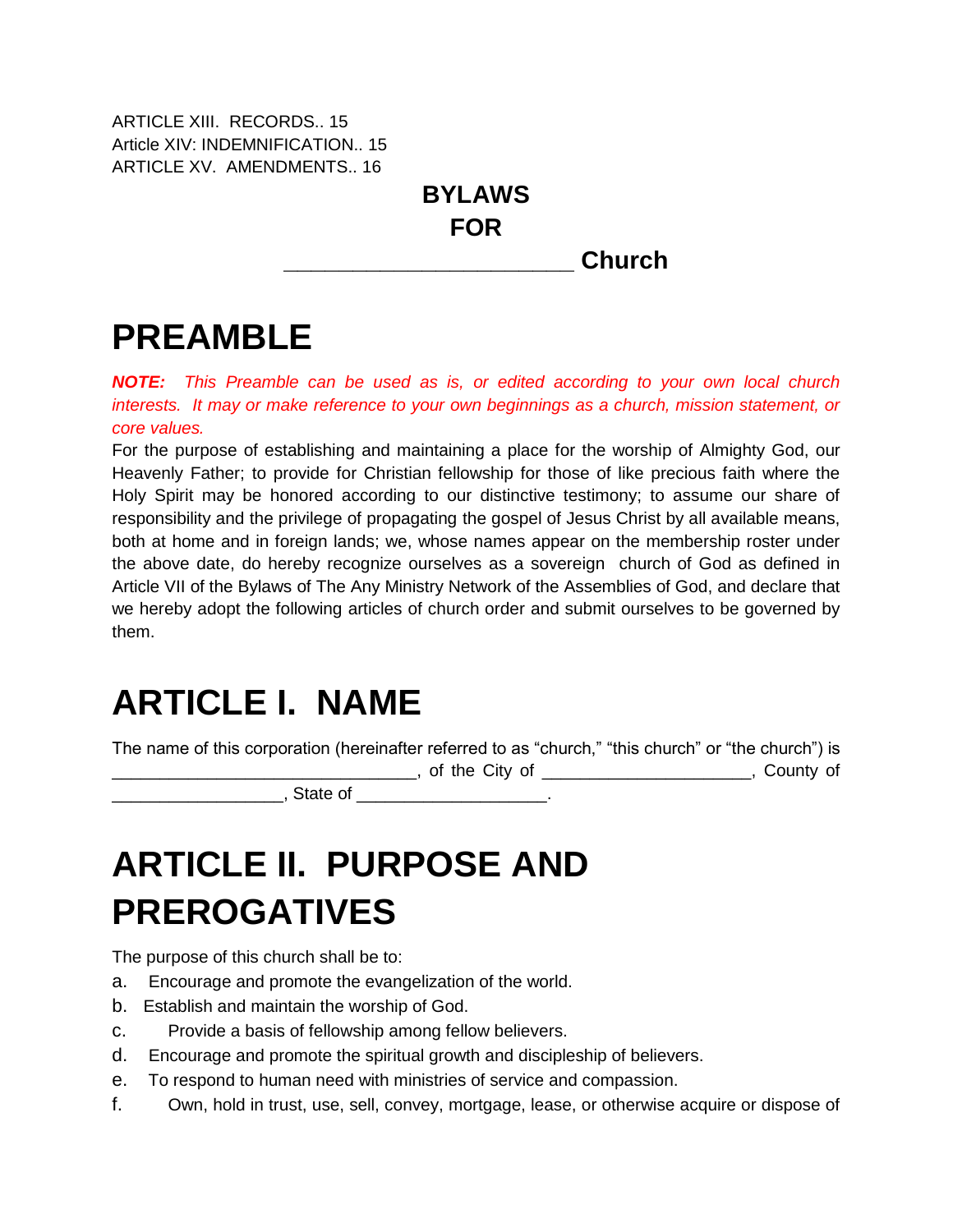ARTICLE XIII. RECORDS.. 15
Article XIV: INDEMNIFICATION.. 15
ARTICLE XV. AMENDMENTS.. 16

**BYLAWS**
**FOR**
**_______________________ Church**

# PREAMBLE

***NOTE:*** *This Preamble can be used as is, or edited according to your own local church interests. It may or make reference to your own beginnings as a church, mission statement, or core values.*

For the purpose of establishing and maintaining a place for the worship of Almighty God, our Heavenly Father; to provide for Christian fellowship for those of like precious faith where the Holy Spirit may be honored according to our distinctive testimony; to assume our share of responsibility and the privilege of propagating the gospel of Jesus Christ by all available means, both at home and in foreign lands; we, whose names appear on the membership roster under the above date, do hereby recognize ourselves as a sovereign church of God as defined in Article VII of the Bylaws of The Any Ministry Network of the Assemblies of God, and declare that we hereby adopt the following articles of church order and submit ourselves to be governed by them.

# ARTICLE I. NAME

The name of this corporation (hereinafter referred to as "church," "this church" or "the church") is _______________________________, of the City of _____________________, County of _________________, State of ___________________.

# ARTICLE II. PURPOSE AND PREROGATIVES

The purpose of this church shall be to:

a. Encourage and promote the evangelization of the world.
b. Establish and maintain the worship of God.
c. Provide a basis of fellowship among fellow believers.
d. Encourage and promote the spiritual growth and discipleship of believers.
e. To respond to human need with ministries of service and compassion.
f. Own, hold in trust, use, sell, convey, mortgage, lease, or otherwise acquire or dispose of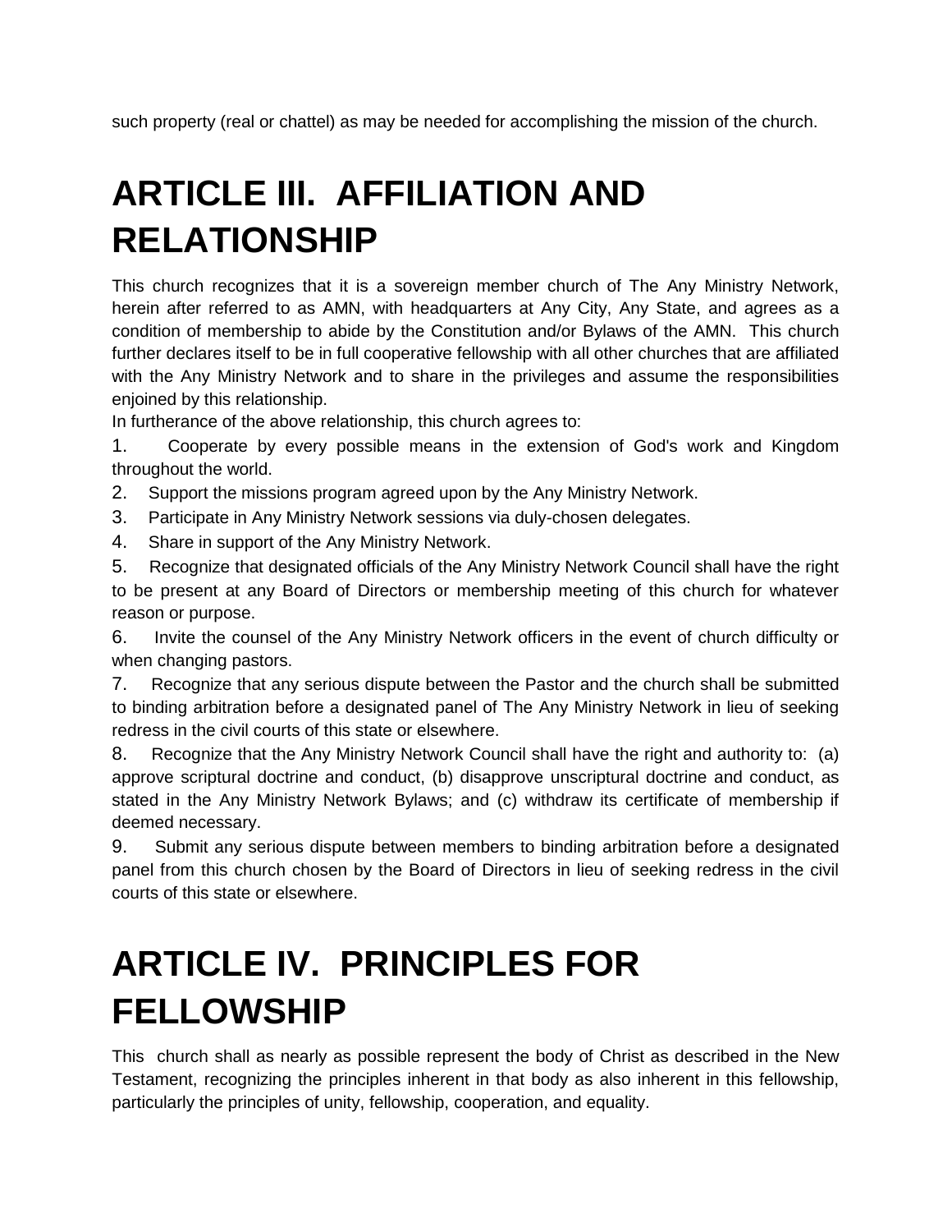such property (real or chattel) as may be needed for accomplishing the mission of the church.

# ARTICLE III. AFFILIATION AND RELATIONSHIP

This church recognizes that it is a sovereign member church of The Any Ministry Network, herein after referred to as AMN, with headquarters at Any City, Any State, and agrees as a condition of membership to abide by the Constitution and/or Bylaws of the AMN. This church further declares itself to be in full cooperative fellowship with all other churches that are affiliated with the Any Ministry Network and to share in the privileges and assume the responsibilities enjoined by this relationship.

In furtherance of the above relationship, this church agrees to:

1. Cooperate by every possible means in the extension of God's work and Kingdom throughout the world.
2. Support the missions program agreed upon by the Any Ministry Network.
3. Participate in Any Ministry Network sessions via duly-chosen delegates.
4. Share in support of the Any Ministry Network.
5. Recognize that designated officials of the Any Ministry Network Council shall have the right to be present at any Board of Directors or membership meeting of this church for whatever reason or purpose.
6. Invite the counsel of the Any Ministry Network officers in the event of church difficulty or when changing pastors.
7. Recognize that any serious dispute between the Pastor and the church shall be submitted to binding arbitration before a designated panel of The Any Ministry Network in lieu of seeking redress in the civil courts of this state or elsewhere.
8. Recognize that the Any Ministry Network Council shall have the right and authority to: (a) approve scriptural doctrine and conduct, (b) disapprove unscriptural doctrine and conduct, as stated in the Any Ministry Network Bylaws; and (c) withdraw its certificate of membership if deemed necessary.
9. Submit any serious dispute between members to binding arbitration before a designated panel from this church chosen by the Board of Directors in lieu of seeking redress in the civil courts of this state or elsewhere.

# ARTICLE IV. PRINCIPLES FOR FELLOWSHIP

This church shall as nearly as possible represent the body of Christ as described in the New Testament, recognizing the principles inherent in that body as also inherent in this fellowship, particularly the principles of unity, fellowship, cooperation, and equality.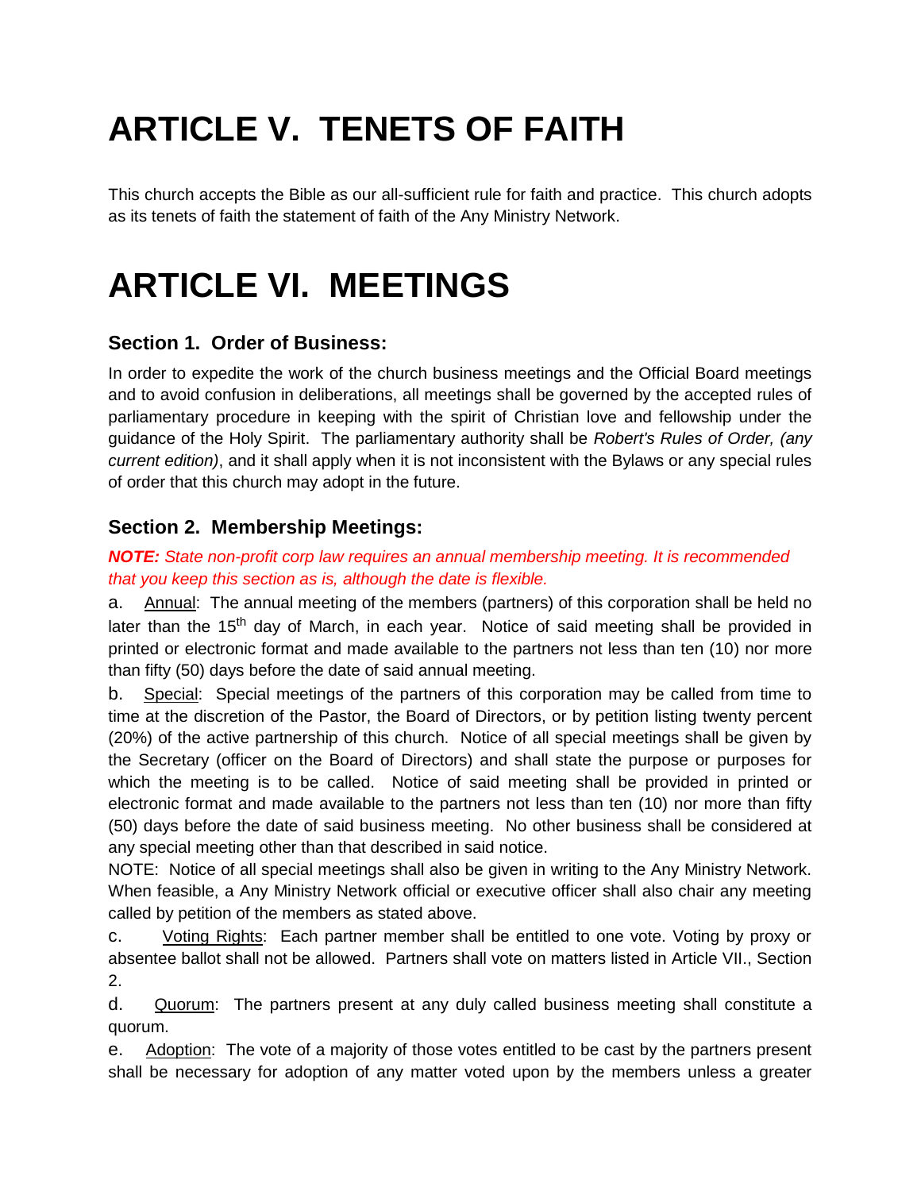# ARTICLE V. TENETS OF FAITH

This church accepts the Bible as our all-sufficient rule for faith and practice. This church adopts as its tenets of faith the statement of faith of the Any Ministry Network.

# ARTICLE VI. MEETINGS

### Section 1. Order of Business:

In order to expedite the work of the church business meetings and the Official Board meetings and to avoid confusion in deliberations, all meetings shall be governed by the accepted rules of parliamentary procedure in keeping with the spirit of Christian love and fellowship under the guidance of the Holy Spirit. The parliamentary authority shall be *Robert's Rules of Order, (any current edition)*, and it shall apply when it is not inconsistent with the Bylaws or any special rules of order that this church may adopt in the future.

### Section 2. Membership Meetings:

***NOTE:*** *State non-profit corp law requires an annual membership meeting. It is recommended that you keep this section as is, although the date is flexible.*

a. Annual: The annual meeting of the members (partners) of this corporation shall be held no later than the 15th day of March, in each year. Notice of said meeting shall be provided in printed or electronic format and made available to the partners not less than ten (10) nor more than fifty (50) days before the date of said annual meeting.

b. Special: Special meetings of the partners of this corporation may be called from time to time at the discretion of the Pastor, the Board of Directors, or by petition listing twenty percent (20%) of the active partnership of this church. Notice of all special meetings shall be given by the Secretary (officer on the Board of Directors) and shall state the purpose or purposes for which the meeting is to be called. Notice of said meeting shall be provided in printed or electronic format and made available to the partners not less than ten (10) nor more than fifty (50) days before the date of said business meeting. No other business shall be considered at any special meeting other than that described in said notice.

NOTE: Notice of all special meetings shall also be given in writing to the Any Ministry Network. When feasible, a Any Ministry Network official or executive officer shall also chair any meeting called by petition of the members as stated above.

c. Voting Rights: Each partner member shall be entitled to one vote. Voting by proxy or absentee ballot shall not be allowed. Partners shall vote on matters listed in Article VII., Section 2.

d. Quorum: The partners present at any duly called business meeting shall constitute a quorum.

e. Adoption: The vote of a majority of those votes entitled to be cast by the partners present shall be necessary for adoption of any matter voted upon by the members unless a greater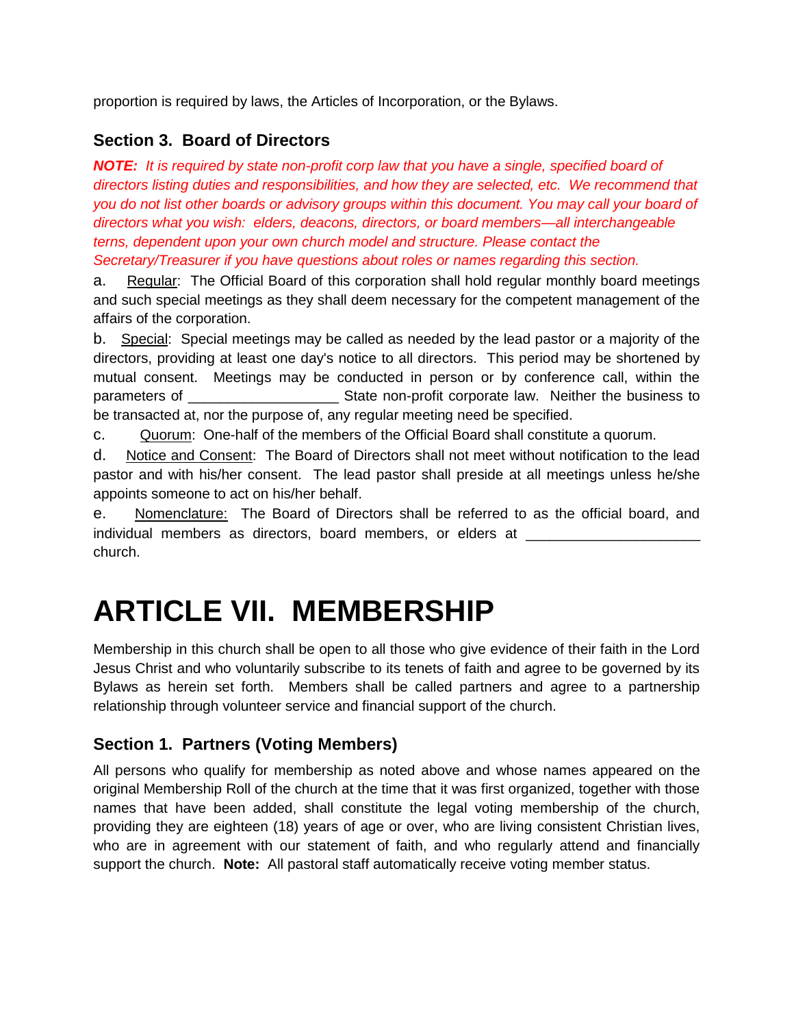proportion is required by laws, the Articles of Incorporation, or the Bylaws.

### Section 3. Board of Directors

***NOTE:*** *It is required by state non-profit corp law that you have a single, specified board of directors listing duties and responsibilities, and how they are selected, etc. We recommend that you do not list other boards or advisory groups within this document. You may call your board of directors what you wish: elders, deacons, directors, or board members—all interchangeable terns, dependent upon your own church model and structure. Please contact the Secretary/Treasurer if you have questions about roles or names regarding this section.*

a. Regular: The Official Board of this corporation shall hold regular monthly board meetings and such special meetings as they shall deem necessary for the competent management of the affairs of the corporation.

b. Special: Special meetings may be called as needed by the lead pastor or a majority of the directors, providing at least one day's notice to all directors. This period may be shortened by mutual consent. Meetings may be conducted in person or by conference call, within the parameters of ___________________ State non-profit corporate law. Neither the business to be transacted at, nor the purpose of, any regular meeting need be specified.

c. Quorum: One-half of the members of the Official Board shall constitute a quorum.

d. Notice and Consent: The Board of Directors shall not meet without notification to the lead pastor and with his/her consent. The lead pastor shall preside at all meetings unless he/she appoints someone to act on his/her behalf.

e. Nomenclature: The Board of Directors shall be referred to as the official board, and individual members as directors, board members, or elders at ______________________ church.

# ARTICLE VII. MEMBERSHIP

Membership in this church shall be open to all those who give evidence of their faith in the Lord Jesus Christ and who voluntarily subscribe to its tenets of faith and agree to be governed by its Bylaws as herein set forth. Members shall be called partners and agree to a partnership relationship through volunteer service and financial support of the church.

### Section 1. Partners (Voting Members)

All persons who qualify for membership as noted above and whose names appeared on the original Membership Roll of the church at the time that it was first organized, together with those names that have been added, shall constitute the legal voting membership of the church, providing they are eighteen (18) years of age or over, who are living consistent Christian lives, who are in agreement with our statement of faith, and who regularly attend and financially support the church. **Note:** All pastoral staff automatically receive voting member status.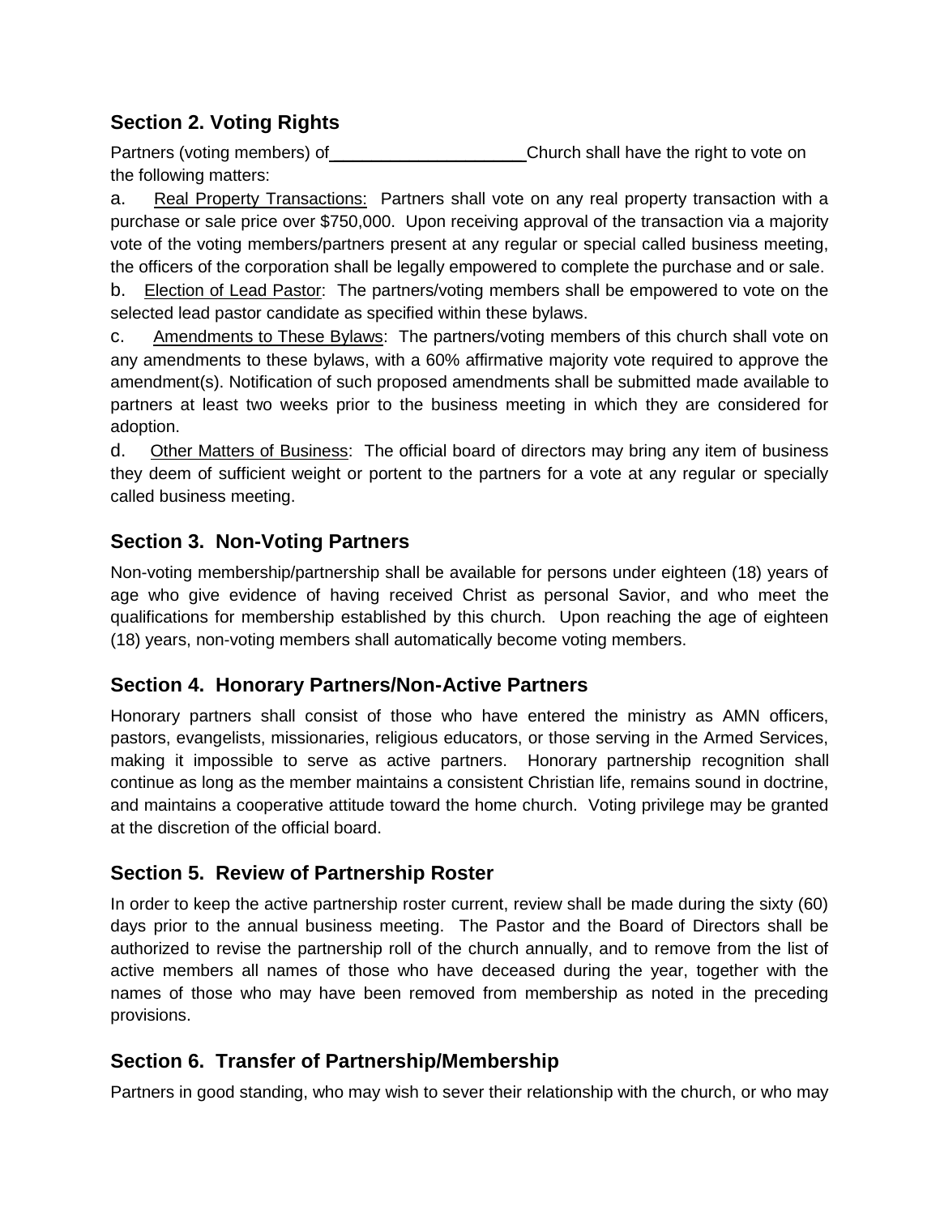## Section 2. Voting Rights

Partners (voting members) of\_\_\_\_\_\_\_\_\_\_\_\_\_\_\_\_\_\_\_\_Church shall have the right to vote on the following matters:

a. Real Property Transactions: Partners shall vote on any real property transaction with a purchase or sale price over $750,000. Upon receiving approval of the transaction via a majority vote of the voting members/partners present at any regular or special called business meeting, the officers of the corporation shall be legally empowered to complete the purchase and or sale.

b. Election of Lead Pastor: The partners/voting members shall be empowered to vote on the selected lead pastor candidate as specified within these bylaws.

c. Amendments to These Bylaws: The partners/voting members of this church shall vote on any amendments to these bylaws, with a 60% affirmative majority vote required to approve the amendment(s). Notification of such proposed amendments shall be submitted made available to partners at least two weeks prior to the business meeting in which they are considered for adoption.

d. Other Matters of Business: The official board of directors may bring any item of business they deem of sufficient weight or portent to the partners for a vote at any regular or specially called business meeting.

## Section 3. Non-Voting Partners

Non-voting membership/partnership shall be available for persons under eighteen (18) years of age who give evidence of having received Christ as personal Savior, and who meet the qualifications for membership established by this church. Upon reaching the age of eighteen (18) years, non-voting members shall automatically become voting members.

## Section 4. Honorary Partners/Non-Active Partners

Honorary partners shall consist of those who have entered the ministry as AMN officers, pastors, evangelists, missionaries, religious educators, or those serving in the Armed Services, making it impossible to serve as active partners. Honorary partnership recognition shall continue as long as the member maintains a consistent Christian life, remains sound in doctrine, and maintains a cooperative attitude toward the home church. Voting privilege may be granted at the discretion of the official board.

## Section 5. Review of Partnership Roster

In order to keep the active partnership roster current, review shall be made during the sixty (60) days prior to the annual business meeting. The Pastor and the Board of Directors shall be authorized to revise the partnership roll of the church annually, and to remove from the list of active members all names of those who have deceased during the year, together with the names of those who may have been removed from membership as noted in the preceding provisions.

## Section 6. Transfer of Partnership/Membership

Partners in good standing, who may wish to sever their relationship with the church, or who may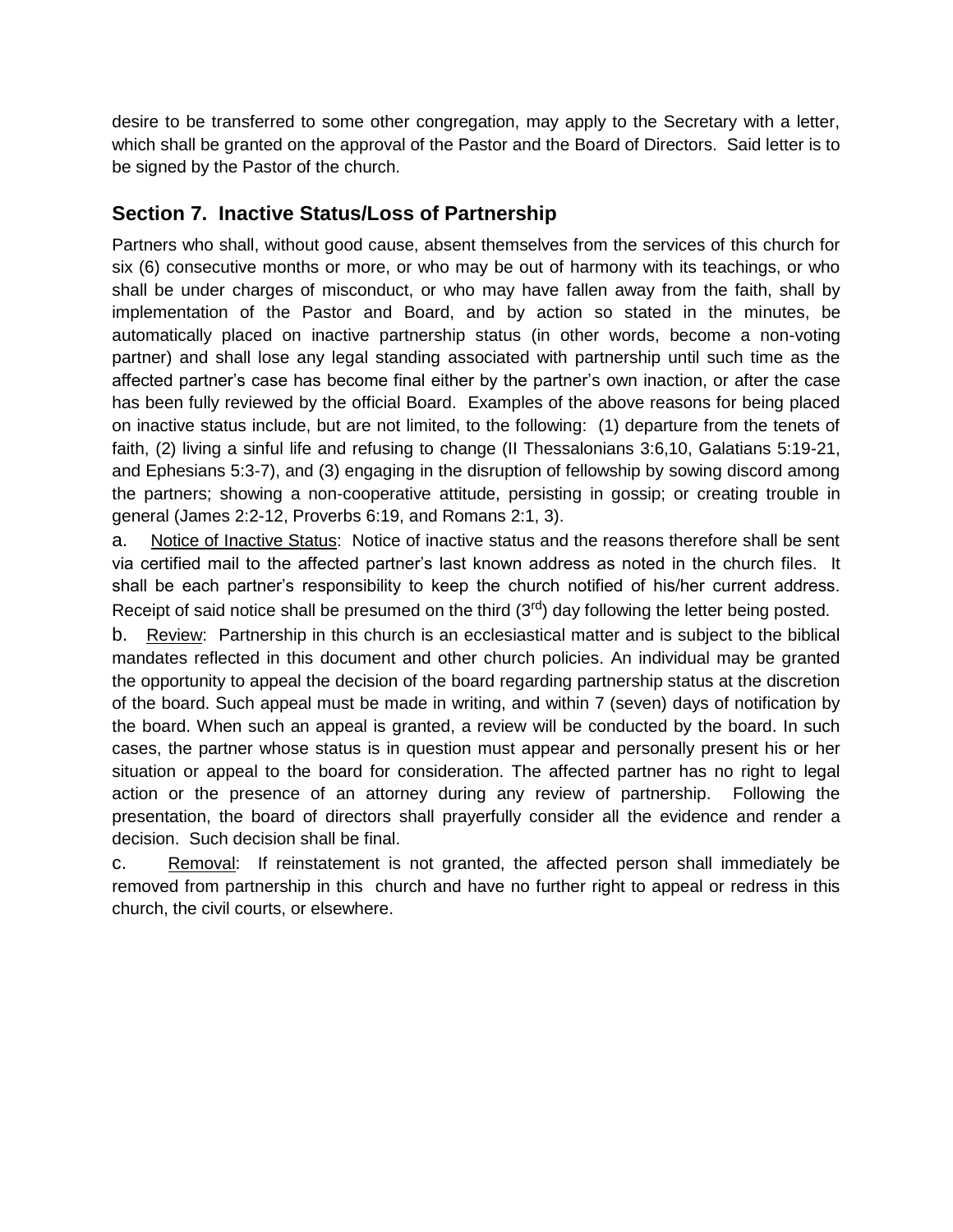desire to be transferred to some other congregation, may apply to the Secretary with a letter, which shall be granted on the approval of the Pastor and the Board of Directors. Said letter is to be signed by the Pastor of the church.

## Section 7. Inactive Status/Loss of Partnership

Partners who shall, without good cause, absent themselves from the services of this church for six (6) consecutive months or more, or who may be out of harmony with its teachings, or who shall be under charges of misconduct, or who may have fallen away from the faith, shall by implementation of the Pastor and Board, and by action so stated in the minutes, be automatically placed on inactive partnership status (in other words, become a non-voting partner) and shall lose any legal standing associated with partnership until such time as the affected partner's case has become final either by the partner's own inaction, or after the case has been fully reviewed by the official Board. Examples of the above reasons for being placed on inactive status include, but are not limited, to the following: (1) departure from the tenets of faith, (2) living a sinful life and refusing to change (II Thessalonians 3:6,10, Galatians 5:19-21, and Ephesians 5:3-7), and (3) engaging in the disruption of fellowship by sowing discord among the partners; showing a non-cooperative attitude, persisting in gossip; or creating trouble in general (James 2:2-12, Proverbs 6:19, and Romans 2:1, 3).

a. Notice of Inactive Status: Notice of inactive status and the reasons therefore shall be sent via certified mail to the affected partner's last known address as noted in the church files. It shall be each partner's responsibility to keep the church notified of his/her current address. Receipt of said notice shall be presumed on the third (3rd) day following the letter being posted.

b. Review: Partnership in this church is an ecclesiastical matter and is subject to the biblical mandates reflected in this document and other church policies. An individual may be granted the opportunity to appeal the decision of the board regarding partnership status at the discretion of the board. Such appeal must be made in writing, and within 7 (seven) days of notification by the board. When such an appeal is granted, a review will be conducted by the board. In such cases, the partner whose status is in question must appear and personally present his or her situation or appeal to the board for consideration. The affected partner has no right to legal action or the presence of an attorney during any review of partnership. Following the presentation, the board of directors shall prayerfully consider all the evidence and render a decision. Such decision shall be final.

c. Removal: If reinstatement is not granted, the affected person shall immediately be removed from partnership in this church and have no further right to appeal or redress in this church, the civil courts, or elsewhere.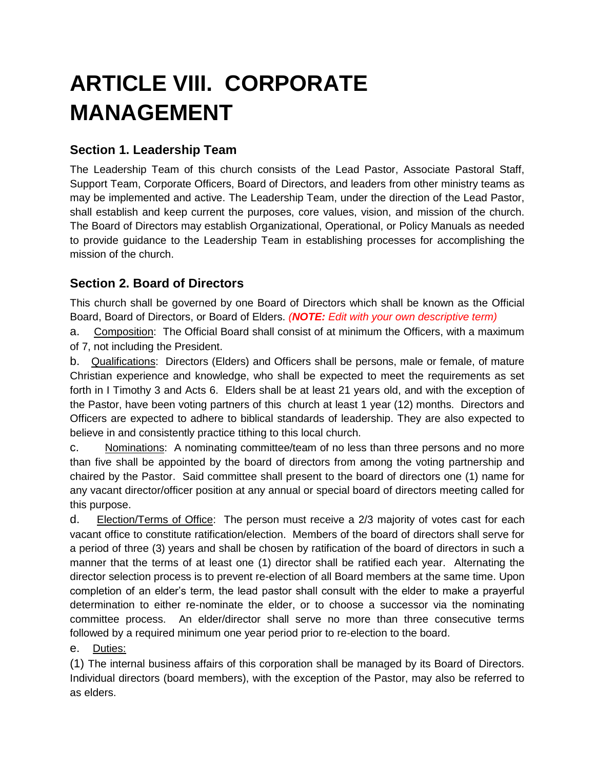# ARTICLE VIII. CORPORATE MANAGEMENT

## Section 1. Leadership Team

The Leadership Team of this church consists of the Lead Pastor, Associate Pastoral Staff, Support Team, Corporate Officers, Board of Directors, and leaders from other ministry teams as may be implemented and active. The Leadership Team, under the direction of the Lead Pastor, shall establish and keep current the purposes, core values, vision, and mission of the church. The Board of Directors may establish Organizational, Operational, or Policy Manuals as needed to provide guidance to the Leadership Team in establishing processes for accomplishing the mission of the church.

## Section 2. Board of Directors

This church shall be governed by one Board of Directors which shall be known as the Official Board, Board of Directors, or Board of Elders. ***(NOTE:** Edit with your own descriptive term)*

a. Composition: The Official Board shall consist of at minimum the Officers, with a maximum of 7, not including the President.

b. Qualifications: Directors (Elders) and Officers shall be persons, male or female, of mature Christian experience and knowledge, who shall be expected to meet the requirements as set forth in I Timothy 3 and Acts 6. Elders shall be at least 21 years old, and with the exception of the Pastor, have been voting partners of this church at least 1 year (12) months. Directors and Officers are expected to adhere to biblical standards of leadership. They are also expected to believe in and consistently practice tithing to this local church.

c. Nominations: A nominating committee/team of no less than three persons and no more than five shall be appointed by the board of directors from among the voting partnership and chaired by the Pastor. Said committee shall present to the board of directors one (1) name for any vacant director/officer position at any annual or special board of directors meeting called for this purpose.

d. Election/Terms of Office: The person must receive a 2/3 majority of votes cast for each vacant office to constitute ratification/election. Members of the board of directors shall serve for a period of three (3) years and shall be chosen by ratification of the board of directors in such a manner that the terms of at least one (1) director shall be ratified each year. Alternating the director selection process is to prevent re-election of all Board members at the same time. Upon completion of an elder's term, the lead pastor shall consult with the elder to make a prayerful determination to either re-nominate the elder, or to choose a successor via the nominating committee process. An elder/director shall serve no more than three consecutive terms followed by a required minimum one year period prior to re-election to the board.

e. Duties:

(1) The internal business affairs of this corporation shall be managed by its Board of Directors. Individual directors (board members), with the exception of the Pastor, may also be referred to as elders.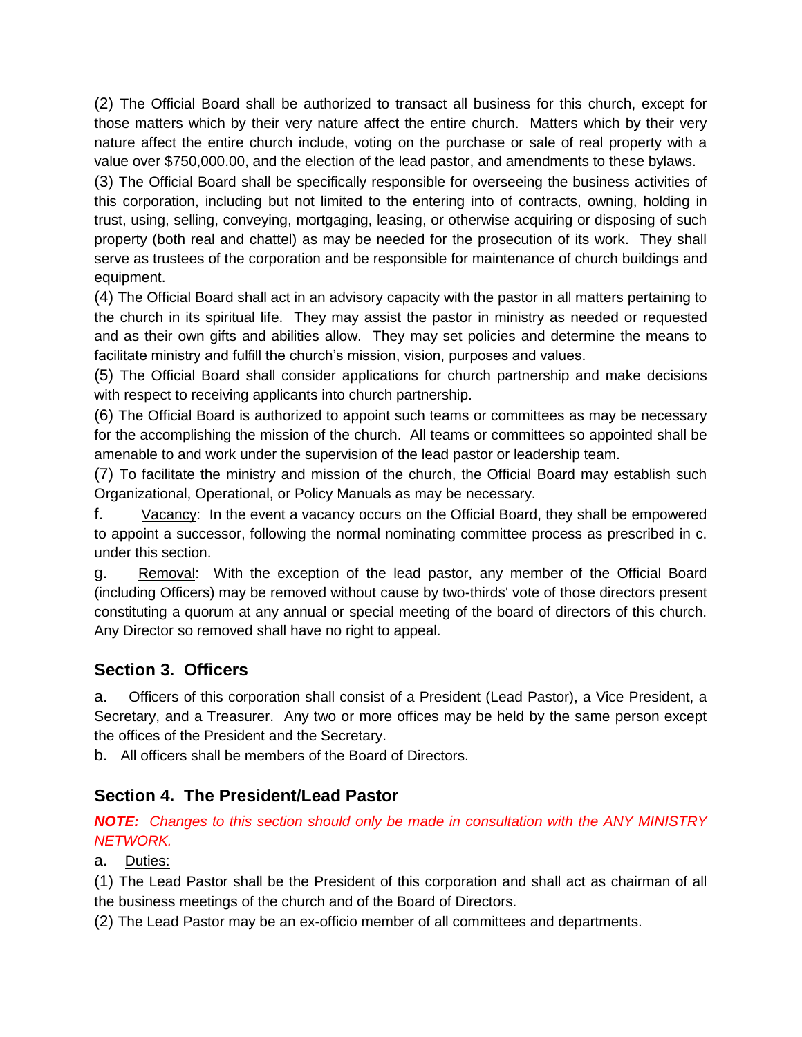(2) The Official Board shall be authorized to transact all business for this church, except for those matters which by their very nature affect the entire church. Matters which by their very nature affect the entire church include, voting on the purchase or sale of real property with a value over $750,000.00, and the election of the lead pastor, and amendments to these bylaws.

(3) The Official Board shall be specifically responsible for overseeing the business activities of this corporation, including but not limited to the entering into of contracts, owning, holding in trust, using, selling, conveying, mortgaging, leasing, or otherwise acquiring or disposing of such property (both real and chattel) as may be needed for the prosecution of its work. They shall serve as trustees of the corporation and be responsible for maintenance of church buildings and equipment.

(4) The Official Board shall act in an advisory capacity with the pastor in all matters pertaining to the church in its spiritual life. They may assist the pastor in ministry as needed or requested and as their own gifts and abilities allow. They may set policies and determine the means to facilitate ministry and fulfill the church's mission, vision, purposes and values.

(5) The Official Board shall consider applications for church partnership and make decisions with respect to receiving applicants into church partnership.

(6) The Official Board is authorized to appoint such teams or committees as may be necessary for the accomplishing the mission of the church. All teams or committees so appointed shall be amenable to and work under the supervision of the lead pastor or leadership team.

(7) To facilitate the ministry and mission of the church, the Official Board may establish such Organizational, Operational, or Policy Manuals as may be necessary.

f. Vacancy: In the event a vacancy occurs on the Official Board, they shall be empowered to appoint a successor, following the normal nominating committee process as prescribed in c. under this section.

g. Removal: With the exception of the lead pastor, any member of the Official Board (including Officers) may be removed without cause by two-thirds' vote of those directors present constituting a quorum at any annual or special meeting of the board of directors of this church. Any Director so removed shall have no right to appeal.

## Section 3. Officers

a. Officers of this corporation shall consist of a President (Lead Pastor), a Vice President, a Secretary, and a Treasurer. Any two or more offices may be held by the same person except the offices of the President and the Secretary.

b. All officers shall be members of the Board of Directors.

## Section 4. The President/Lead Pastor

***NOTE:*** *Changes to this section should only be made in consultation with the ANY MINISTRY NETWORK.*

a. Duties:

(1) The Lead Pastor shall be the President of this corporation and shall act as chairman of all the business meetings of the church and of the Board of Directors.

(2) The Lead Pastor may be an ex-officio member of all committees and departments.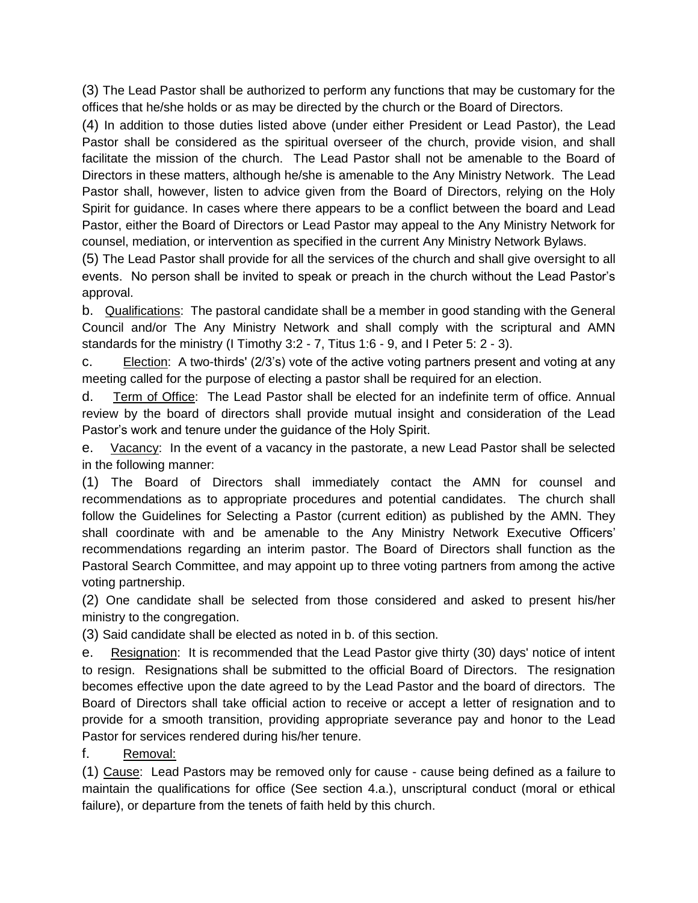(3) The Lead Pastor shall be authorized to perform any functions that may be customary for the offices that he/she holds or as may be directed by the church or the Board of Directors.

(4) In addition to those duties listed above (under either President or Lead Pastor), the Lead Pastor shall be considered as the spiritual overseer of the church, provide vision, and shall facilitate the mission of the church. The Lead Pastor shall not be amenable to the Board of Directors in these matters, although he/she is amenable to the Any Ministry Network. The Lead Pastor shall, however, listen to advice given from the Board of Directors, relying on the Holy Spirit for guidance. In cases where there appears to be a conflict between the board and Lead Pastor, either the Board of Directors or Lead Pastor may appeal to the Any Ministry Network for counsel, mediation, or intervention as specified in the current Any Ministry Network Bylaws.

(5) The Lead Pastor shall provide for all the services of the church and shall give oversight to all events. No person shall be invited to speak or preach in the church without the Lead Pastor's approval.

b. Qualifications: The pastoral candidate shall be a member in good standing with the General Council and/or The Any Ministry Network and shall comply with the scriptural and AMN standards for the ministry (I Timothy 3:2 - 7, Titus 1:6 - 9, and I Peter 5: 2 - 3).

c. Election: A two-thirds' (2/3's) vote of the active voting partners present and voting at any meeting called for the purpose of electing a pastor shall be required for an election.

d. Term of Office: The Lead Pastor shall be elected for an indefinite term of office. Annual review by the board of directors shall provide mutual insight and consideration of the Lead Pastor's work and tenure under the guidance of the Holy Spirit.

e. Vacancy: In the event of a vacancy in the pastorate, a new Lead Pastor shall be selected in the following manner:

(1) The Board of Directors shall immediately contact the AMN for counsel and recommendations as to appropriate procedures and potential candidates. The church shall follow the Guidelines for Selecting a Pastor (current edition) as published by the AMN. They shall coordinate with and be amenable to the Any Ministry Network Executive Officers' recommendations regarding an interim pastor. The Board of Directors shall function as the Pastoral Search Committee, and may appoint up to three voting partners from among the active voting partnership.

(2) One candidate shall be selected from those considered and asked to present his/her ministry to the congregation.

(3) Said candidate shall be elected as noted in b. of this section.

e. Resignation: It is recommended that the Lead Pastor give thirty (30) days' notice of intent to resign. Resignations shall be submitted to the official Board of Directors. The resignation becomes effective upon the date agreed to by the Lead Pastor and the board of directors. The Board of Directors shall take official action to receive or accept a letter of resignation and to provide for a smooth transition, providing appropriate severance pay and honor to the Lead Pastor for services rendered during his/her tenure.

f. Removal:

(1) Cause: Lead Pastors may be removed only for cause - cause being defined as a failure to maintain the qualifications for office (See section 4.a.), unscriptural conduct (moral or ethical failure), or departure from the tenets of faith held by this church.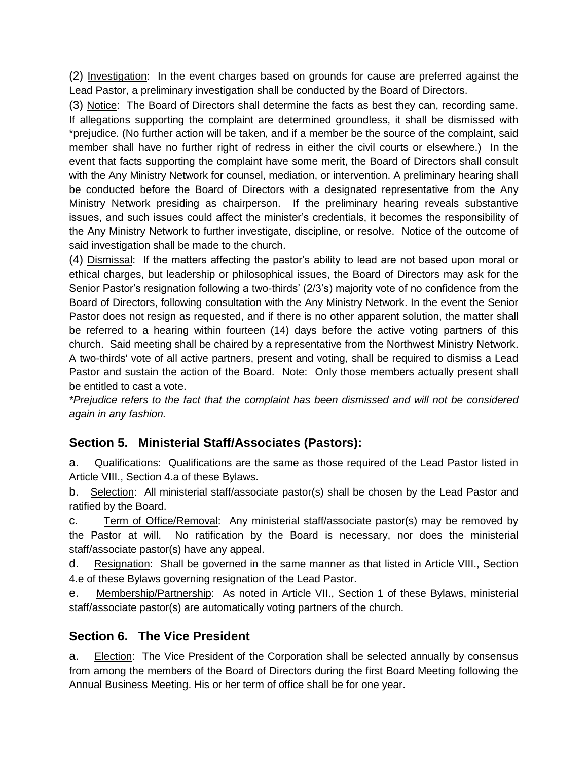(2) Investigation: In the event charges based on grounds for cause are preferred against the Lead Pastor, a preliminary investigation shall be conducted by the Board of Directors.

(3) Notice: The Board of Directors shall determine the facts as best they can, recording same. If allegations supporting the complaint are determined groundless, it shall be dismissed with *prejudice. (No further action will be taken, and if a member be the source of the complaint, said member shall have no further right of redress in either the civil courts or elsewhere.) In the event that facts supporting the complaint have some merit, the Board of Directors shall consult with the Any Ministry Network for counsel, mediation, or intervention. A preliminary hearing shall be conducted before the Board of Directors with a designated representative from the Any Ministry Network presiding as chairperson. If the preliminary hearing reveals substantive issues, and such issues could affect the minister's credentials, it becomes the responsibility of the Any Ministry Network to further investigate, discipline, or resolve. Notice of the outcome of said investigation shall be made to the church.

(4) Dismissal: If the matters affecting the pastor's ability to lead are not based upon moral or ethical charges, but leadership or philosophical issues, the Board of Directors may ask for the Senior Pastor's resignation following a two-thirds' (2/3's) majority vote of no confidence from the Board of Directors, following consultation with the Any Ministry Network. In the event the Senior Pastor does not resign as requested, and if there is no other apparent solution, the matter shall be referred to a hearing within fourteen (14) days before the active voting partners of this church. Said meeting shall be chaired by a representative from the Northwest Ministry Network. A two-thirds' vote of all active partners, present and voting, shall be required to dismiss a Lead Pastor and sustain the action of the Board. Note: Only those members actually present shall be entitled to cast a vote.

*\*Prejudice refers to the fact that the complaint has been dismissed and will not be considered again in any fashion.*

## Section 5. Ministerial Staff/Associates (Pastors):

a. Qualifications: Qualifications are the same as those required of the Lead Pastor listed in Article VIII., Section 4.a of these Bylaws.

b. Selection: All ministerial staff/associate pastor(s) shall be chosen by the Lead Pastor and ratified by the Board.

c. Term of Office/Removal: Any ministerial staff/associate pastor(s) may be removed by the Pastor at will. No ratification by the Board is necessary, nor does the ministerial staff/associate pastor(s) have any appeal.

d. Resignation: Shall be governed in the same manner as that listed in Article VIII., Section 4.e of these Bylaws governing resignation of the Lead Pastor.

e. Membership/Partnership: As noted in Article VII., Section 1 of these Bylaws, ministerial staff/associate pastor(s) are automatically voting partners of the church.

## Section 6. The Vice President

a. Election: The Vice President of the Corporation shall be selected annually by consensus from among the members of the Board of Directors during the first Board Meeting following the Annual Business Meeting. His or her term of office shall be for one year.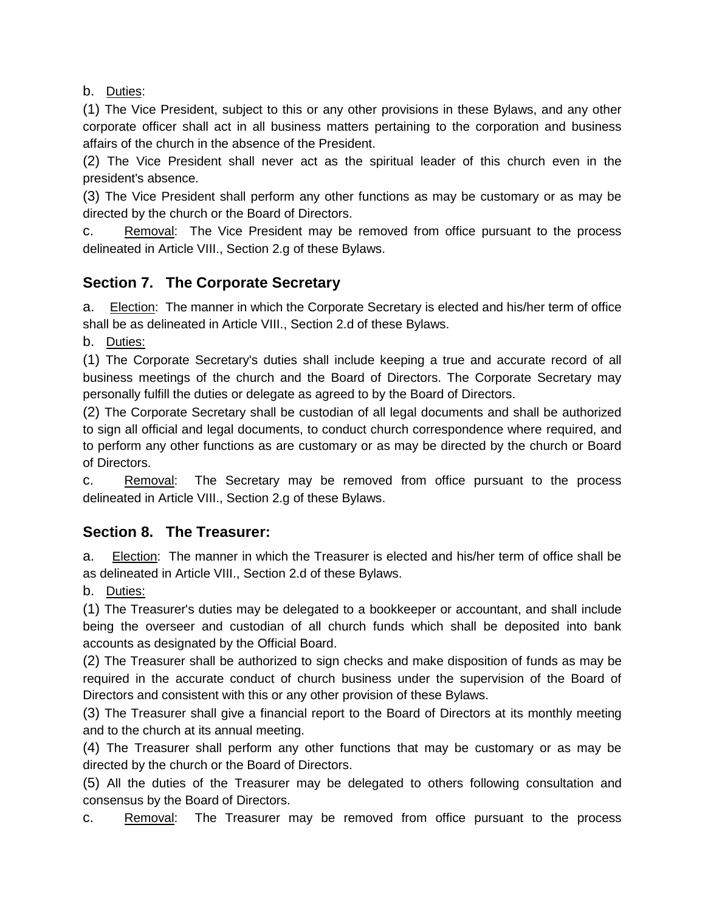b. Duties:

(1) The Vice President, subject to this or any other provisions in these Bylaws, and any other corporate officer shall act in all business matters pertaining to the corporation and business affairs of the church in the absence of the President.

(2) The Vice President shall never act as the spiritual leader of this church even in the president's absence.

(3) The Vice President shall perform any other functions as may be customary or as may be directed by the church or the Board of Directors.

c. Removal: The Vice President may be removed from office pursuant to the process delineated in Article VIII., Section 2.g of these Bylaws.

## Section 7. The Corporate Secretary

a. Election: The manner in which the Corporate Secretary is elected and his/her term of office shall be as delineated in Article VIII., Section 2.d of these Bylaws.

b. Duties:

(1) The Corporate Secretary's duties shall include keeping a true and accurate record of all business meetings of the church and the Board of Directors. The Corporate Secretary may personally fulfill the duties or delegate as agreed to by the Board of Directors.

(2) The Corporate Secretary shall be custodian of all legal documents and shall be authorized to sign all official and legal documents, to conduct church correspondence where required, and to perform any other functions as are customary or as may be directed by the church or Board of Directors.

c. Removal: The Secretary may be removed from office pursuant to the process delineated in Article VIII., Section 2.g of these Bylaws.

## Section 8. The Treasurer:

a. Election: The manner in which the Treasurer is elected and his/her term of office shall be as delineated in Article VIII., Section 2.d of these Bylaws.

b. Duties:

(1) The Treasurer's duties may be delegated to a bookkeeper or accountant, and shall include being the overseer and custodian of all church funds which shall be deposited into bank accounts as designated by the Official Board.

(2) The Treasurer shall be authorized to sign checks and make disposition of funds as may be required in the accurate conduct of church business under the supervision of the Board of Directors and consistent with this or any other provision of these Bylaws.

(3) The Treasurer shall give a financial report to the Board of Directors at its monthly meeting and to the church at its annual meeting.

(4) The Treasurer shall perform any other functions that may be customary or as may be directed by the church or the Board of Directors.

(5) All the duties of the Treasurer may be delegated to others following consultation and consensus by the Board of Directors.

c. Removal: The Treasurer may be removed from office pursuant to the process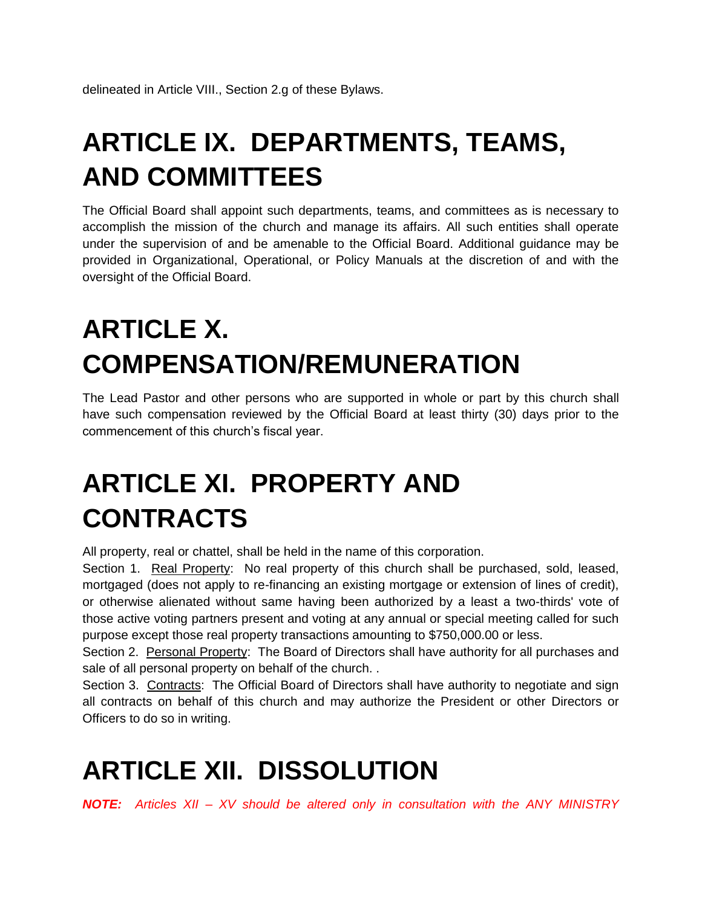delineated in Article VIII., Section 2.g of these Bylaws.

# ARTICLE IX. DEPARTMENTS, TEAMS, AND COMMITTEES

The Official Board shall appoint such departments, teams, and committees as is necessary to accomplish the mission of the church and manage its affairs. All such entities shall operate under the supervision of and be amenable to the Official Board. Additional guidance may be provided in Organizational, Operational, or Policy Manuals at the discretion of and with the oversight of the Official Board.

# ARTICLE X. COMPENSATION/REMUNERATION

The Lead Pastor and other persons who are supported in whole or part by this church shall have such compensation reviewed by the Official Board at least thirty (30) days prior to the commencement of this church's fiscal year.

# ARTICLE XI. PROPERTY AND CONTRACTS

All property, real or chattel, shall be held in the name of this corporation.

Section 1. <u>Real Property</u>: No real property of this church shall be purchased, sold, leased, mortgaged (does not apply to re-financing an existing mortgage or extension of lines of credit), or otherwise alienated without same having been authorized by a least a two-thirds' vote of those active voting partners present and voting at any annual or special meeting called for such purpose except those real property transactions amounting to $750,000.00 or less.

Section 2. <u>Personal Property</u>: The Board of Directors shall have authority for all purchases and sale of all personal property on behalf of the church. .

Section 3. <u>Contracts</u>: The Official Board of Directors shall have authority to negotiate and sign all contracts on behalf of this church and may authorize the President or other Directors or Officers to do so in writing.

# ARTICLE XII. DISSOLUTION

***NOTE:*** *Articles XII – XV should be altered only in consultation with the ANY MINISTRY*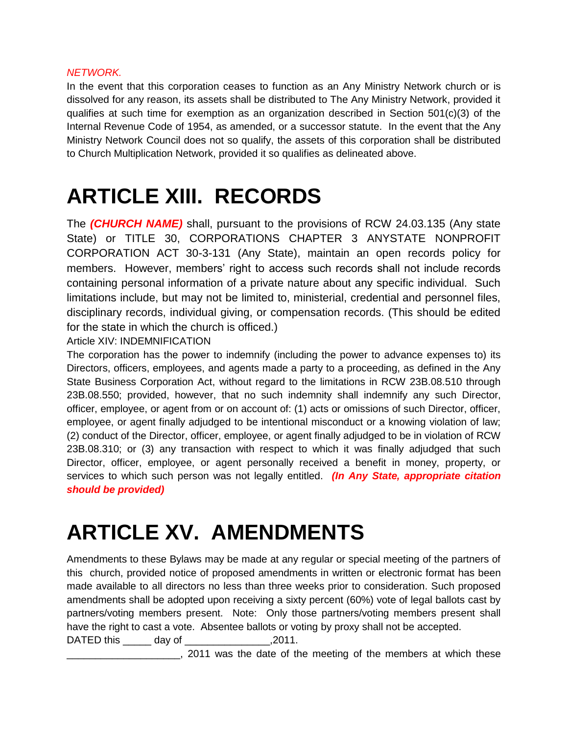*NETWORK.*

In the event that this corporation ceases to function as an Any Ministry Network church or is dissolved for any reason, its assets shall be distributed to The Any Ministry Network, provided it qualifies at such time for exemption as an organization described in Section 501(c)(3) of the Internal Revenue Code of 1954, as amended, or a successor statute. In the event that the Any Ministry Network Council does not so qualify, the assets of this corporation shall be distributed to Church Multiplication Network, provided it so qualifies as delineated above.

# ARTICLE XIII. RECORDS

The ***(CHURCH NAME)*** shall, pursuant to the provisions of RCW 24.03.135 (Any state State) or TITLE 30, CORPORATIONS CHAPTER 3 ANYSTATE NONPROFIT CORPORATION ACT 30-3-131 (Any State), maintain an open records policy for members. However, members' right to access such records shall not include records containing personal information of a private nature about any specific individual. Such limitations include, but may not be limited to, ministerial, credential and personnel files, disciplinary records, individual giving, or compensation records. (This should be edited for the state in which the church is officed.)

Article XIV: INDEMNIFICATION

The corporation has the power to indemnify (including the power to advance expenses to) its Directors, officers, employees, and agents made a party to a proceeding, as defined in the Any State Business Corporation Act, without regard to the limitations in RCW 23B.08.510 through 23B.08.550; provided, however, that no such indemnity shall indemnify any such Director, officer, employee, or agent from or on account of: (1) acts or omissions of such Director, officer, employee, or agent finally adjudged to be intentional misconduct or a knowing violation of law; (2) conduct of the Director, officer, employee, or agent finally adjudged to be in violation of RCW 23B.08.310; or (3) any transaction with respect to which it was finally adjudged that such Director, officer, employee, or agent personally received a benefit in money, property, or services to which such person was not legally entitled. ***(In Any State, appropriate citation should be provided)***

# ARTICLE XV. AMENDMENTS

Amendments to these Bylaws may be made at any regular or special meeting of the partners of this church, provided notice of proposed amendments in written or electronic format has been made available to all directors no less than three weeks prior to consideration. Such proposed amendments shall be adopted upon receiving a sixty percent (60%) vote of legal ballots cast by partners/voting members present. Note: Only those partners/voting members present shall have the right to cast a vote. Absentee ballots or voting by proxy shall not be accepted.

DATED this _____ day of _______________,2011.

____________________, 2011 was the date of the meeting of the members at which these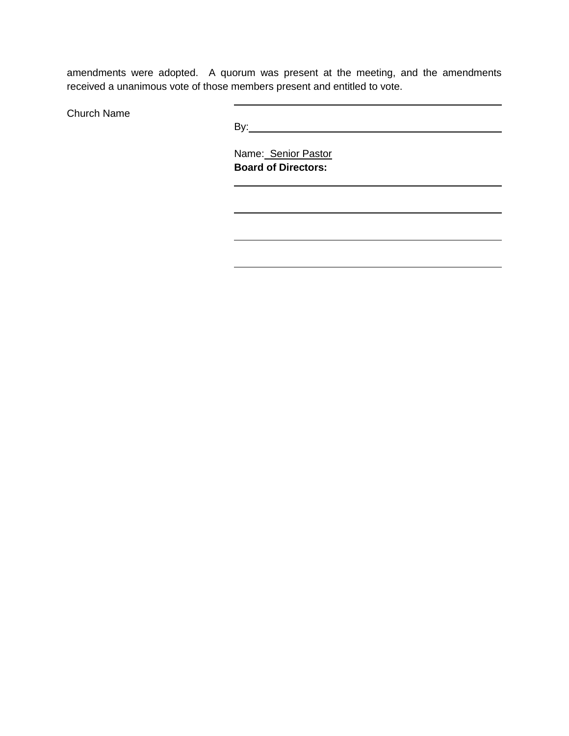amendments were adopted. A quorum was present at the meeting, and the amendments received a unanimous vote of those members present and entitled to vote.

Church Name

\_\_\_\_\_\_\_\_\_\_\_\_\_\_\_\_\_\_\_\_\_\_\_\_\_\_\_\_\_\_\_\_\_\_\_\_\_\_\_\_

By:\_\_\_\_\_\_\_\_\_\_\_\_\_\_\_\_\_\_\_\_\_\_\_\_\_\_\_\_\_\_\_\_\_\_\_\_\_\_

Name: Senior Pastor

**Board of Directors:**

\_\_\_\_\_\_\_\_\_\_\_\_\_\_\_\_\_\_\_\_\_\_\_\_\_\_\_\_\_\_\_\_\_\_\_\_\_\_\_\_

\_\_\_\_\_\_\_\_\_\_\_\_\_\_\_\_\_\_\_\_\_\_\_\_\_\_\_\_\_\_\_\_\_\_\_\_\_\_\_\_

\_\_\_\_\_\_\_\_\_\_\_\_\_\_\_\_\_\_\_\_\_\_\_\_\_\_\_\_\_\_\_\_\_\_\_\_\_\_\_\_

\_\_\_\_\_\_\_\_\_\_\_\_\_\_\_\_\_\_\_\_\_\_\_\_\_\_\_\_\_\_\_\_\_\_\_\_\_\_\_\_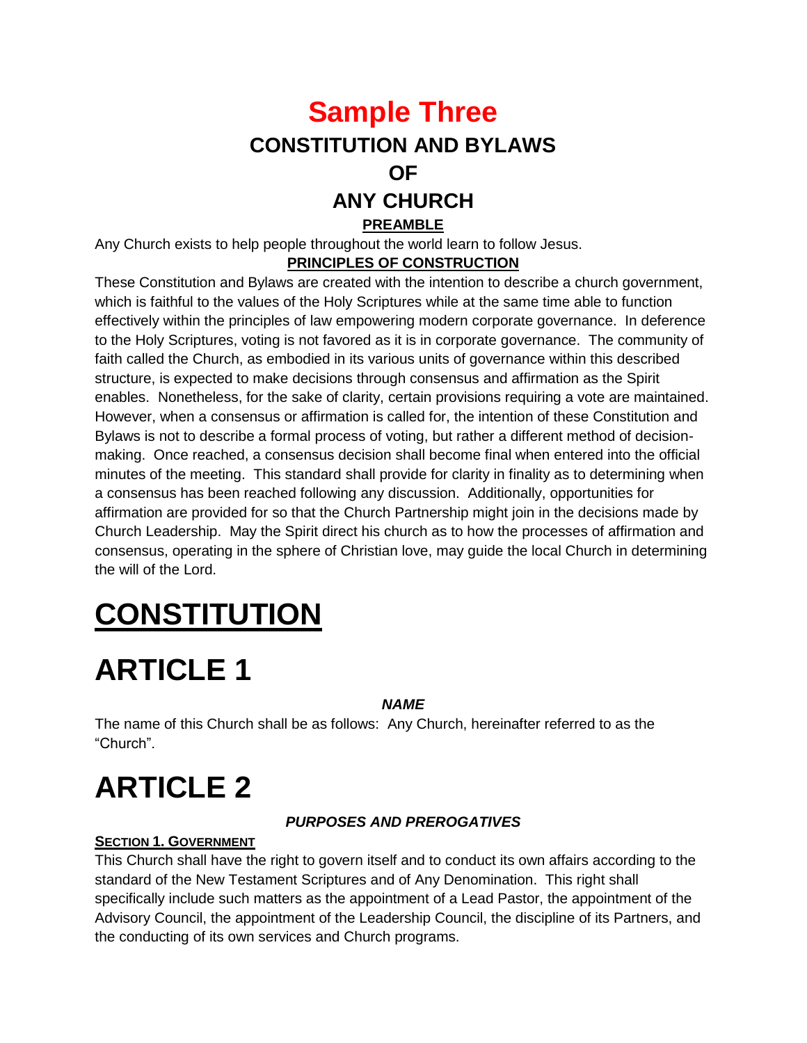# Sample Three

## CONSTITUTION AND BYLAWS

## OF

## ANY CHURCH

**PREAMBLE**

Any Church exists to help people throughout the world learn to follow Jesus.

**PRINCIPLES OF CONSTRUCTION**

These Constitution and Bylaws are created with the intention to describe a church government, which is faithful to the values of the Holy Scriptures while at the same time able to function effectively within the principles of law empowering modern corporate governance. In deference to the Holy Scriptures, voting is not favored as it is in corporate governance. The community of faith called the Church, as embodied in its various units of governance within this described structure, is expected to make decisions through consensus and affirmation as the Spirit enables. Nonetheless, for the sake of clarity, certain provisions requiring a vote are maintained. However, when a consensus or affirmation is called for, the intention of these Constitution and Bylaws is not to describe a formal process of voting, but rather a different method of decision-making. Once reached, a consensus decision shall become final when entered into the official minutes of the meeting. This standard shall provide for clarity in finality as to determining when a consensus has been reached following any discussion. Additionally, opportunities for affirmation are provided for so that the Church Partnership might join in the decisions made by Church Leadership. May the Spirit direct his church as to how the processes of affirmation and consensus, operating in the sphere of Christian love, may guide the local Church in determining the will of the Lord.

# CONSTITUTION

# ARTICLE 1

***NAME***

The name of this Church shall be as follows: Any Church, hereinafter referred to as the "Church".

# ARTICLE 2

***PURPOSES AND PREROGATIVES***

**SECTION 1. GOVERNMENT**

This Church shall have the right to govern itself and to conduct its own affairs according to the standard of the New Testament Scriptures and of Any Denomination. This right shall specifically include such matters as the appointment of a Lead Pastor, the appointment of the Advisory Council, the appointment of the Leadership Council, the discipline of its Partners, and the conducting of its own services and Church programs.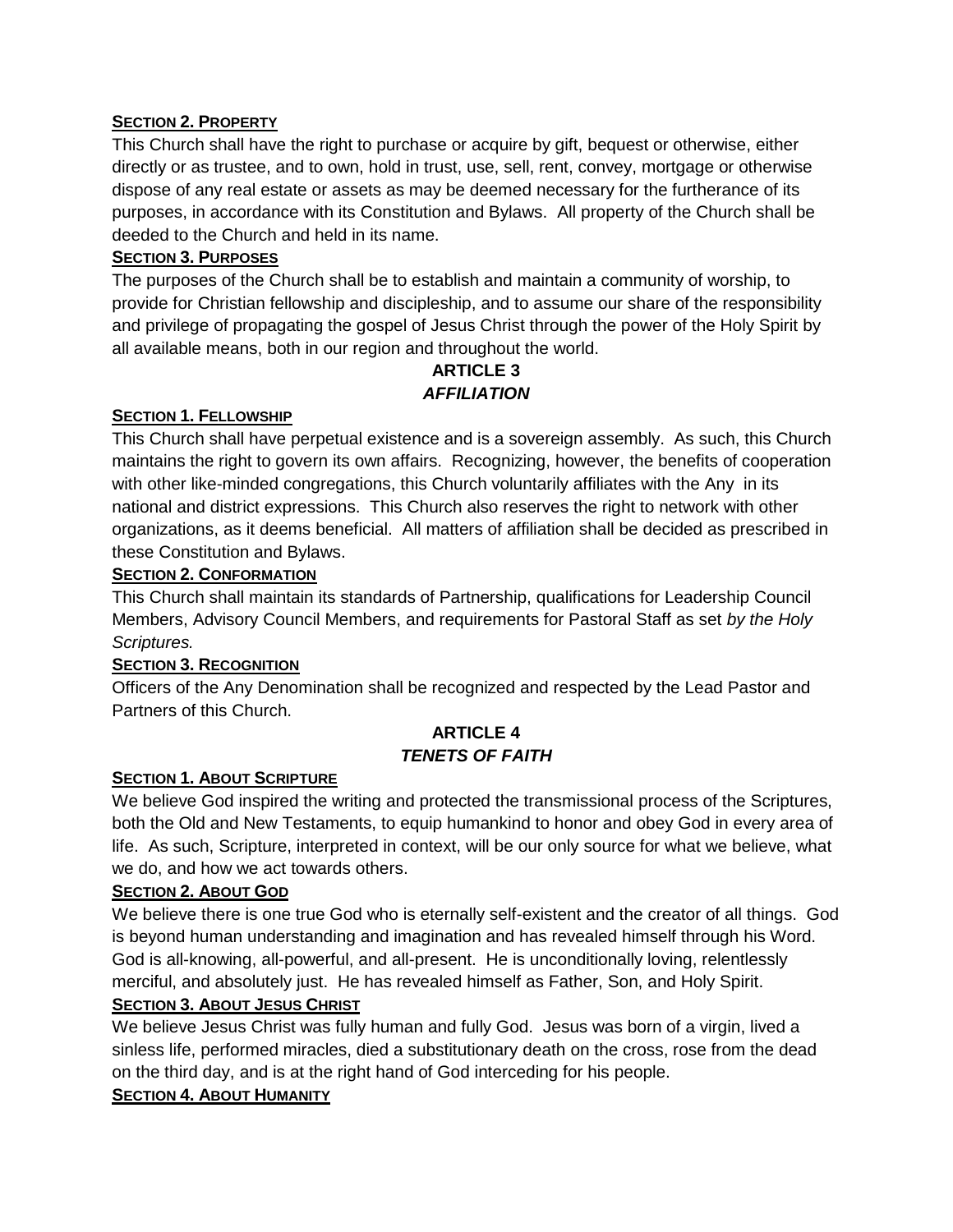**SECTION 2. PROPERTY**

This Church shall have the right to purchase or acquire by gift, bequest or otherwise, either directly or as trustee, and to own, hold in trust, use, sell, rent, convey, mortgage or otherwise dispose of any real estate or assets as may be deemed necessary for the furtherance of its purposes, in accordance with its Constitution and Bylaws. All property of the Church shall be deeded to the Church and held in its name.

**SECTION 3. PURPOSES**

The purposes of the Church shall be to establish and maintain a community of worship, to provide for Christian fellowship and discipleship, and to assume our share of the responsibility and privilege of propagating the gospel of Jesus Christ through the power of the Holy Spirit by all available means, both in our region and throughout the world.

## ARTICLE 3
### *AFFILIATION*

**SECTION 1. FELLOWSHIP**

This Church shall have perpetual existence and is a sovereign assembly. As such, this Church maintains the right to govern its own affairs. Recognizing, however, the benefits of cooperation with other like-minded congregations, this Church voluntarily affiliates with the Any in its national and district expressions. This Church also reserves the right to network with other organizations, as it deems beneficial. All matters of affiliation shall be decided as prescribed in these Constitution and Bylaws.

**SECTION 2. CONFORMATION**

This Church shall maintain its standards of Partnership, qualifications for Leadership Council Members, Advisory Council Members, and requirements for Pastoral Staff as set *by the Holy Scriptures.*

**SECTION 3. RECOGNITION**

Officers of the Any Denomination shall be recognized and respected by the Lead Pastor and Partners of this Church.

## ARTICLE 4
### *TENETS OF FAITH*

**SECTION 1. ABOUT SCRIPTURE**

We believe God inspired the writing and protected the transmissional process of the Scriptures, both the Old and New Testaments, to equip humankind to honor and obey God in every area of life. As such, Scripture, interpreted in context, will be our only source for what we believe, what we do, and how we act towards others.

**SECTION 2. ABOUT GOD**

We believe there is one true God who is eternally self-existent and the creator of all things. God is beyond human understanding and imagination and has revealed himself through his Word. God is all-knowing, all-powerful, and all-present. He is unconditionally loving, relentlessly merciful, and absolutely just. He has revealed himself as Father, Son, and Holy Spirit.

**SECTION 3. ABOUT JESUS CHRIST**

We believe Jesus Christ was fully human and fully God. Jesus was born of a virgin, lived a sinless life, performed miracles, died a substitutionary death on the cross, rose from the dead on the third day, and is at the right hand of God interceding for his people.

**SECTION 4. ABOUT HUMANITY**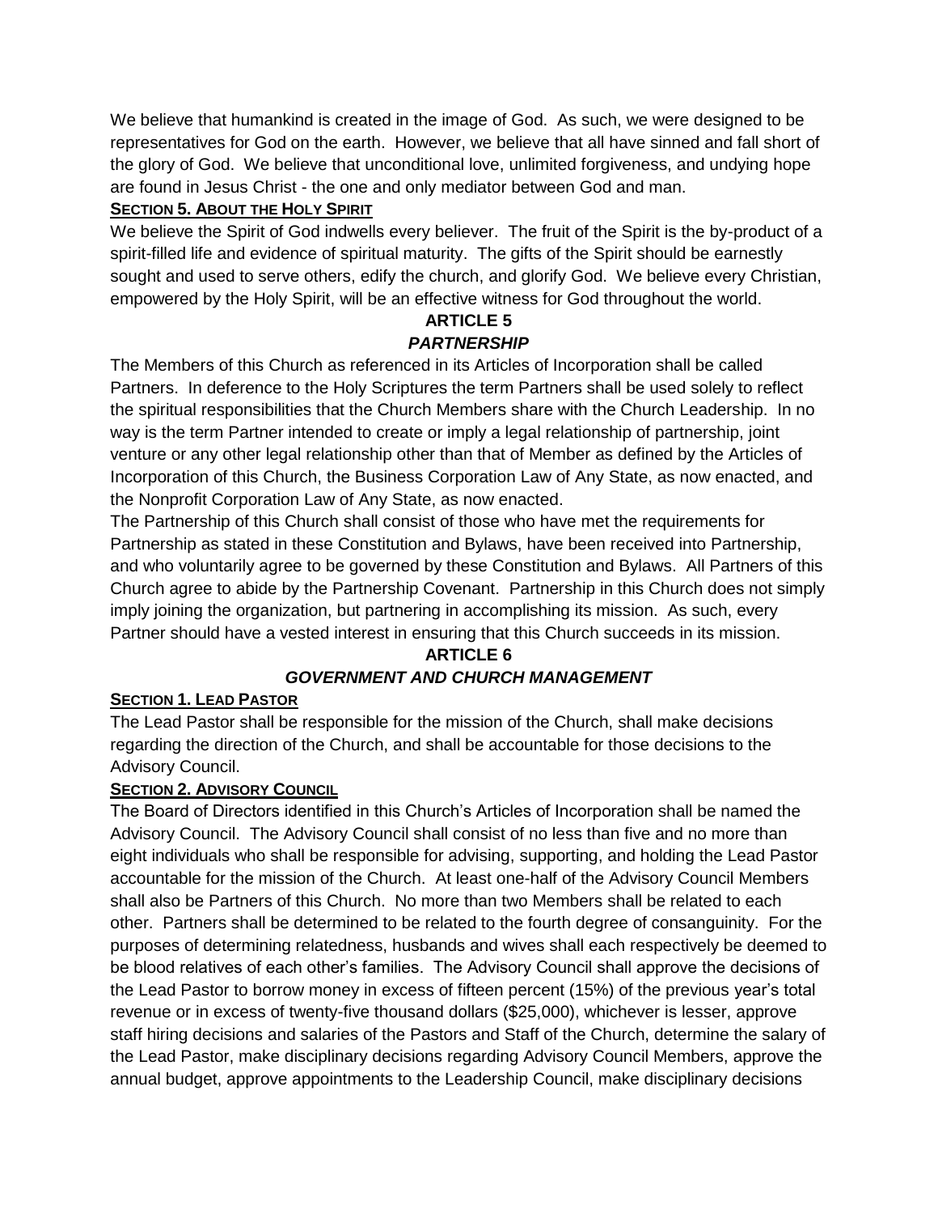We believe that humankind is created in the image of God. As such, we were designed to be representatives for God on the earth. However, we believe that all have sinned and fall short of the glory of God. We believe that unconditional love, unlimited forgiveness, and undying hope are found in Jesus Christ - the one and only mediator between God and man.

**Section 5. About the Holy Spirit**

We believe the Spirit of God indwells every believer. The fruit of the Spirit is the by-product of a spirit-filled life and evidence of spiritual maturity. The gifts of the Spirit should be earnestly sought and used to serve others, edify the church, and glorify God. We believe every Christian, empowered by the Holy Spirit, will be an effective witness for God throughout the world.

## ARTICLE 5
## *PARTNERSHIP*

The Members of this Church as referenced in its Articles of Incorporation shall be called Partners. In deference to the Holy Scriptures the term Partners shall be used solely to reflect the spiritual responsibilities that the Church Members share with the Church Leadership. In no way is the term Partner intended to create or imply a legal relationship of partnership, joint venture or any other legal relationship other than that of Member as defined by the Articles of Incorporation of this Church, the Business Corporation Law of Any State, as now enacted, and the Nonprofit Corporation Law of Any State, as now enacted.

The Partnership of this Church shall consist of those who have met the requirements for Partnership as stated in these Constitution and Bylaws, have been received into Partnership, and who voluntarily agree to be governed by these Constitution and Bylaws. All Partners of this Church agree to abide by the Partnership Covenant. Partnership in this Church does not simply imply joining the organization, but partnering in accomplishing its mission. As such, every Partner should have a vested interest in ensuring that this Church succeeds in its mission.

## ARTICLE 6
## *GOVERNMENT AND CHURCH MANAGEMENT*

**Section 1. Lead Pastor**

The Lead Pastor shall be responsible for the mission of the Church, shall make decisions regarding the direction of the Church, and shall be accountable for those decisions to the Advisory Council.

**Section 2. Advisory Council**

The Board of Directors identified in this Church's Articles of Incorporation shall be named the Advisory Council. The Advisory Council shall consist of no less than five and no more than eight individuals who shall be responsible for advising, supporting, and holding the Lead Pastor accountable for the mission of the Church. At least one-half of the Advisory Council Members shall also be Partners of this Church. No more than two Members shall be related to each other. Partners shall be determined to be related to the fourth degree of consanguinity. For the purposes of determining relatedness, husbands and wives shall each respectively be deemed to be blood relatives of each other's families. The Advisory Council shall approve the decisions of the Lead Pastor to borrow money in excess of fifteen percent (15%) of the previous year's total revenue or in excess of twenty-five thousand dollars ($25,000), whichever is lesser, approve staff hiring decisions and salaries of the Pastors and Staff of the Church, determine the salary of the Lead Pastor, make disciplinary decisions regarding Advisory Council Members, approve the annual budget, approve appointments to the Leadership Council, make disciplinary decisions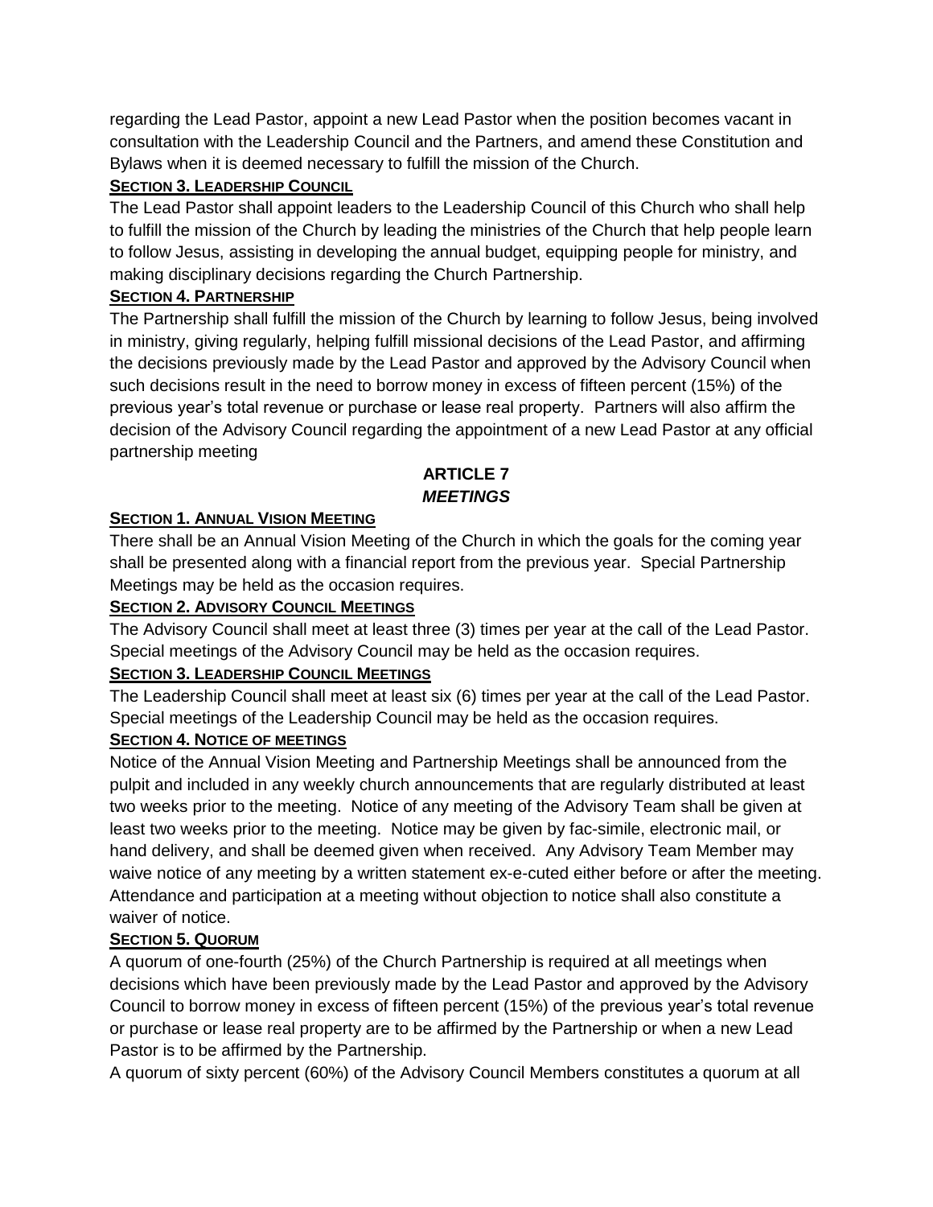regarding the Lead Pastor, appoint a new Lead Pastor when the position becomes vacant in consultation with the Leadership Council and the Partners, and amend these Constitution and Bylaws when it is deemed necessary to fulfill the mission of the Church.

**SECTION 3. LEADERSHIP COUNCIL**

The Lead Pastor shall appoint leaders to the Leadership Council of this Church who shall help to fulfill the mission of the Church by leading the ministries of the Church that help people learn to follow Jesus, assisting in developing the annual budget, equipping people for ministry, and making disciplinary decisions regarding the Church Partnership.

**SECTION 4. PARTNERSHIP**

The Partnership shall fulfill the mission of the Church by learning to follow Jesus, being involved in ministry, giving regularly, helping fulfill missional decisions of the Lead Pastor, and affirming the decisions previously made by the Lead Pastor and approved by the Advisory Council when such decisions result in the need to borrow money in excess of fifteen percent (15%) of the previous year's total revenue or purchase or lease real property. Partners will also affirm the decision of the Advisory Council regarding the appointment of a new Lead Pastor at any official partnership meeting

## ARTICLE 7
## *MEETINGS*

**SECTION 1. ANNUAL VISION MEETING**

There shall be an Annual Vision Meeting of the Church in which the goals for the coming year shall be presented along with a financial report from the previous year. Special Partnership Meetings may be held as the occasion requires.

**SECTION 2. ADVISORY COUNCIL MEETINGS**

The Advisory Council shall meet at least three (3) times per year at the call of the Lead Pastor. Special meetings of the Advisory Council may be held as the occasion requires.

**SECTION 3. LEADERSHIP COUNCIL MEETINGS**

The Leadership Council shall meet at least six (6) times per year at the call of the Lead Pastor. Special meetings of the Leadership Council may be held as the occasion requires.

**SECTION 4. NOTICE OF MEETINGS**

Notice of the Annual Vision Meeting and Partnership Meetings shall be announced from the pulpit and included in any weekly church announcements that are regularly distributed at least two weeks prior to the meeting. Notice of any meeting of the Advisory Team shall be given at least two weeks prior to the meeting. Notice may be given by fac-simile, electronic mail, or hand delivery, and shall be deemed given when received. Any Advisory Team Member may waive notice of any meeting by a written statement ex-e-cuted either before or after the meeting. Attendance and participation at a meeting without objection to notice shall also constitute a waiver of notice.

**SECTION 5. QUORUM**

A quorum of one-fourth (25%) of the Church Partnership is required at all meetings when decisions which have been previously made by the Lead Pastor and approved by the Advisory Council to borrow money in excess of fifteen percent (15%) of the previous year's total revenue or purchase or lease real property are to be affirmed by the Partnership or when a new Lead Pastor is to be affirmed by the Partnership.

A quorum of sixty percent (60%) of the Advisory Council Members constitutes a quorum at all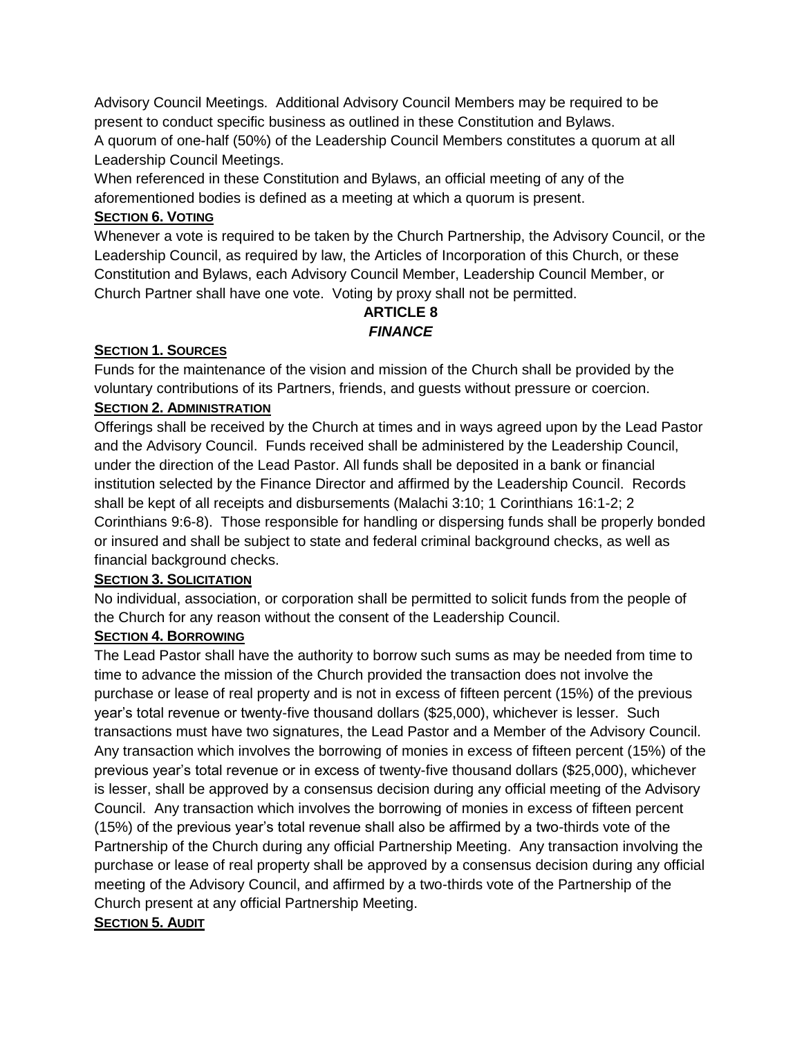Advisory Council Meetings. Additional Advisory Council Members may be required to be present to conduct specific business as outlined in these Constitution and Bylaws.

A quorum of one-half (50%) of the Leadership Council Members constitutes a quorum at all Leadership Council Meetings.

When referenced in these Constitution and Bylaws, an official meeting of any of the aforementioned bodies is defined as a meeting at which a quorum is present.

**SECTION 6. VOTING**

Whenever a vote is required to be taken by the Church Partnership, the Advisory Council, or the Leadership Council, as required by law, the Articles of Incorporation of this Church, or these Constitution and Bylaws, each Advisory Council Member, Leadership Council Member, or Church Partner shall have one vote. Voting by proxy shall not be permitted.

## ARTICLE 8
## *FINANCE*

**SECTION 1. SOURCES**

Funds for the maintenance of the vision and mission of the Church shall be provided by the voluntary contributions of its Partners, friends, and guests without pressure or coercion.

**SECTION 2. ADMINISTRATION**

Offerings shall be received by the Church at times and in ways agreed upon by the Lead Pastor and the Advisory Council. Funds received shall be administered by the Leadership Council, under the direction of the Lead Pastor. All funds shall be deposited in a bank or financial institution selected by the Finance Director and affirmed by the Leadership Council. Records shall be kept of all receipts and disbursements (Malachi 3:10; 1 Corinthians 16:1-2; 2 Corinthians 9:6-8). Those responsible for handling or dispersing funds shall be properly bonded or insured and shall be subject to state and federal criminal background checks, as well as financial background checks.

**SECTION 3. SOLICITATION**

No individual, association, or corporation shall be permitted to solicit funds from the people of the Church for any reason without the consent of the Leadership Council.

**SECTION 4. BORROWING**

The Lead Pastor shall have the authority to borrow such sums as may be needed from time to time to advance the mission of the Church provided the transaction does not involve the purchase or lease of real property and is not in excess of fifteen percent (15%) of the previous year's total revenue or twenty-five thousand dollars ($25,000), whichever is lesser. Such transactions must have two signatures, the Lead Pastor and a Member of the Advisory Council. Any transaction which involves the borrowing of monies in excess of fifteen percent (15%) of the previous year's total revenue or in excess of twenty-five thousand dollars ($25,000), whichever is lesser, shall be approved by a consensus decision during any official meeting of the Advisory Council. Any transaction which involves the borrowing of monies in excess of fifteen percent (15%) of the previous year's total revenue shall also be affirmed by a two-thirds vote of the Partnership of the Church during any official Partnership Meeting. Any transaction involving the purchase or lease of real property shall be approved by a consensus decision during any official meeting of the Advisory Council, and affirmed by a two-thirds vote of the Partnership of the Church present at any official Partnership Meeting.

**SECTION 5. AUDIT**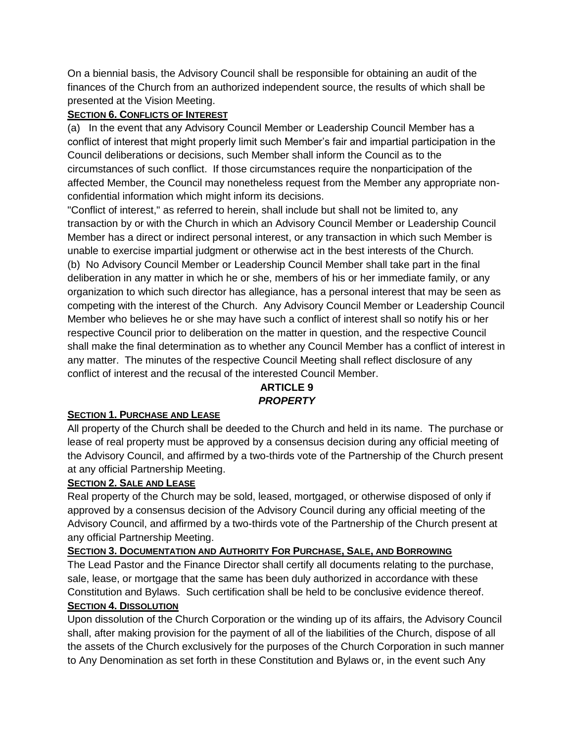On a biennial basis, the Advisory Council shall be responsible for obtaining an audit of the finances of the Church from an authorized independent source, the results of which shall be presented at the Vision Meeting.

**SECTION 6. CONFLICTS OF INTEREST**

(a) In the event that any Advisory Council Member or Leadership Council Member has a conflict of interest that might properly limit such Member's fair and impartial participation in the Council deliberations or decisions, such Member shall inform the Council as to the circumstances of such conflict. If those circumstances require the nonparticipation of the affected Member, the Council may nonetheless request from the Member any appropriate non-confidential information which might inform its decisions.

"Conflict of interest," as referred to herein, shall include but shall not be limited to, any transaction by or with the Church in which an Advisory Council Member or Leadership Council Member has a direct or indirect personal interest, or any transaction in which such Member is unable to exercise impartial judgment or otherwise act in the best interests of the Church.

(b) No Advisory Council Member or Leadership Council Member shall take part in the final deliberation in any matter in which he or she, members of his or her immediate family, or any organization to which such director has allegiance, has a personal interest that may be seen as competing with the interest of the Church. Any Advisory Council Member or Leadership Council Member who believes he or she may have such a conflict of interest shall so notify his or her respective Council prior to deliberation on the matter in question, and the respective Council shall make the final determination as to whether any Council Member has a conflict of interest in any matter. The minutes of the respective Council Meeting shall reflect disclosure of any conflict of interest and the recusal of the interested Council Member.

## ARTICLE 9
## *PROPERTY*

**SECTION 1. PURCHASE AND LEASE**

All property of the Church shall be deeded to the Church and held in its name. The purchase or lease of real property must be approved by a consensus decision during any official meeting of the Advisory Council, and affirmed by a two-thirds vote of the Partnership of the Church present at any official Partnership Meeting.

**SECTION 2. SALE AND LEASE**

Real property of the Church may be sold, leased, mortgaged, or otherwise disposed of only if approved by a consensus decision of the Advisory Council during any official meeting of the Advisory Council, and affirmed by a two-thirds vote of the Partnership of the Church present at any official Partnership Meeting.

**SECTION 3. DOCUMENTATION AND AUTHORITY FOR PURCHASE, SALE, AND BORROWING**

The Lead Pastor and the Finance Director shall certify all documents relating to the purchase, sale, lease, or mortgage that the same has been duly authorized in accordance with these Constitution and Bylaws. Such certification shall be held to be conclusive evidence thereof.

**SECTION 4. DISSOLUTION**

Upon dissolution of the Church Corporation or the winding up of its affairs, the Advisory Council shall, after making provision for the payment of all of the liabilities of the Church, dispose of all the assets of the Church exclusively for the purposes of the Church Corporation in such manner to Any Denomination as set forth in these Constitution and Bylaws or, in the event such Any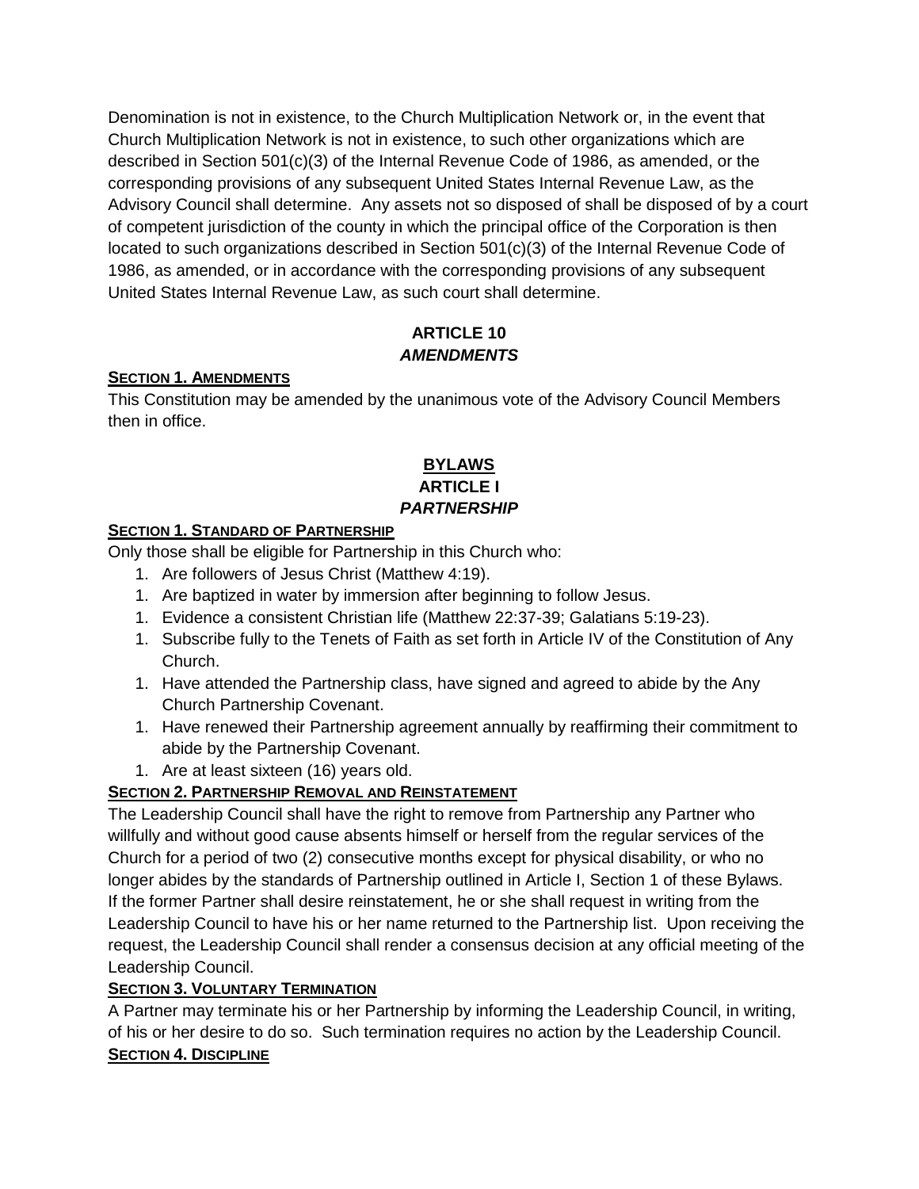Denomination is not in existence, to the Church Multiplication Network or, in the event that Church Multiplication Network is not in existence, to such other organizations which are described in Section 501(c)(3) of the Internal Revenue Code of 1986, as amended, or the corresponding provisions of any subsequent United States Internal Revenue Law, as the Advisory Council shall determine. Any assets not so disposed of shall be disposed of by a court of competent jurisdiction of the county in which the principal office of the Corporation is then located to such organizations described in Section 501(c)(3) of the Internal Revenue Code of 1986, as amended, or in accordance with the corresponding provisions of any subsequent United States Internal Revenue Law, as such court shall determine.

## ARTICLE 10
### *AMENDMENTS*

**SECTION 1. AMENDMENTS**

This Constitution may be amended by the unanimous vote of the Advisory Council Members then in office.

# BYLAWS
## ARTICLE I
### *PARTNERSHIP*

**SECTION 1. STANDARD OF PARTNERSHIP**

Only those shall be eligible for Partnership in this Church who:

1. Are followers of Jesus Christ (Matthew 4:19).
1. Are baptized in water by immersion after beginning to follow Jesus.
1. Evidence a consistent Christian life (Matthew 22:37-39; Galatians 5:19-23).
1. Subscribe fully to the Tenets of Faith as set forth in Article IV of the Constitution of Any Church.
1. Have attended the Partnership class, have signed and agreed to abide by the Any Church Partnership Covenant.
1. Have renewed their Partnership agreement annually by reaffirming their commitment to abide by the Partnership Covenant.
1. Are at least sixteen (16) years old.

**SECTION 2. PARTNERSHIP REMOVAL AND REINSTATEMENT**

The Leadership Council shall have the right to remove from Partnership any Partner who willfully and without good cause absents himself or herself from the regular services of the Church for a period of two (2) consecutive months except for physical disability, or who no longer abides by the standards of Partnership outlined in Article I, Section 1 of these Bylaws. If the former Partner shall desire reinstatement, he or she shall request in writing from the Leadership Council to have his or her name returned to the Partnership list. Upon receiving the request, the Leadership Council shall render a consensus decision at any official meeting of the Leadership Council.

**SECTION 3. VOLUNTARY TERMINATION**

A Partner may terminate his or her Partnership by informing the Leadership Council, in writing, of his or her desire to do so. Such termination requires no action by the Leadership Council.

**SECTION 4. DISCIPLINE**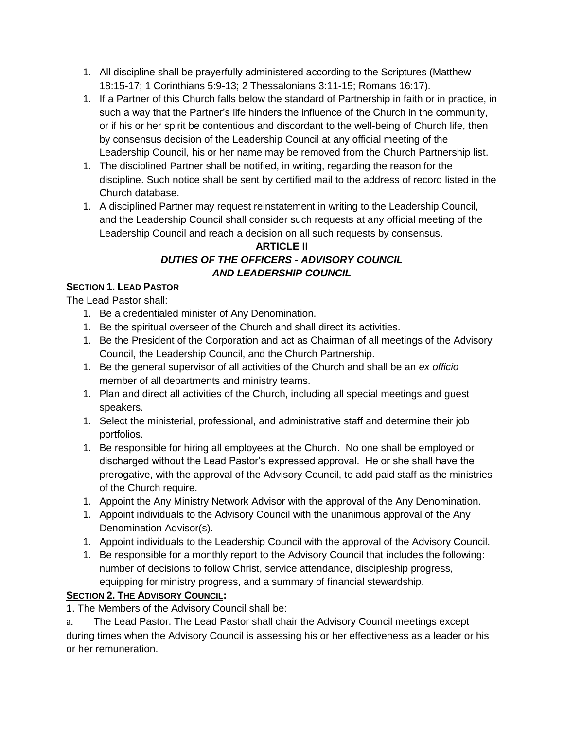1. All discipline shall be prayerfully administered according to the Scriptures (Matthew 18:15-17; 1 Corinthians 5:9-13; 2 Thessalonians 3:11-15; Romans 16:17).
1. If a Partner of this Church falls below the standard of Partnership in faith or in practice, in such a way that the Partner's life hinders the influence of the Church in the community, or if his or her spirit be contentious and discordant to the well-being of Church life, then by consensus decision of the Leadership Council at any official meeting of the Leadership Council, his or her name may be removed from the Church Partnership list.
1. The disciplined Partner shall be notified, in writing, regarding the reason for the discipline. Such notice shall be sent by certified mail to the address of record listed in the Church database.
1. A disciplined Partner may request reinstatement in writing to the Leadership Council, and the Leadership Council shall consider such requests at any official meeting of the Leadership Council and reach a decision on all such requests by consensus.

## ARTICLE II

## *DUTIES OF THE OFFICERS - ADVISORY COUNCIL AND LEADERSHIP COUNCIL*

**SECTION 1. LEAD PASTOR**

The Lead Pastor shall:

1. Be a credentialed minister of Any Denomination.
1. Be the spiritual overseer of the Church and shall direct its activities.
1. Be the President of the Corporation and act as Chairman of all meetings of the Advisory Council, the Leadership Council, and the Church Partnership.
1. Be the general supervisor of all activities of the Church and shall be an *ex officio* member of all departments and ministry teams.
1. Plan and direct all activities of the Church, including all special meetings and guest speakers.
1. Select the ministerial, professional, and administrative staff and determine their job portfolios.
1. Be responsible for hiring all employees at the Church. No one shall be employed or discharged without the Lead Pastor's expressed approval. He or she shall have the prerogative, with the approval of the Advisory Council, to add paid staff as the ministries of the Church require.
1. Appoint the Any Ministry Network Advisor with the approval of the Any Denomination.
1. Appoint individuals to the Advisory Council with the unanimous approval of the Any Denomination Advisor(s).
1. Appoint individuals to the Leadership Council with the approval of the Advisory Council.
1. Be responsible for a monthly report to the Advisory Council that includes the following: number of decisions to follow Christ, service attendance, discipleship progress, equipping for ministry progress, and a summary of financial stewardship.

**SECTION 2. THE ADVISORY COUNCIL:**

1. The Members of the Advisory Council shall be:

a. The Lead Pastor. The Lead Pastor shall chair the Advisory Council meetings except during times when the Advisory Council is assessing his or her effectiveness as a leader or his or her remuneration.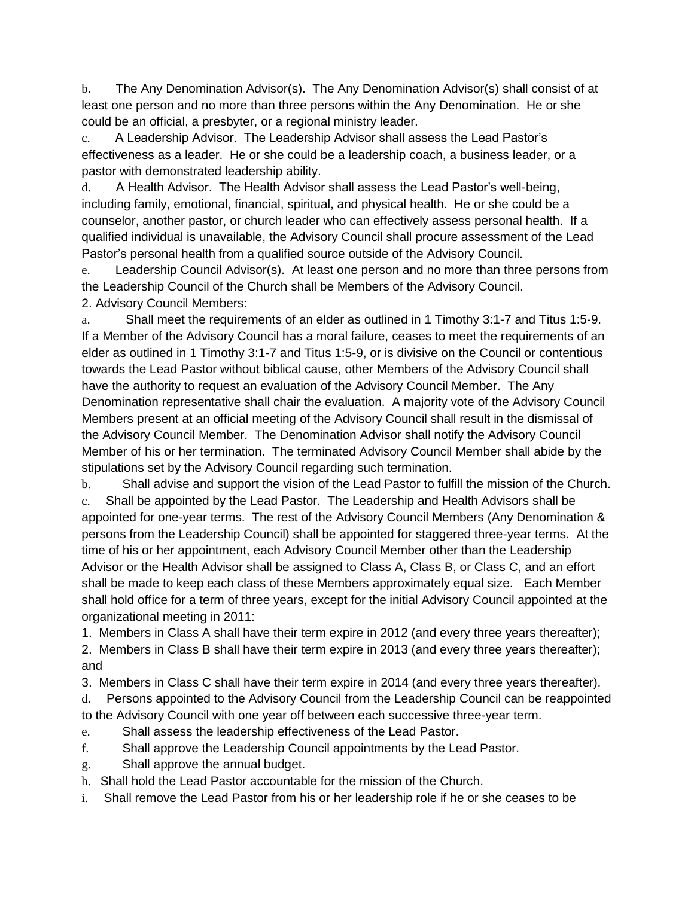b. The Any Denomination Advisor(s). The Any Denomination Advisor(s) shall consist of at least one person and no more than three persons within the Any Denomination. He or she could be an official, a presbyter, or a regional ministry leader.

c. A Leadership Advisor. The Leadership Advisor shall assess the Lead Pastor's effectiveness as a leader. He or she could be a leadership coach, a business leader, or a pastor with demonstrated leadership ability.

d. A Health Advisor. The Health Advisor shall assess the Lead Pastor's well-being, including family, emotional, financial, spiritual, and physical health. He or she could be a counselor, another pastor, or church leader who can effectively assess personal health. If a qualified individual is unavailable, the Advisory Council shall procure assessment of the Lead Pastor's personal health from a qualified source outside of the Advisory Council.

e. Leadership Council Advisor(s). At least one person and no more than three persons from the Leadership Council of the Church shall be Members of the Advisory Council.

2. Advisory Council Members:

a. Shall meet the requirements of an elder as outlined in 1 Timothy 3:1-7 and Titus 1:5-9. If a Member of the Advisory Council has a moral failure, ceases to meet the requirements of an elder as outlined in 1 Timothy 3:1-7 and Titus 1:5-9, or is divisive on the Council or contentious towards the Lead Pastor without biblical cause, other Members of the Advisory Council shall have the authority to request an evaluation of the Advisory Council Member. The Any Denomination representative shall chair the evaluation. A majority vote of the Advisory Council Members present at an official meeting of the Advisory Council shall result in the dismissal of the Advisory Council Member. The Denomination Advisor shall notify the Advisory Council Member of his or her termination. The terminated Advisory Council Member shall abide by the stipulations set by the Advisory Council regarding such termination.

b. Shall advise and support the vision of the Lead Pastor to fulfill the mission of the Church.

c. Shall be appointed by the Lead Pastor. The Leadership and Health Advisors shall be appointed for one-year terms. The rest of the Advisory Council Members (Any Denomination & persons from the Leadership Council) shall be appointed for staggered three-year terms. At the time of his or her appointment, each Advisory Council Member other than the Leadership Advisor or the Health Advisor shall be assigned to Class A, Class B, or Class C, and an effort shall be made to keep each class of these Members approximately equal size. Each Member shall hold office for a term of three years, except for the initial Advisory Council appointed at the organizational meeting in 2011:

1. Members in Class A shall have their term expire in 2012 (and every three years thereafter);
2. Members in Class B shall have their term expire in 2013 (and every three years thereafter); and
3. Members in Class C shall have their term expire in 2014 (and every three years thereafter).

d. Persons appointed to the Advisory Council from the Leadership Council can be reappointed to the Advisory Council with one year off between each successive three-year term.

e. Shall assess the leadership effectiveness of the Lead Pastor.

f. Shall approve the Leadership Council appointments by the Lead Pastor.

g. Shall approve the annual budget.

h. Shall hold the Lead Pastor accountable for the mission of the Church.

i. Shall remove the Lead Pastor from his or her leadership role if he or she ceases to be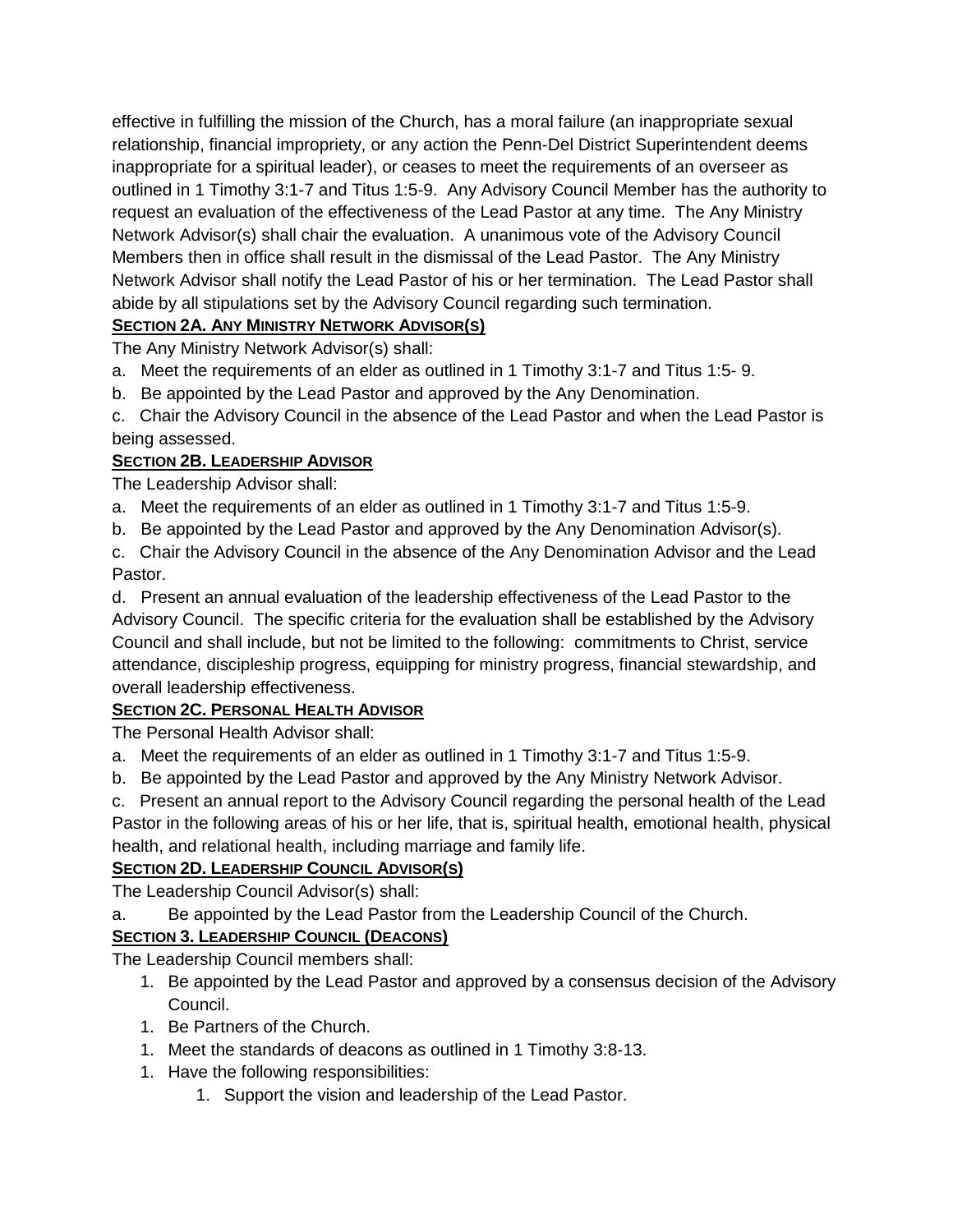effective in fulfilling the mission of the Church, has a moral failure (an inappropriate sexual relationship, financial impropriety, or any action the Penn-Del District Superintendent deems inappropriate for a spiritual leader), or ceases to meet the requirements of an overseer as outlined in 1 Timothy 3:1-7 and Titus 1:5-9. Any Advisory Council Member has the authority to request an evaluation of the effectiveness of the Lead Pastor at any time. The Any Ministry Network Advisor(s) shall chair the evaluation. A unanimous vote of the Advisory Council Members then in office shall result in the dismissal of the Lead Pastor. The Any Ministry Network Advisor shall notify the Lead Pastor of his or her termination. The Lead Pastor shall abide by all stipulations set by the Advisory Council regarding such termination.

**SECTION 2A. ANY MINISTRY NETWORK ADVISOR(S)**

The Any Ministry Network Advisor(s) shall:

a. Meet the requirements of an elder as outlined in 1 Timothy 3:1-7 and Titus 1:5- 9.

b. Be appointed by the Lead Pastor and approved by the Any Denomination.

c. Chair the Advisory Council in the absence of the Lead Pastor and when the Lead Pastor is being assessed.

**SECTION 2B. LEADERSHIP ADVISOR**

The Leadership Advisor shall:

a. Meet the requirements of an elder as outlined in 1 Timothy 3:1-7 and Titus 1:5-9.

b. Be appointed by the Lead Pastor and approved by the Any Denomination Advisor(s).

c. Chair the Advisory Council in the absence of the Any Denomination Advisor and the Lead Pastor.

d. Present an annual evaluation of the leadership effectiveness of the Lead Pastor to the Advisory Council. The specific criteria for the evaluation shall be established by the Advisory Council and shall include, but not be limited to the following: commitments to Christ, service attendance, discipleship progress, equipping for ministry progress, financial stewardship, and overall leadership effectiveness.

**SECTION 2C. PERSONAL HEALTH ADVISOR**

The Personal Health Advisor shall:

a. Meet the requirements of an elder as outlined in 1 Timothy 3:1-7 and Titus 1:5-9.

b. Be appointed by the Lead Pastor and approved by the Any Ministry Network Advisor.

c. Present an annual report to the Advisory Council regarding the personal health of the Lead Pastor in the following areas of his or her life, that is, spiritual health, emotional health, physical health, and relational health, including marriage and family life.

**SECTION 2D. LEADERSHIP COUNCIL ADVISOR(S)**

The Leadership Council Advisor(s) shall:

a. Be appointed by the Lead Pastor from the Leadership Council of the Church.

**SECTION 3. LEADERSHIP COUNCIL (DEACONS)**

The Leadership Council members shall:

1. Be appointed by the Lead Pastor and approved by a consensus decision of the Advisory Council.
1. Be Partners of the Church.
1. Meet the standards of deacons as outlined in 1 Timothy 3:8-13.
1. Have the following responsibilities:
    1. Support the vision and leadership of the Lead Pastor.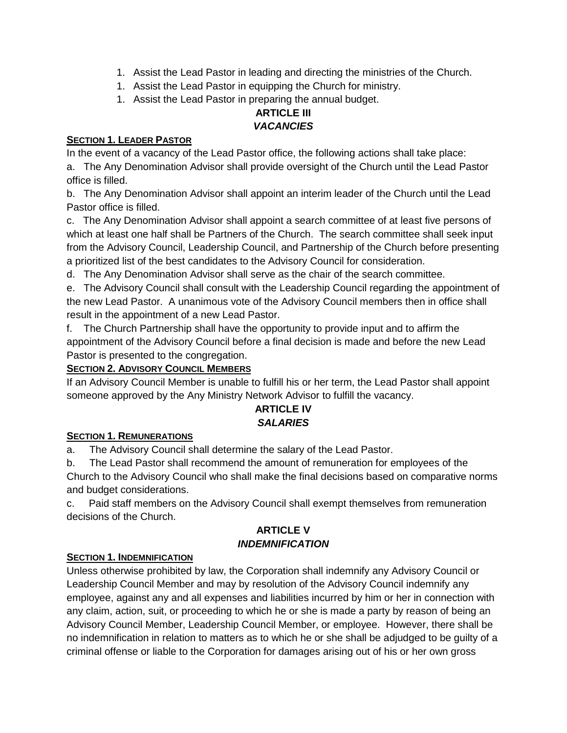1. Assist the Lead Pastor in leading and directing the ministries of the Church.
1. Assist the Lead Pastor in equipping the Church for ministry.
1. Assist the Lead Pastor in preparing the annual budget.

## ARTICLE III
## *VACANCIES*

**SECTION 1. LEADER PASTOR**

In the event of a vacancy of the Lead Pastor office, the following actions shall take place:

a. The Any Denomination Advisor shall provide oversight of the Church until the Lead Pastor office is filled.

b. The Any Denomination Advisor shall appoint an interim leader of the Church until the Lead Pastor office is filled.

c. The Any Denomination Advisor shall appoint a search committee of at least five persons of which at least one half shall be Partners of the Church. The search committee shall seek input from the Advisory Council, Leadership Council, and Partnership of the Church before presenting a prioritized list of the best candidates to the Advisory Council for consideration.

d. The Any Denomination Advisor shall serve as the chair of the search committee.

e. The Advisory Council shall consult with the Leadership Council regarding the appointment of the new Lead Pastor. A unanimous vote of the Advisory Council members then in office shall result in the appointment of a new Lead Pastor.

f. The Church Partnership shall have the opportunity to provide input and to affirm the appointment of the Advisory Council before a final decision is made and before the new Lead Pastor is presented to the congregation.

**SECTION 2. ADVISORY COUNCIL MEMBERS**

If an Advisory Council Member is unable to fulfill his or her term, the Lead Pastor shall appoint someone approved by the Any Ministry Network Advisor to fulfill the vacancy.

## ARTICLE IV
## *SALARIES*

**SECTION 1. REMUNERATIONS**

a. The Advisory Council shall determine the salary of the Lead Pastor.

b. The Lead Pastor shall recommend the amount of remuneration for employees of the Church to the Advisory Council who shall make the final decisions based on comparative norms and budget considerations.

c. Paid staff members on the Advisory Council shall exempt themselves from remuneration decisions of the Church.

## ARTICLE V
## *INDEMNIFICATION*

**SECTION 1. INDEMNIFICATION**

Unless otherwise prohibited by law, the Corporation shall indemnify any Advisory Council or Leadership Council Member and may by resolution of the Advisory Council indemnify any employee, against any and all expenses and liabilities incurred by him or her in connection with any claim, action, suit, or proceeding to which he or she is made a party by reason of being an Advisory Council Member, Leadership Council Member, or employee. However, there shall be no indemnification in relation to matters as to which he or she shall be adjudged to be guilty of a criminal offense or liable to the Corporation for damages arising out of his or her own gross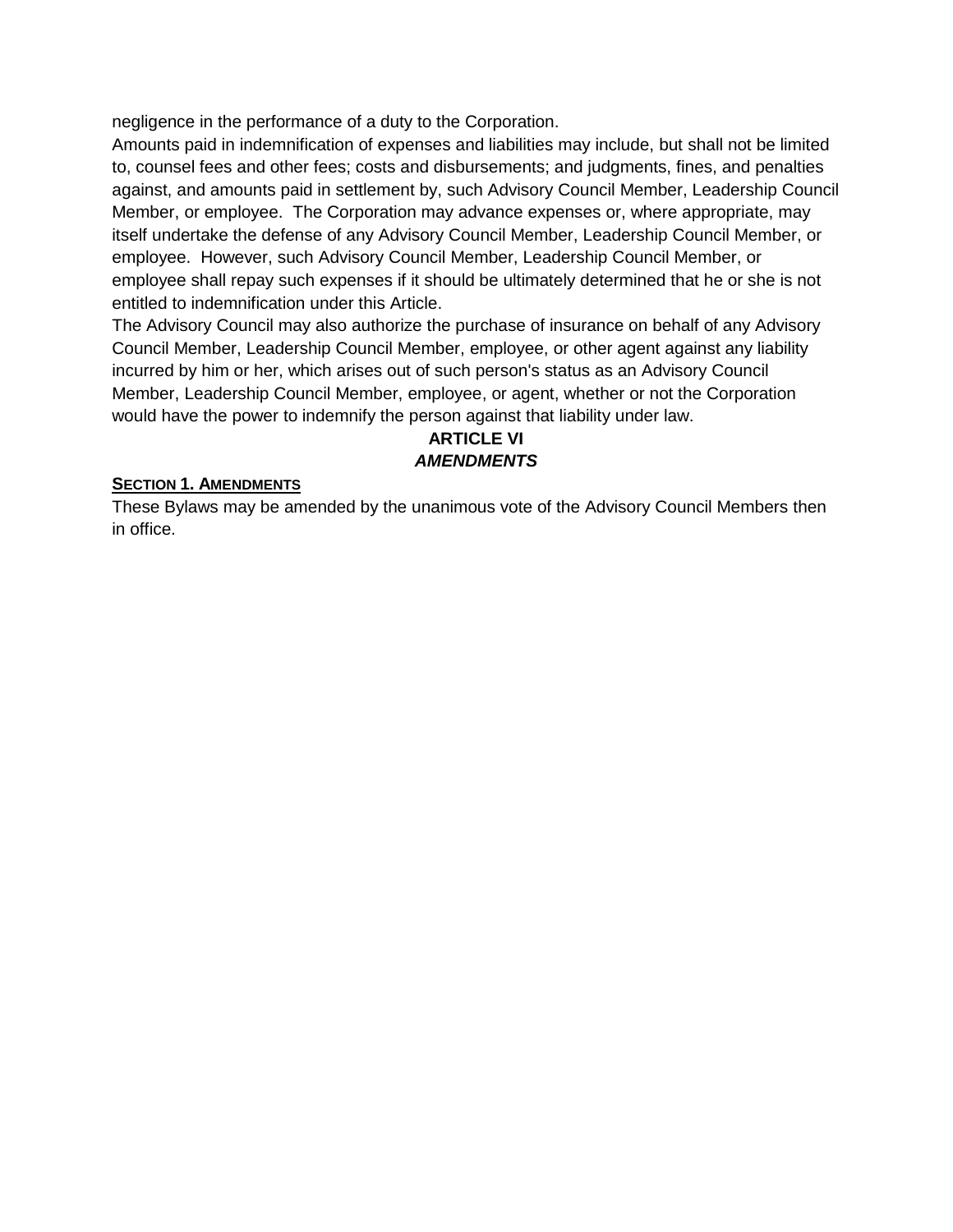negligence in the performance of a duty to the Corporation.

Amounts paid in indemnification of expenses and liabilities may include, but shall not be limited to, counsel fees and other fees; costs and disbursements; and judgments, fines, and penalties against, and amounts paid in settlement by, such Advisory Council Member, Leadership Council Member, or employee. The Corporation may advance expenses or, where appropriate, may itself undertake the defense of any Advisory Council Member, Leadership Council Member, or employee. However, such Advisory Council Member, Leadership Council Member, or employee shall repay such expenses if it should be ultimately determined that he or she is not entitled to indemnification under this Article.

The Advisory Council may also authorize the purchase of insurance on behalf of any Advisory Council Member, Leadership Council Member, employee, or other agent against any liability incurred by him or her, which arises out of such person's status as an Advisory Council Member, Leadership Council Member, employee, or agent, whether or not the Corporation would have the power to indemnify the person against that liability under law.

## ARTICLE VI
## *AMENDMENTS*

**SECTION 1. AMENDMENTS**

These Bylaws may be amended by the unanimous vote of the Advisory Council Members then in office.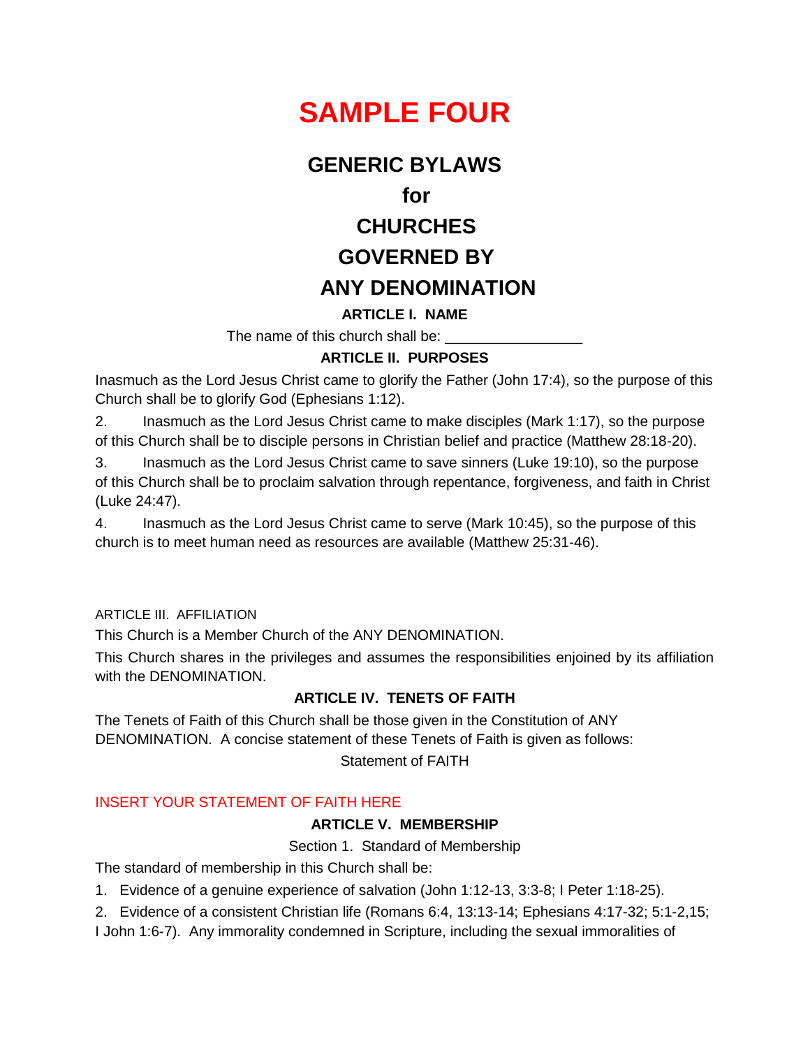# SAMPLE FOUR

## GENERIC BYLAWS

## for

## CHURCHES

## GOVERNED BY

## ANY DENOMINATION

### ARTICLE I. NAME

The name of this church shall be: _________________

### ARTICLE II. PURPOSES

Inasmuch as the Lord Jesus Christ came to glorify the Father (John 17:4), so the purpose of this Church shall be to glorify God (Ephesians 1:12).

2. Inasmuch as the Lord Jesus Christ came to make disciples (Mark 1:17), so the purpose of this Church shall be to disciple persons in Christian belief and practice (Matthew 28:18-20).

3. Inasmuch as the Lord Jesus Christ came to save sinners (Luke 19:10), so the purpose of this Church shall be to proclaim salvation through repentance, forgiveness, and faith in Christ (Luke 24:47).

4. Inasmuch as the Lord Jesus Christ came to serve (Mark 10:45), so the purpose of this church is to meet human need as resources are available (Matthew 25:31-46).

ARTICLE III. AFFILIATION

This Church is a Member Church of the ANY DENOMINATION.

This Church shares in the privileges and assumes the responsibilities enjoined by its affiliation with the DENOMINATION.

### ARTICLE IV. TENETS OF FAITH

The Tenets of Faith of this Church shall be those given in the Constitution of ANY DENOMINATION. A concise statement of these Tenets of Faith is given as follows:

Statement of FAITH

INSERT YOUR STATEMENT OF FAITH HERE

### ARTICLE V. MEMBERSHIP

Section 1. Standard of Membership

The standard of membership in this Church shall be:

1. Evidence of a genuine experience of salvation (John 1:12-13, 3:3-8; I Peter 1:18-25).
2. Evidence of a consistent Christian life (Romans 6:4, 13:13-14; Ephesians 4:17-32; 5:1-2,15; I John 1:6-7). Any immorality condemned in Scripture, including the sexual immoralities of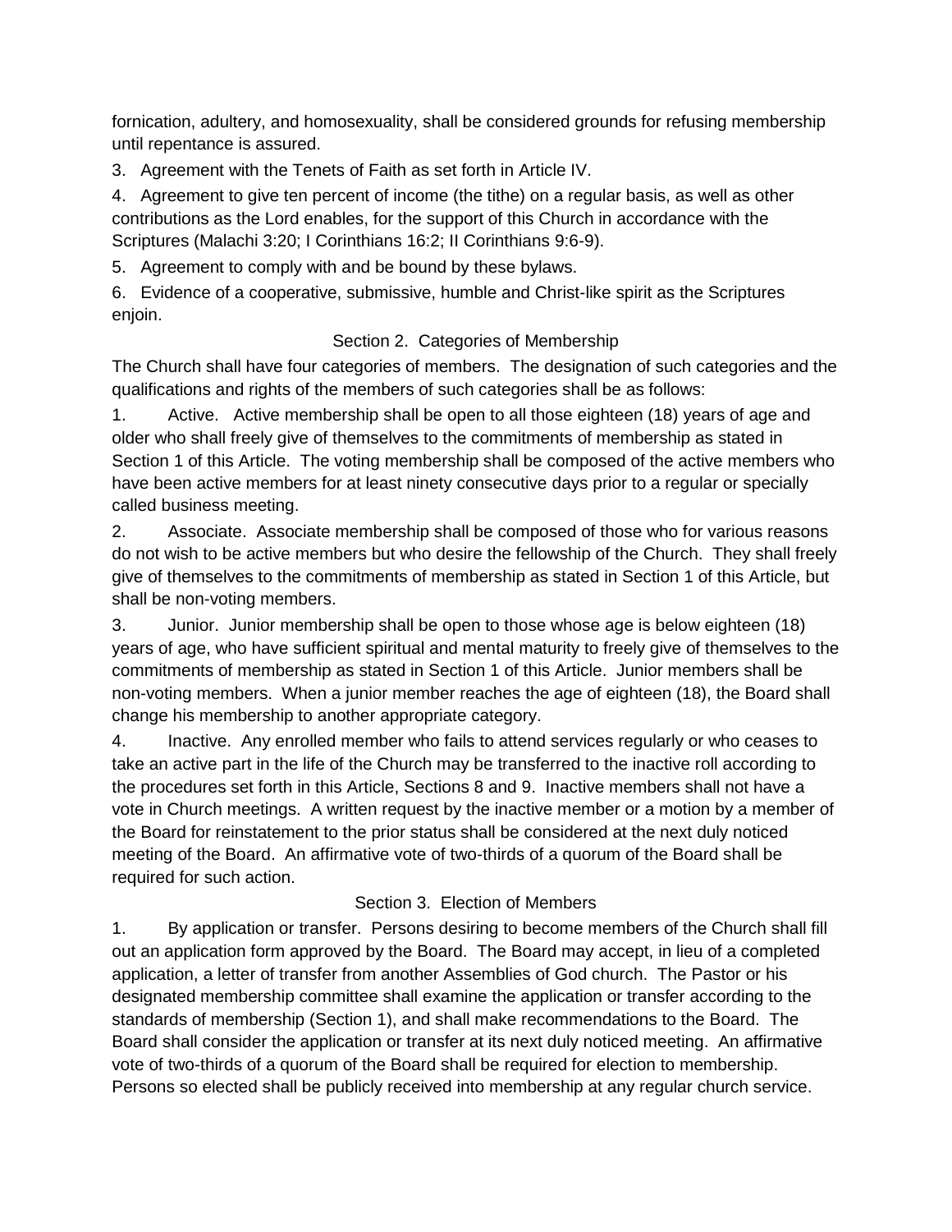fornication, adultery, and homosexuality, shall be considered grounds for refusing membership until repentance is assured.

3. Agreement with the Tenets of Faith as set forth in Article IV.

4. Agreement to give ten percent of income (the tithe) on a regular basis, as well as other contributions as the Lord enables, for the support of this Church in accordance with the Scriptures (Malachi 3:20; I Corinthians 16:2; II Corinthians 9:6-9).

5. Agreement to comply with and be bound by these bylaws.

6. Evidence of a cooperative, submissive, humble and Christ-like spirit as the Scriptures enjoin.

### Section 2. Categories of Membership

The Church shall have four categories of members. The designation of such categories and the qualifications and rights of the members of such categories shall be as follows:

1. Active. Active membership shall be open to all those eighteen (18) years of age and older who shall freely give of themselves to the commitments of membership as stated in Section 1 of this Article. The voting membership shall be composed of the active members who have been active members for at least ninety consecutive days prior to a regular or specially called business meeting.

2. Associate. Associate membership shall be composed of those who for various reasons do not wish to be active members but who desire the fellowship of the Church. They shall freely give of themselves to the commitments of membership as stated in Section 1 of this Article, but shall be non-voting members.

3. Junior. Junior membership shall be open to those whose age is below eighteen (18) years of age, who have sufficient spiritual and mental maturity to freely give of themselves to the commitments of membership as stated in Section 1 of this Article. Junior members shall be non-voting members. When a junior member reaches the age of eighteen (18), the Board shall change his membership to another appropriate category.

4. Inactive. Any enrolled member who fails to attend services regularly or who ceases to take an active part in the life of the Church may be transferred to the inactive roll according to the procedures set forth in this Article, Sections 8 and 9. Inactive members shall not have a vote in Church meetings. A written request by the inactive member or a motion by a member of the Board for reinstatement to the prior status shall be considered at the next duly noticed meeting of the Board. An affirmative vote of two-thirds of a quorum of the Board shall be required for such action.

### Section 3. Election of Members

1. By application or transfer. Persons desiring to become members of the Church shall fill out an application form approved by the Board. The Board may accept, in lieu of a completed application, a letter of transfer from another Assemblies of God church. The Pastor or his designated membership committee shall examine the application or transfer according to the standards of membership (Section 1), and shall make recommendations to the Board. The Board shall consider the application or transfer at its next duly noticed meeting. An affirmative vote of two-thirds of a quorum of the Board shall be required for election to membership. Persons so elected shall be publicly received into membership at any regular church service.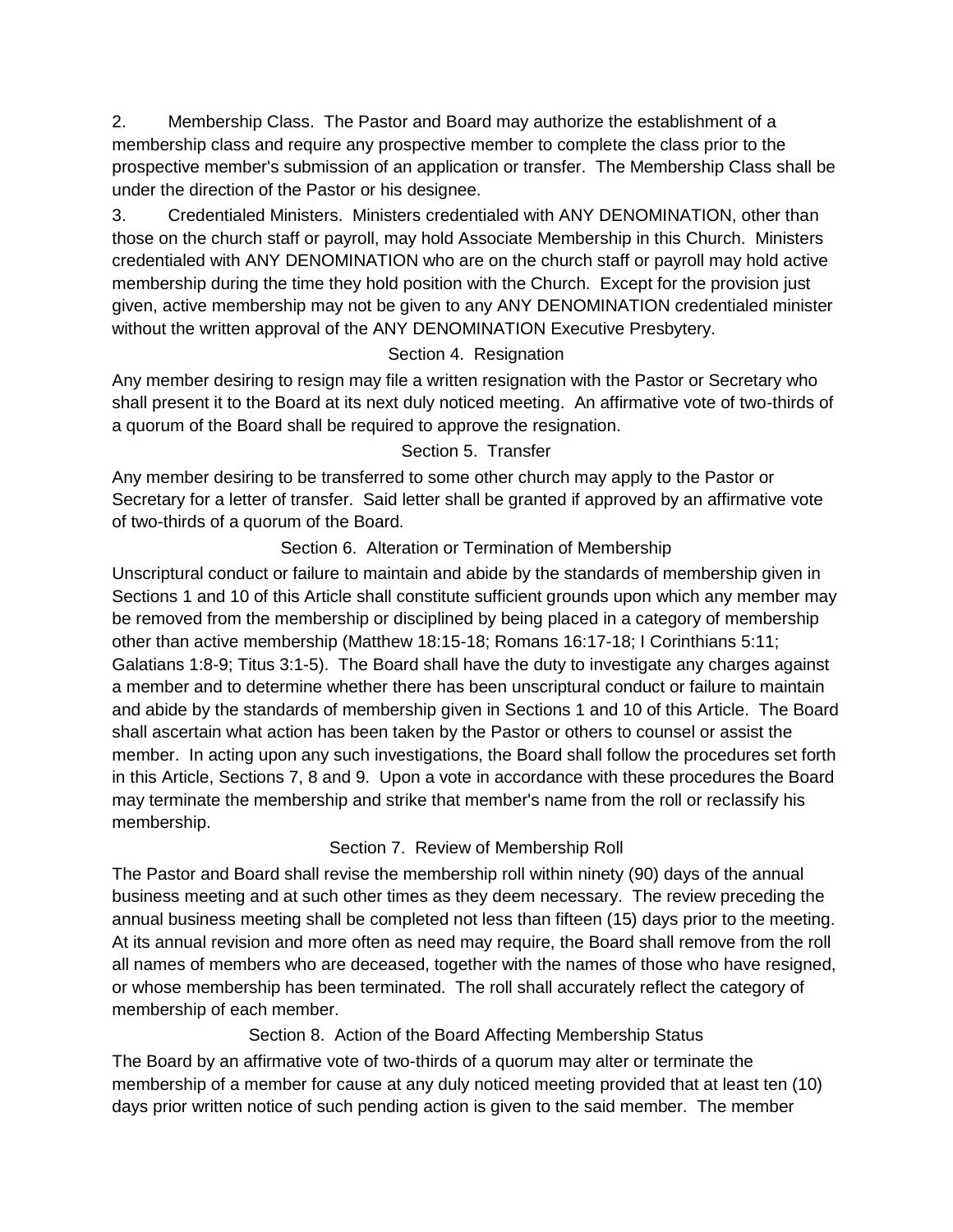2. Membership Class. The Pastor and Board may authorize the establishment of a membership class and require any prospective member to complete the class prior to the prospective member's submission of an application or transfer. The Membership Class shall be under the direction of the Pastor or his designee.

3. Credentialed Ministers. Ministers credentialed with ANY DENOMINATION, other than those on the church staff or payroll, may hold Associate Membership in this Church. Ministers credentialed with ANY DENOMINATION who are on the church staff or payroll may hold active membership during the time they hold position with the Church. Except for the provision just given, active membership may not be given to any ANY DENOMINATION credentialed minister without the written approval of the ANY DENOMINATION Executive Presbytery.

### Section 4. Resignation

Any member desiring to resign may file a written resignation with the Pastor or Secretary who shall present it to the Board at its next duly noticed meeting. An affirmative vote of two-thirds of a quorum of the Board shall be required to approve the resignation.

### Section 5. Transfer

Any member desiring to be transferred to some other church may apply to the Pastor or Secretary for a letter of transfer. Said letter shall be granted if approved by an affirmative vote of two-thirds of a quorum of the Board.

### Section 6. Alteration or Termination of Membership

Unscriptural conduct or failure to maintain and abide by the standards of membership given in Sections 1 and 10 of this Article shall constitute sufficient grounds upon which any member may be removed from the membership or disciplined by being placed in a category of membership other than active membership (Matthew 18:15-18; Romans 16:17-18; I Corinthians 5:11; Galatians 1:8-9; Titus 3:1-5). The Board shall have the duty to investigate any charges against a member and to determine whether there has been unscriptural conduct or failure to maintain and abide by the standards of membership given in Sections 1 and 10 of this Article. The Board shall ascertain what action has been taken by the Pastor or others to counsel or assist the member. In acting upon any such investigations, the Board shall follow the procedures set forth in this Article, Sections 7, 8 and 9. Upon a vote in accordance with these procedures the Board may terminate the membership and strike that member's name from the roll or reclassify his membership.

### Section 7. Review of Membership Roll

The Pastor and Board shall revise the membership roll within ninety (90) days of the annual business meeting and at such other times as they deem necessary. The review preceding the annual business meeting shall be completed not less than fifteen (15) days prior to the meeting. At its annual revision and more often as need may require, the Board shall remove from the roll all names of members who are deceased, together with the names of those who have resigned, or whose membership has been terminated. The roll shall accurately reflect the category of membership of each member.

### Section 8. Action of the Board Affecting Membership Status

The Board by an affirmative vote of two-thirds of a quorum may alter or terminate the membership of a member for cause at any duly noticed meeting provided that at least ten (10) days prior written notice of such pending action is given to the said member. The member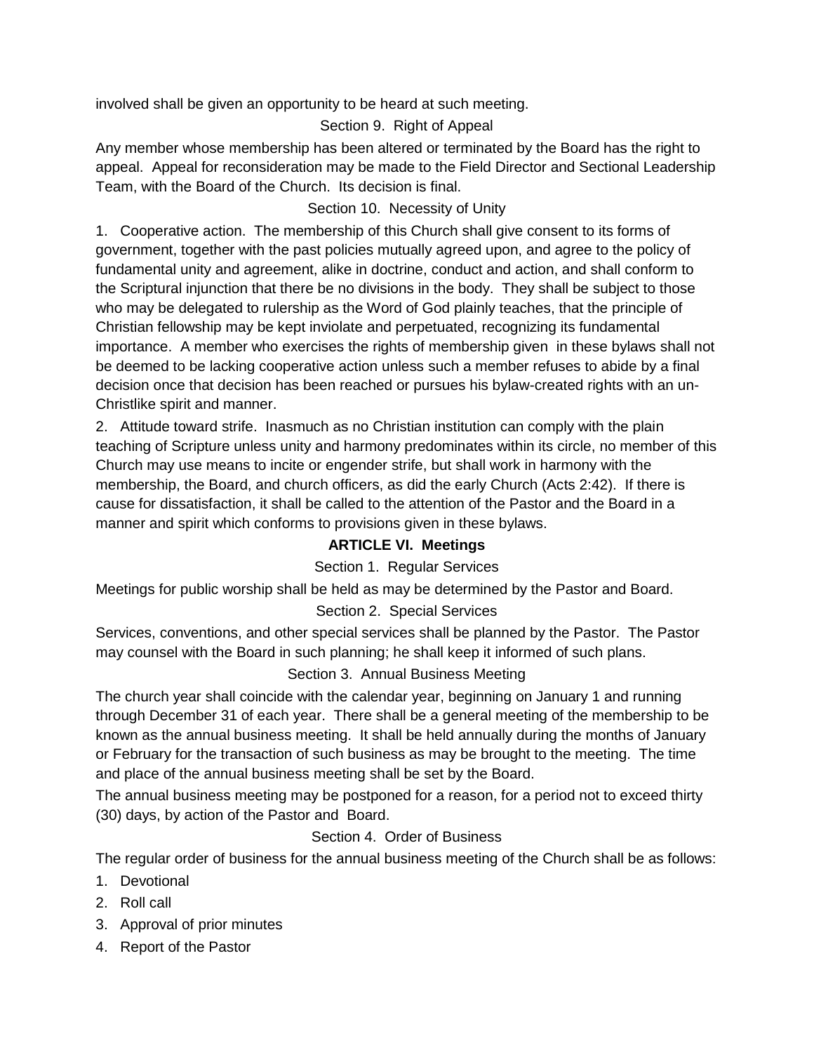involved shall be given an opportunity to be heard at such meeting.

Section 9. Right of Appeal

Any member whose membership has been altered or terminated by the Board has the right to appeal. Appeal for reconsideration may be made to the Field Director and Sectional Leadership Team, with the Board of the Church. Its decision is final.

Section 10. Necessity of Unity

1. Cooperative action. The membership of this Church shall give consent to its forms of government, together with the past policies mutually agreed upon, and agree to the policy of fundamental unity and agreement, alike in doctrine, conduct and action, and shall conform to the Scriptural injunction that there be no divisions in the body. They shall be subject to those who may be delegated to rulership as the Word of God plainly teaches, that the principle of Christian fellowship may be kept inviolate and perpetuated, recognizing its fundamental importance. A member who exercises the rights of membership given in these bylaws shall not be deemed to be lacking cooperative action unless such a member refuses to abide by a final decision once that decision has been reached or pursues his bylaw-created rights with an un-Christlike spirit and manner.

2. Attitude toward strife. Inasmuch as no Christian institution can comply with the plain teaching of Scripture unless unity and harmony predominates within its circle, no member of this Church may use means to incite or engender strife, but shall work in harmony with the membership, the Board, and church officers, as did the early Church (Acts 2:42). If there is cause for dissatisfaction, it shall be called to the attention of the Pastor and the Board in a manner and spirit which conforms to provisions given in these bylaws.

## ARTICLE VI. Meetings

Section 1. Regular Services

Meetings for public worship shall be held as may be determined by the Pastor and Board.

Section 2. Special Services

Services, conventions, and other special services shall be planned by the Pastor. The Pastor may counsel with the Board in such planning; he shall keep it informed of such plans.

Section 3. Annual Business Meeting

The church year shall coincide with the calendar year, beginning on January 1 and running through December 31 of each year. There shall be a general meeting of the membership to be known as the annual business meeting. It shall be held annually during the months of January or February for the transaction of such business as may be brought to the meeting. The time and place of the annual business meeting shall be set by the Board.

The annual business meeting may be postponed for a reason, for a period not to exceed thirty (30) days, by action of the Pastor and Board.

Section 4. Order of Business

The regular order of business for the annual business meeting of the Church shall be as follows:

1. Devotional
2. Roll call
3. Approval of prior minutes
4. Report of the Pastor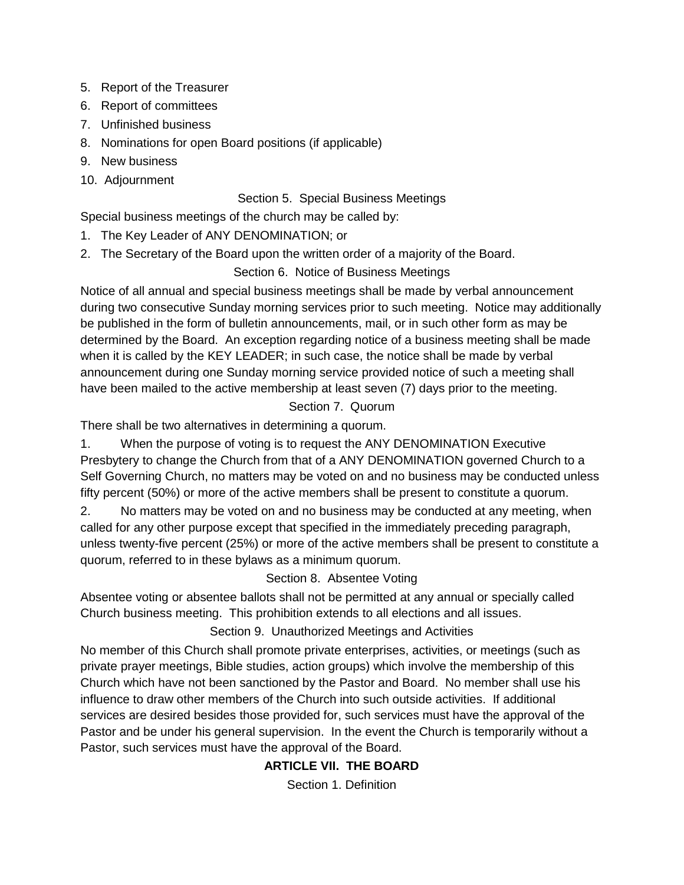5. Report of the Treasurer
6. Report of committees
7. Unfinished business
8. Nominations for open Board positions (if applicable)
9. New business
10. Adjournment

### Section 5. Special Business Meetings

Special business meetings of the church may be called by:

1. The Key Leader of ANY DENOMINATION; or
2. The Secretary of the Board upon the written order of a majority of the Board.

### Section 6. Notice of Business Meetings

Notice of all annual and special business meetings shall be made by verbal announcement during two consecutive Sunday morning services prior to such meeting. Notice may additionally be published in the form of bulletin announcements, mail, or in such other form as may be determined by the Board. An exception regarding notice of a business meeting shall be made when it is called by the KEY LEADER; in such case, the notice shall be made by verbal announcement during one Sunday morning service provided notice of such a meeting shall have been mailed to the active membership at least seven (7) days prior to the meeting.

### Section 7. Quorum

There shall be two alternatives in determining a quorum.

1. When the purpose of voting is to request the ANY DENOMINATION Executive Presbytery to change the Church from that of a ANY DENOMINATION governed Church to a Self Governing Church, no matters may be voted on and no business may be conducted unless fifty percent (50%) or more of the active members shall be present to constitute a quorum.
2. No matters may be voted on and no business may be conducted at any meeting, when called for any other purpose except that specified in the immediately preceding paragraph, unless twenty-five percent (25%) or more of the active members shall be present to constitute a quorum, referred to in these bylaws as a minimum quorum.

### Section 8. Absentee Voting

Absentee voting or absentee ballots shall not be permitted at any annual or specially called Church business meeting. This prohibition extends to all elections and all issues.

### Section 9. Unauthorized Meetings and Activities

No member of this Church shall promote private enterprises, activities, or meetings (such as private prayer meetings, Bible studies, action groups) which involve the membership of this Church which have not been sanctioned by the Pastor and Board. No member shall use his influence to draw other members of the Church into such outside activities. If additional services are desired besides those provided for, such services must have the approval of the Pastor and be under his general supervision. In the event the Church is temporarily without a Pastor, such services must have the approval of the Board.

## ARTICLE VII. THE BOARD

### Section 1. Definition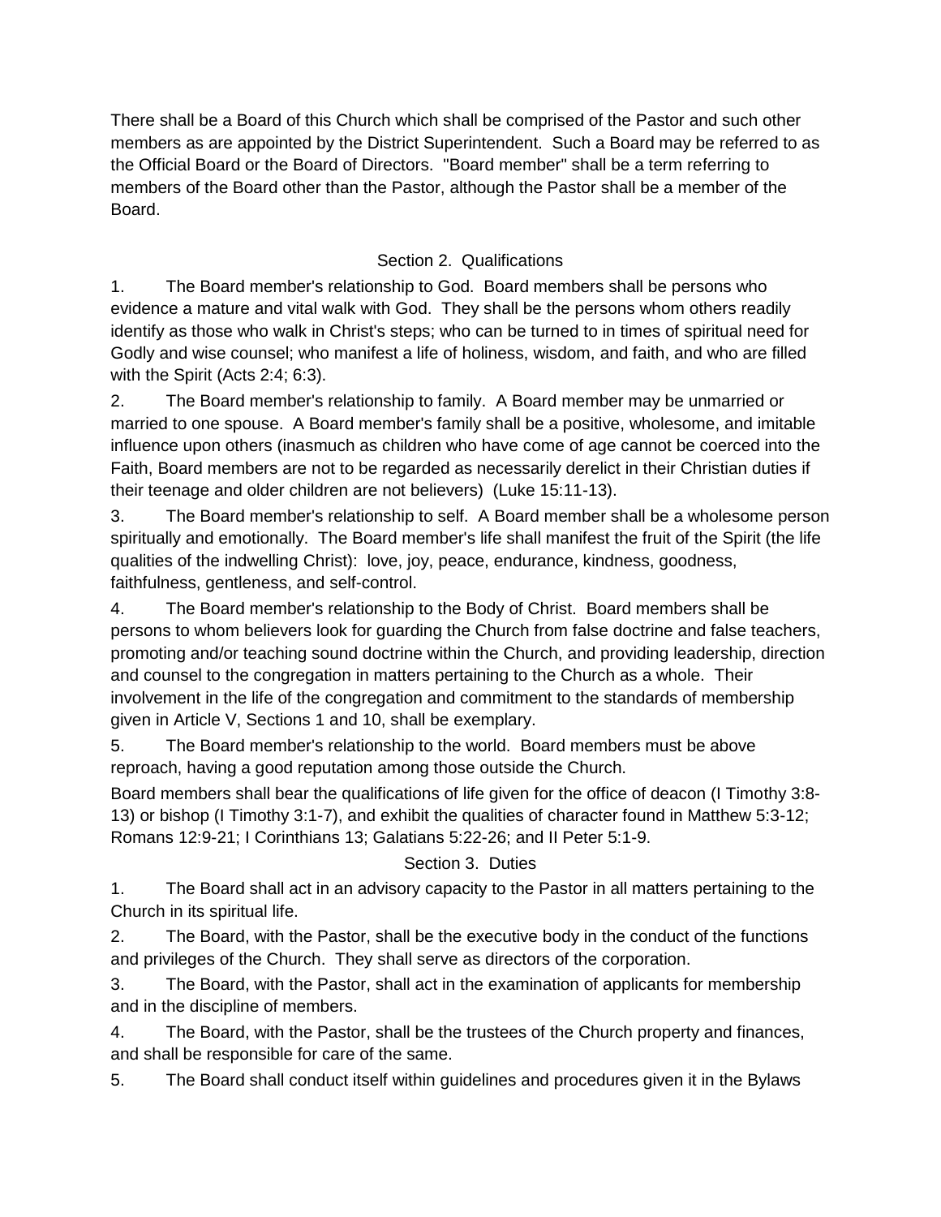There shall be a Board of this Church which shall be comprised of the Pastor and such other members as are appointed by the District Superintendent. Such a Board may be referred to as the Official Board or the Board of Directors. "Board member" shall be a term referring to members of the Board other than the Pastor, although the Pastor shall be a member of the Board.

## Section 2. Qualifications

1. The Board member's relationship to God. Board members shall be persons who evidence a mature and vital walk with God. They shall be the persons whom others readily identify as those who walk in Christ's steps; who can be turned to in times of spiritual need for Godly and wise counsel; who manifest a life of holiness, wisdom, and faith, and who are filled with the Spirit (Acts 2:4; 6:3).

2. The Board member's relationship to family. A Board member may be unmarried or married to one spouse. A Board member's family shall be a positive, wholesome, and imitable influence upon others (inasmuch as children who have come of age cannot be coerced into the Faith, Board members are not to be regarded as necessarily derelict in their Christian duties if their teenage and older children are not believers) (Luke 15:11-13).

3. The Board member's relationship to self. A Board member shall be a wholesome person spiritually and emotionally. The Board member's life shall manifest the fruit of the Spirit (the life qualities of the indwelling Christ): love, joy, peace, endurance, kindness, goodness, faithfulness, gentleness, and self-control.

4. The Board member's relationship to the Body of Christ. Board members shall be persons to whom believers look for guarding the Church from false doctrine and false teachers, promoting and/or teaching sound doctrine within the Church, and providing leadership, direction and counsel to the congregation in matters pertaining to the Church as a whole. Their involvement in the life of the congregation and commitment to the standards of membership given in Article V, Sections 1 and 10, shall be exemplary.

5. The Board member's relationship to the world. Board members must be above reproach, having a good reputation among those outside the Church.

Board members shall bear the qualifications of life given for the office of deacon (I Timothy 3:8-13) or bishop (I Timothy 3:1-7), and exhibit the qualities of character found in Matthew 5:3-12; Romans 12:9-21; I Corinthians 13; Galatians 5:22-26; and II Peter 5:1-9.

## Section 3. Duties

1. The Board shall act in an advisory capacity to the Pastor in all matters pertaining to the Church in its spiritual life.

2. The Board, with the Pastor, shall be the executive body in the conduct of the functions and privileges of the Church. They shall serve as directors of the corporation.

3. The Board, with the Pastor, shall act in the examination of applicants for membership and in the discipline of members.

4. The Board, with the Pastor, shall be the trustees of the Church property and finances, and shall be responsible for care of the same.

5. The Board shall conduct itself within guidelines and procedures given it in the Bylaws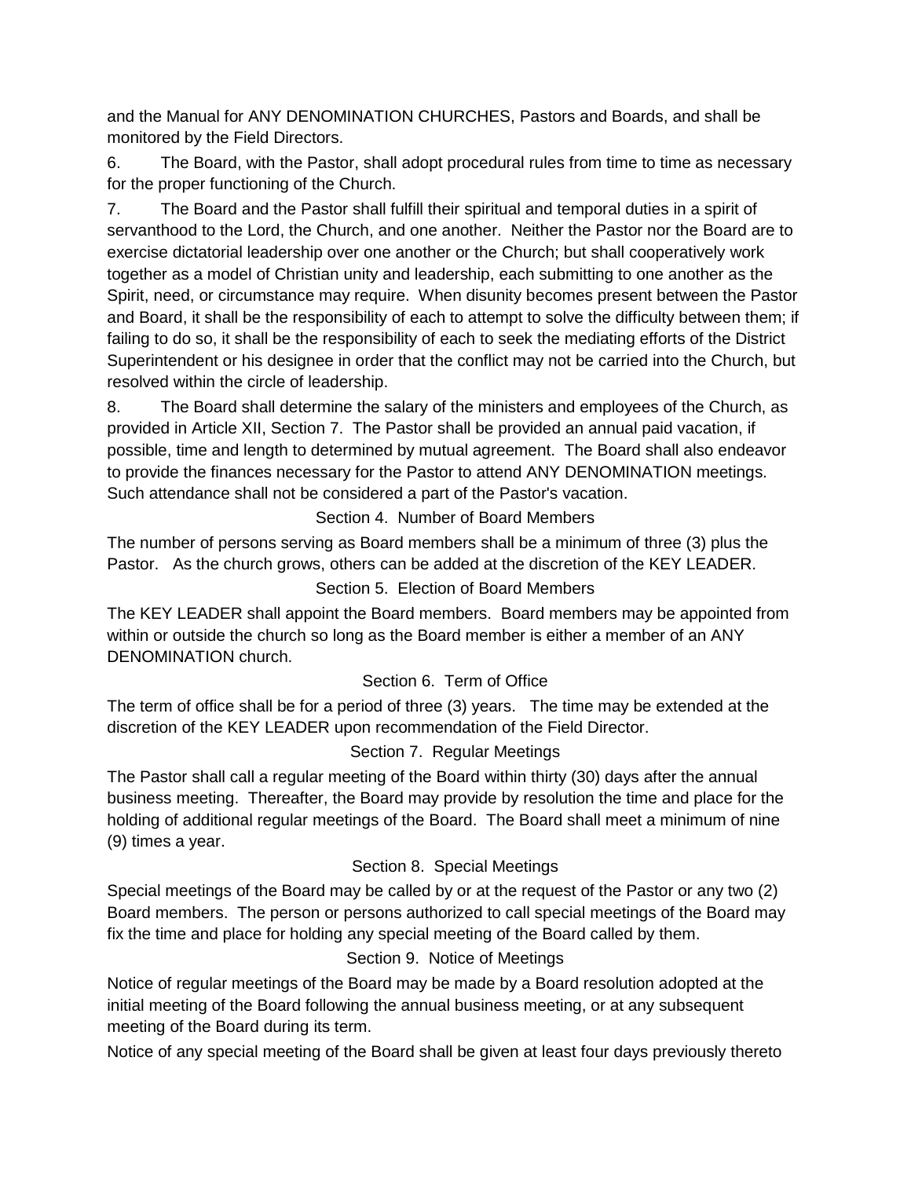and the Manual for ANY DENOMINATION CHURCHES, Pastors and Boards, and shall be monitored by the Field Directors.

6. The Board, with the Pastor, shall adopt procedural rules from time to time as necessary for the proper functioning of the Church.

7. The Board and the Pastor shall fulfill their spiritual and temporal duties in a spirit of servanthood to the Lord, the Church, and one another. Neither the Pastor nor the Board are to exercise dictatorial leadership over one another or the Church; but shall cooperatively work together as a model of Christian unity and leadership, each submitting to one another as the Spirit, need, or circumstance may require. When disunity becomes present between the Pastor and Board, it shall be the responsibility of each to attempt to solve the difficulty between them; if failing to do so, it shall be the responsibility of each to seek the mediating efforts of the District Superintendent or his designee in order that the conflict may not be carried into the Church, but resolved within the circle of leadership.

8. The Board shall determine the salary of the ministers and employees of the Church, as provided in Article XII, Section 7. The Pastor shall be provided an annual paid vacation, if possible, time and length to determined by mutual agreement. The Board shall also endeavor to provide the finances necessary for the Pastor to attend ANY DENOMINATION meetings. Such attendance shall not be considered a part of the Pastor's vacation.

### Section 4. Number of Board Members

The number of persons serving as Board members shall be a minimum of three (3) plus the Pastor. As the church grows, others can be added at the discretion of the KEY LEADER.

### Section 5. Election of Board Members

The KEY LEADER shall appoint the Board members. Board members may be appointed from within or outside the church so long as the Board member is either a member of an ANY DENOMINATION church.

### Section 6. Term of Office

The term of office shall be for a period of three (3) years. The time may be extended at the discretion of the KEY LEADER upon recommendation of the Field Director.

### Section 7. Regular Meetings

The Pastor shall call a regular meeting of the Board within thirty (30) days after the annual business meeting. Thereafter, the Board may provide by resolution the time and place for the holding of additional regular meetings of the Board. The Board shall meet a minimum of nine (9) times a year.

### Section 8. Special Meetings

Special meetings of the Board may be called by or at the request of the Pastor or any two (2) Board members. The person or persons authorized to call special meetings of the Board may fix the time and place for holding any special meeting of the Board called by them.

### Section 9. Notice of Meetings

Notice of regular meetings of the Board may be made by a Board resolution adopted at the initial meeting of the Board following the annual business meeting, or at any subsequent meeting of the Board during its term.

Notice of any special meeting of the Board shall be given at least four days previously thereto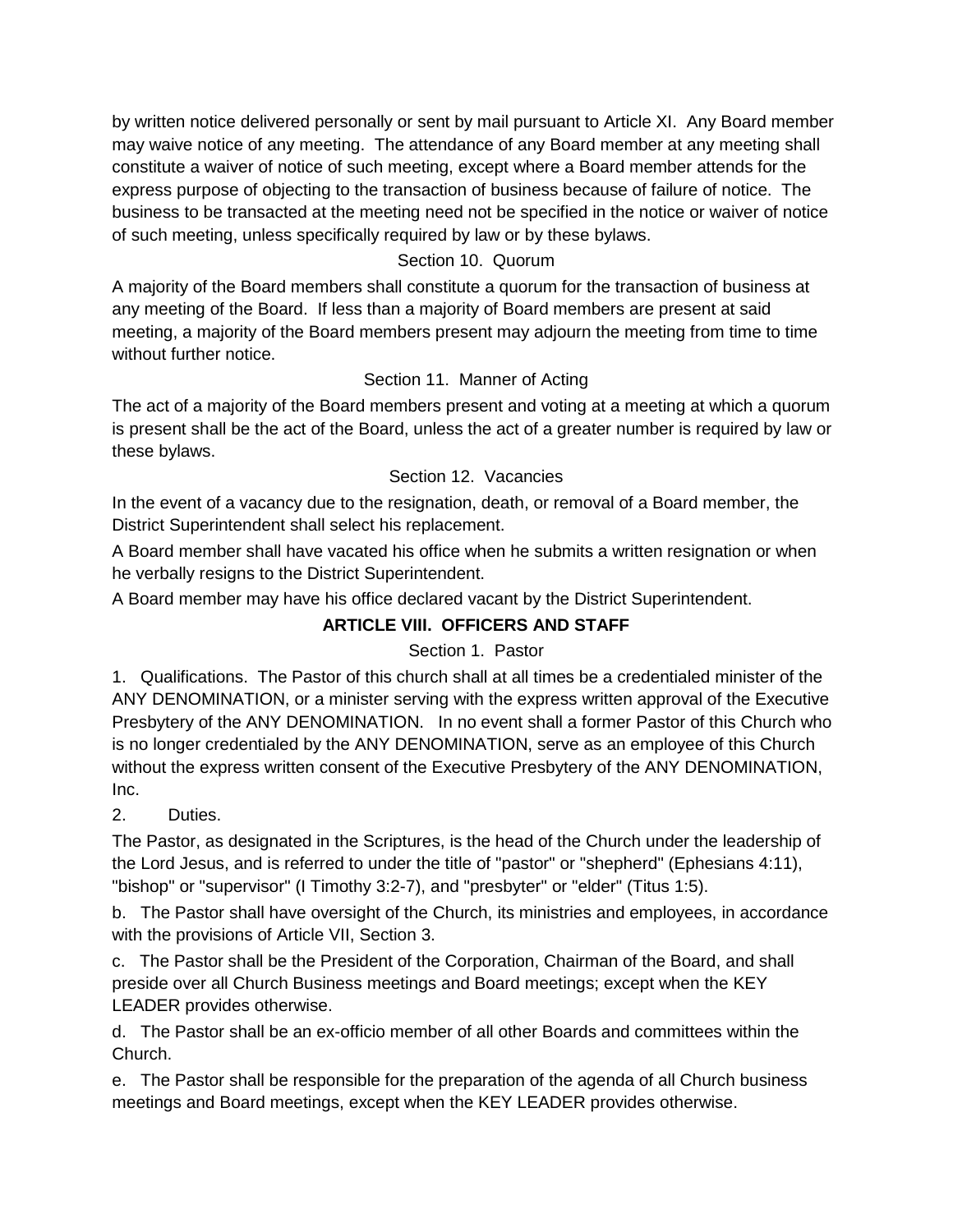by written notice delivered personally or sent by mail pursuant to Article XI. Any Board member may waive notice of any meeting. The attendance of any Board member at any meeting shall constitute a waiver of notice of such meeting, except where a Board member attends for the express purpose of objecting to the transaction of business because of failure of notice. The business to be transacted at the meeting need not be specified in the notice or waiver of notice of such meeting, unless specifically required by law or by these bylaws.

Section 10. Quorum

A majority of the Board members shall constitute a quorum for the transaction of business at any meeting of the Board. If less than a majority of Board members are present at said meeting, a majority of the Board members present may adjourn the meeting from time to time without further notice.

Section 11. Manner of Acting

The act of a majority of the Board members present and voting at a meeting at which a quorum is present shall be the act of the Board, unless the act of a greater number is required by law or these bylaws.

Section 12. Vacancies

In the event of a vacancy due to the resignation, death, or removal of a Board member, the District Superintendent shall select his replacement.

A Board member shall have vacated his office when he submits a written resignation or when he verbally resigns to the District Superintendent.

A Board member may have his office declared vacant by the District Superintendent.

## ARTICLE VIII. OFFICERS AND STAFF

Section 1. Pastor

1. Qualifications. The Pastor of this church shall at all times be a credentialed minister of the ANY DENOMINATION, or a minister serving with the express written approval of the Executive Presbytery of the ANY DENOMINATION. In no event shall a former Pastor of this Church who is no longer credentialed by the ANY DENOMINATION, serve as an employee of this Church without the express written consent of the Executive Presbytery of the ANY DENOMINATION, Inc.

2. Duties.

The Pastor, as designated in the Scriptures, is the head of the Church under the leadership of the Lord Jesus, and is referred to under the title of "pastor" or "shepherd" (Ephesians 4:11), "bishop" or "supervisor" (I Timothy 3:2-7), and "presbyter" or "elder" (Titus 1:5).

b. The Pastor shall have oversight of the Church, its ministries and employees, in accordance with the provisions of Article VII, Section 3.

c. The Pastor shall be the President of the Corporation, Chairman of the Board, and shall preside over all Church Business meetings and Board meetings; except when the KEY LEADER provides otherwise.

d. The Pastor shall be an ex-officio member of all other Boards and committees within the Church.

e. The Pastor shall be responsible for the preparation of the agenda of all Church business meetings and Board meetings, except when the KEY LEADER provides otherwise.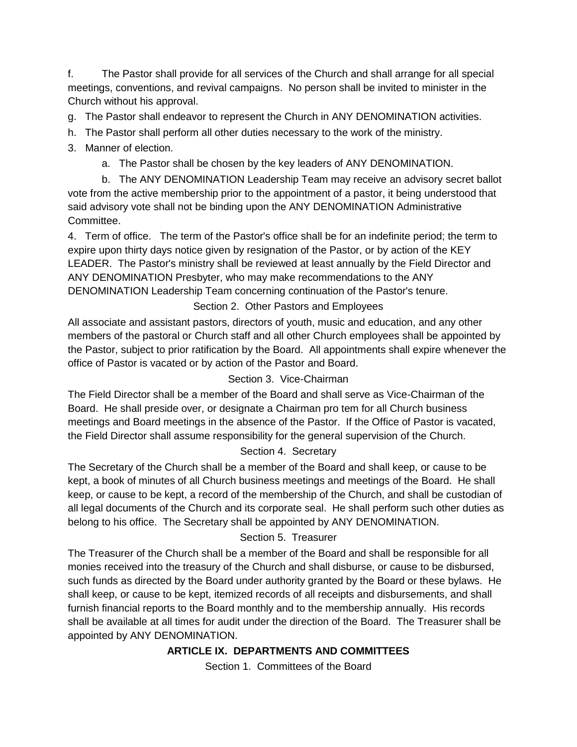f. The Pastor shall provide for all services of the Church and shall arrange for all special meetings, conventions, and revival campaigns. No person shall be invited to minister in the Church without his approval.

g. The Pastor shall endeavor to represent the Church in ANY DENOMINATION activities.

h. The Pastor shall perform all other duties necessary to the work of the ministry.

3. Manner of election.

   a. The Pastor shall be chosen by the key leaders of ANY DENOMINATION.

   b. The ANY DENOMINATION Leadership Team may receive an advisory secret ballot vote from the active membership prior to the appointment of a pastor, it being understood that said advisory vote shall not be binding upon the ANY DENOMINATION Administrative Committee.

4. Term of office. The term of the Pastor's office shall be for an indefinite period; the term to expire upon thirty days notice given by resignation of the Pastor, or by action of the KEY LEADER. The Pastor's ministry shall be reviewed at least annually by the Field Director and ANY DENOMINATION Presbyter, who may make recommendations to the ANY DENOMINATION Leadership Team concerning continuation of the Pastor's tenure.

Section 2. Other Pastors and Employees

All associate and assistant pastors, directors of youth, music and education, and any other members of the pastoral or Church staff and all other Church employees shall be appointed by the Pastor, subject to prior ratification by the Board. All appointments shall expire whenever the office of Pastor is vacated or by action of the Pastor and Board.

Section 3. Vice-Chairman

The Field Director shall be a member of the Board and shall serve as Vice-Chairman of the Board. He shall preside over, or designate a Chairman pro tem for all Church business meetings and Board meetings in the absence of the Pastor. If the Office of Pastor is vacated, the Field Director shall assume responsibility for the general supervision of the Church.

Section 4. Secretary

The Secretary of the Church shall be a member of the Board and shall keep, or cause to be kept, a book of minutes of all Church business meetings and meetings of the Board. He shall keep, or cause to be kept, a record of the membership of the Church, and shall be custodian of all legal documents of the Church and its corporate seal. He shall perform such other duties as belong to his office. The Secretary shall be appointed by ANY DENOMINATION.

Section 5. Treasurer

The Treasurer of the Church shall be a member of the Board and shall be responsible for all monies received into the treasury of the Church and shall disburse, or cause to be disbursed, such funds as directed by the Board under authority granted by the Board or these bylaws. He shall keep, or cause to be kept, itemized records of all receipts and disbursements, and shall furnish financial reports to the Board monthly and to the membership annually. His records shall be available at all times for audit under the direction of the Board. The Treasurer shall be appointed by ANY DENOMINATION.

## ARTICLE IX. DEPARTMENTS AND COMMITTEES

Section 1. Committees of the Board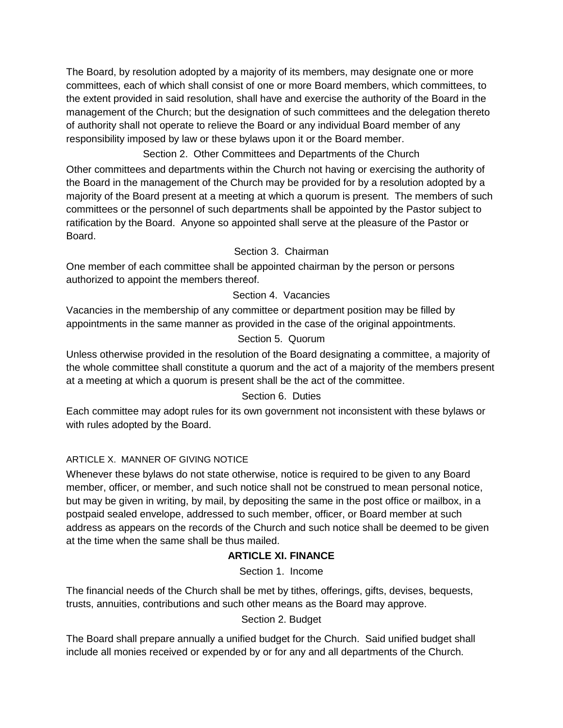The Board, by resolution adopted by a majority of its members, may designate one or more committees, each of which shall consist of one or more Board members, which committees, to the extent provided in said resolution, shall have and exercise the authority of the Board in the management of the Church; but the designation of such committees and the delegation thereto of authority shall not operate to relieve the Board or any individual Board member of any responsibility imposed by law or these bylaws upon it or the Board member.

### Section 2. Other Committees and Departments of the Church

Other committees and departments within the Church not having or exercising the authority of the Board in the management of the Church may be provided for by a resolution adopted by a majority of the Board present at a meeting at which a quorum is present. The members of such committees or the personnel of such departments shall be appointed by the Pastor subject to ratification by the Board. Anyone so appointed shall serve at the pleasure of the Pastor or Board.

### Section 3. Chairman

One member of each committee shall be appointed chairman by the person or persons authorized to appoint the members thereof.

### Section 4. Vacancies

Vacancies in the membership of any committee or department position may be filled by appointments in the same manner as provided in the case of the original appointments.

### Section 5. Quorum

Unless otherwise provided in the resolution of the Board designating a committee, a majority of the whole committee shall constitute a quorum and the act of a majority of the members present at a meeting at which a quorum is present shall be the act of the committee.

### Section 6. Duties

Each committee may adopt rules for its own government not inconsistent with these bylaws or with rules adopted by the Board.

## ARTICLE X. MANNER OF GIVING NOTICE

Whenever these bylaws do not state otherwise, notice is required to be given to any Board member, officer, or member, and such notice shall not be construed to mean personal notice, but may be given in writing, by mail, by depositing the same in the post office or mailbox, in a postpaid sealed envelope, addressed to such member, officer, or Board member at such address as appears on the records of the Church and such notice shall be deemed to be given at the time when the same shall be thus mailed.

## ARTICLE XI. FINANCE

### Section 1. Income

The financial needs of the Church shall be met by tithes, offerings, gifts, devises, bequests, trusts, annuities, contributions and such other means as the Board may approve.

### Section 2. Budget

The Board shall prepare annually a unified budget for the Church. Said unified budget shall include all monies received or expended by or for any and all departments of the Church.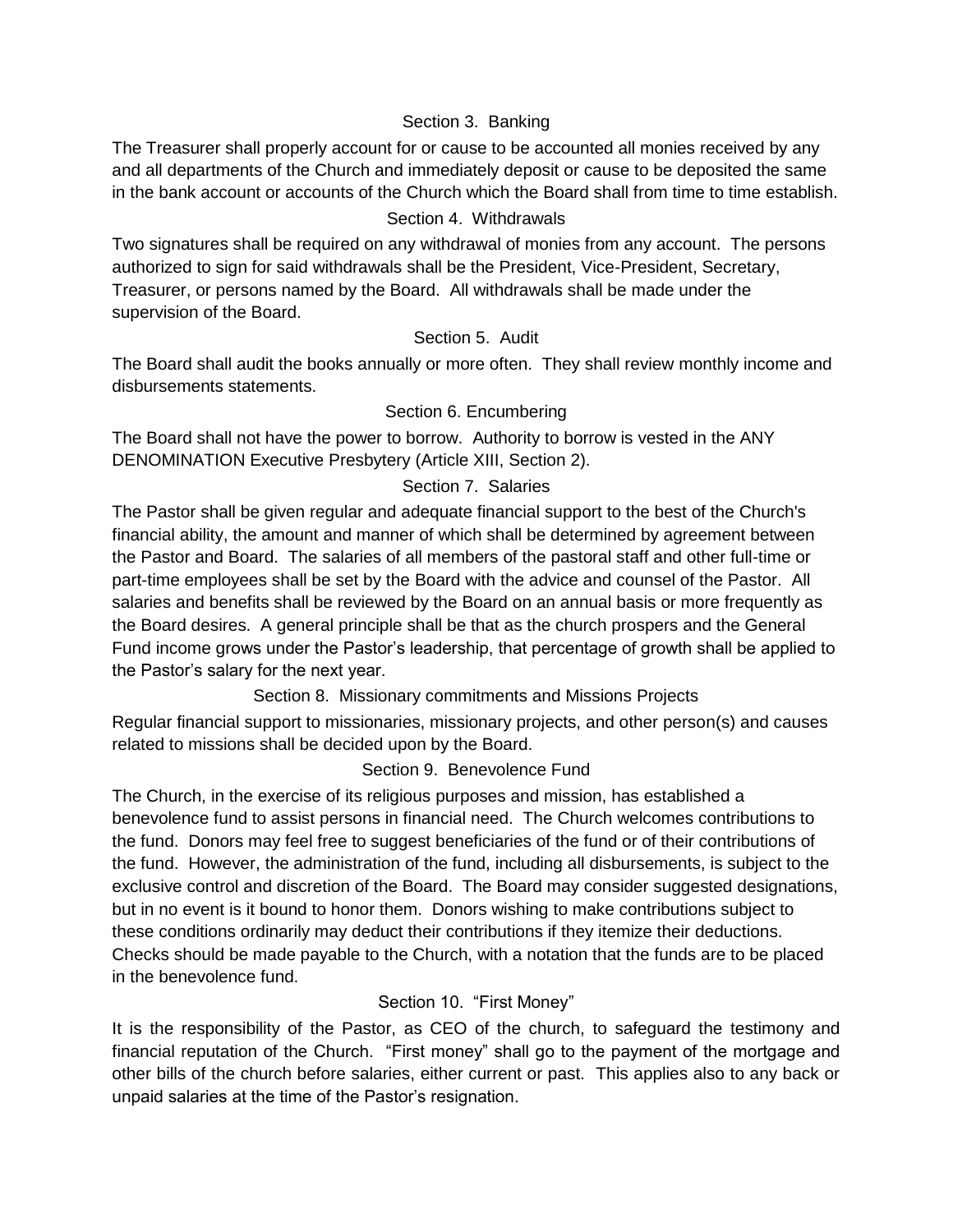### Section 3. Banking

The Treasurer shall properly account for or cause to be accounted all monies received by any and all departments of the Church and immediately deposit or cause to be deposited the same in the bank account or accounts of the Church which the Board shall from time to time establish.

### Section 4. Withdrawals

Two signatures shall be required on any withdrawal of monies from any account. The persons authorized to sign for said withdrawals shall be the President, Vice-President, Secretary, Treasurer, or persons named by the Board. All withdrawals shall be made under the supervision of the Board.

### Section 5. Audit

The Board shall audit the books annually or more often. They shall review monthly income and disbursements statements.

### Section 6. Encumbering

The Board shall not have the power to borrow. Authority to borrow is vested in the ANY DENOMINATION Executive Presbytery (Article XIII, Section 2).

### Section 7. Salaries

The Pastor shall be given regular and adequate financial support to the best of the Church's financial ability, the amount and manner of which shall be determined by agreement between the Pastor and Board. The salaries of all members of the pastoral staff and other full-time or part-time employees shall be set by the Board with the advice and counsel of the Pastor. All salaries and benefits shall be reviewed by the Board on an annual basis or more frequently as the Board desires. A general principle shall be that as the church prospers and the General Fund income grows under the Pastor's leadership, that percentage of growth shall be applied to the Pastor's salary for the next year.

### Section 8. Missionary commitments and Missions Projects

Regular financial support to missionaries, missionary projects, and other person(s) and causes related to missions shall be decided upon by the Board.

### Section 9. Benevolence Fund

The Church, in the exercise of its religious purposes and mission, has established a benevolence fund to assist persons in financial need. The Church welcomes contributions to the fund. Donors may feel free to suggest beneficiaries of the fund or of their contributions of the fund. However, the administration of the fund, including all disbursements, is subject to the exclusive control and discretion of the Board. The Board may consider suggested designations, but in no event is it bound to honor them. Donors wishing to make contributions subject to these conditions ordinarily may deduct their contributions if they itemize their deductions. Checks should be made payable to the Church, with a notation that the funds are to be placed in the benevolence fund.

### Section 10. "First Money"

It is the responsibility of the Pastor, as CEO of the church, to safeguard the testimony and financial reputation of the Church. "First money" shall go to the payment of the mortgage and other bills of the church before salaries, either current or past. This applies also to any back or unpaid salaries at the time of the Pastor's resignation.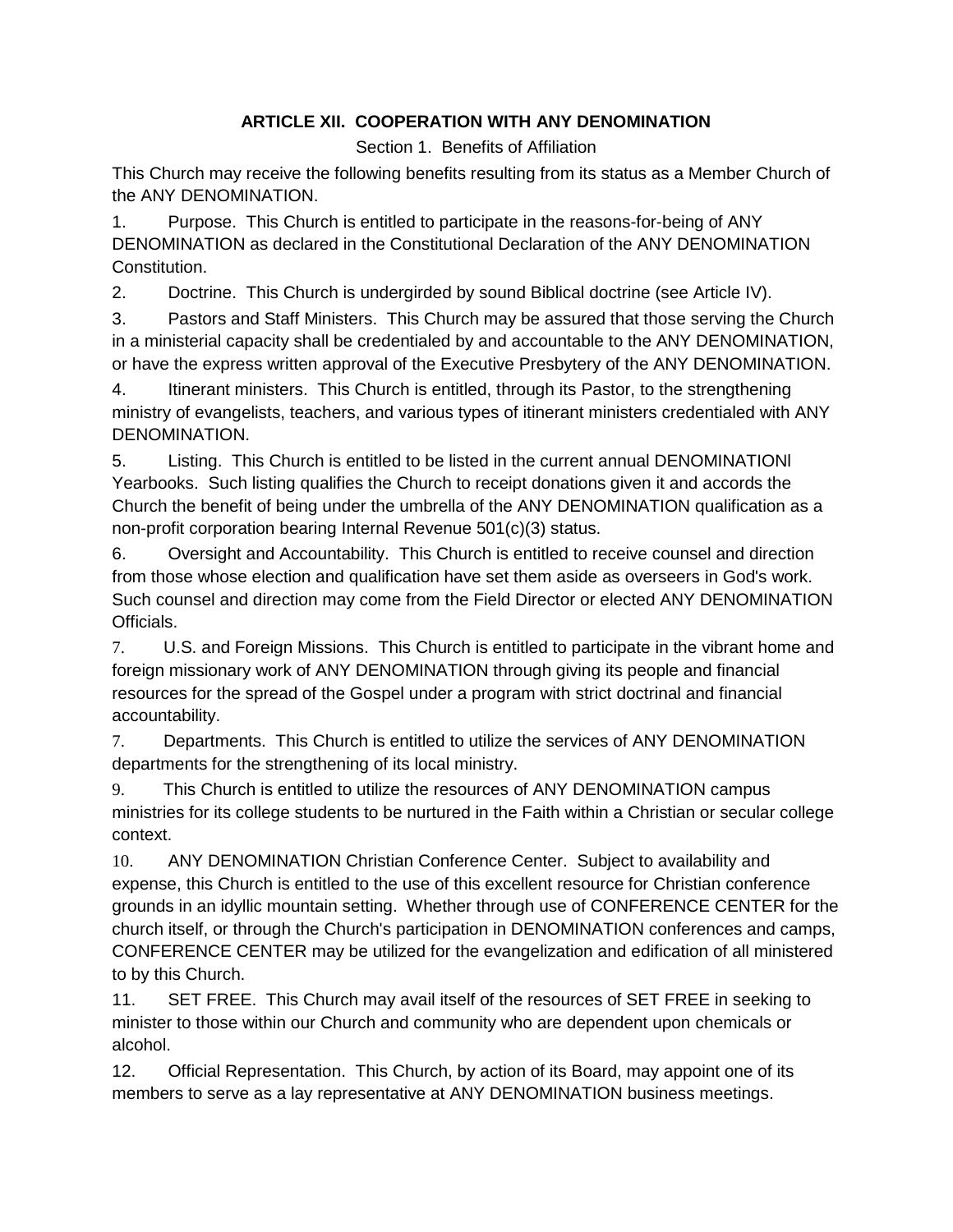## ARTICLE XII. COOPERATION WITH ANY DENOMINATION

Section 1. Benefits of Affiliation

This Church may receive the following benefits resulting from its status as a Member Church of the ANY DENOMINATION.

1. Purpose. This Church is entitled to participate in the reasons-for-being of ANY DENOMINATION as declared in the Constitutional Declaration of the ANY DENOMINATION Constitution.

2. Doctrine. This Church is undergirded by sound Biblical doctrine (see Article IV).

3. Pastors and Staff Ministers. This Church may be assured that those serving the Church in a ministerial capacity shall be credentialed by and accountable to the ANY DENOMINATION, or have the express written approval of the Executive Presbytery of the ANY DENOMINATION.

4. Itinerant ministers. This Church is entitled, through its Pastor, to the strengthening ministry of evangelists, teachers, and various types of itinerant ministers credentialed with ANY DENOMINATION.

5. Listing. This Church is entitled to be listed in the current annual DENOMINATIONl Yearbooks. Such listing qualifies the Church to receipt donations given it and accords the Church the benefit of being under the umbrella of the ANY DENOMINATION qualification as a non-profit corporation bearing Internal Revenue 501(c)(3) status.

6. Oversight and Accountability. This Church is entitled to receive counsel and direction from those whose election and qualification have set them aside as overseers in God's work. Such counsel and direction may come from the Field Director or elected ANY DENOMINATION Officials.

7. U.S. and Foreign Missions. This Church is entitled to participate in the vibrant home and foreign missionary work of ANY DENOMINATION through giving its people and financial resources for the spread of the Gospel under a program with strict doctrinal and financial accountability.

7. Departments. This Church is entitled to utilize the services of ANY DENOMINATION departments for the strengthening of its local ministry.

9. This Church is entitled to utilize the resources of ANY DENOMINATION campus ministries for its college students to be nurtured in the Faith within a Christian or secular college context.

10. ANY DENOMINATION Christian Conference Center. Subject to availability and expense, this Church is entitled to the use of this excellent resource for Christian conference grounds in an idyllic mountain setting. Whether through use of CONFERENCE CENTER for the church itself, or through the Church's participation in DENOMINATION conferences and camps, CONFERENCE CENTER may be utilized for the evangelization and edification of all ministered to by this Church.

11. SET FREE. This Church may avail itself of the resources of SET FREE in seeking to minister to those within our Church and community who are dependent upon chemicals or alcohol.

12. Official Representation. This Church, by action of its Board, may appoint one of its members to serve as a lay representative at ANY DENOMINATION business meetings.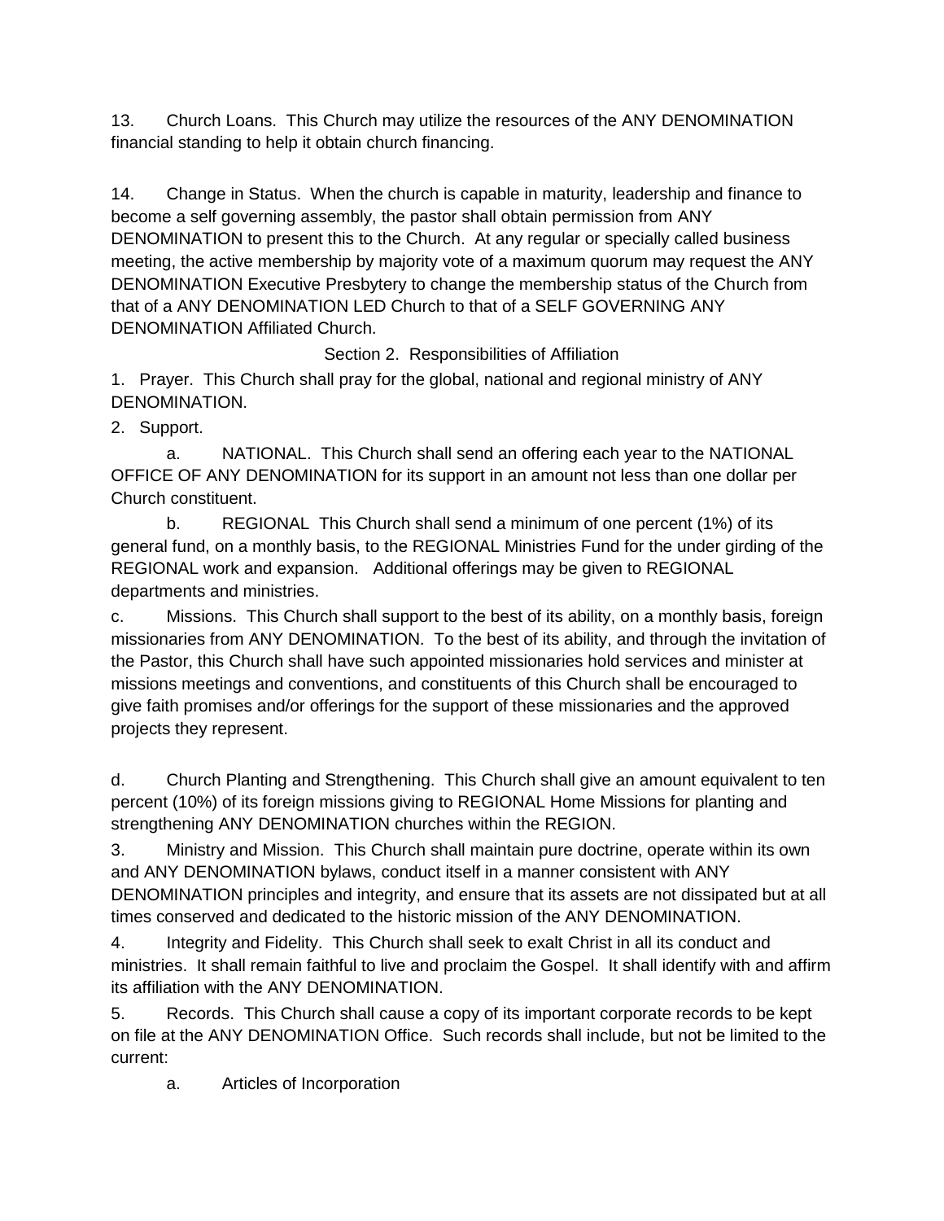13. Church Loans. This Church may utilize the resources of the ANY DENOMINATION financial standing to help it obtain church financing.

14. Change in Status. When the church is capable in maturity, leadership and finance to become a self governing assembly, the pastor shall obtain permission from ANY DENOMINATION to present this to the Church. At any regular or specially called business meeting, the active membership by majority vote of a maximum quorum may request the ANY DENOMINATION Executive Presbytery to change the membership status of the Church from that of a ANY DENOMINATION LED Church to that of a SELF GOVERNING ANY DENOMINATION Affiliated Church.

Section 2. Responsibilities of Affiliation

1. Prayer. This Church shall pray for the global, national and regional ministry of ANY DENOMINATION.

2. Support.

a. NATIONAL. This Church shall send an offering each year to the NATIONAL OFFICE OF ANY DENOMINATION for its support in an amount not less than one dollar per Church constituent.

b. REGIONAL This Church shall send a minimum of one percent (1%) of its general fund, on a monthly basis, to the REGIONAL Ministries Fund for the under girding of the REGIONAL work and expansion. Additional offerings may be given to REGIONAL departments and ministries.

c. Missions. This Church shall support to the best of its ability, on a monthly basis, foreign missionaries from ANY DENOMINATION. To the best of its ability, and through the invitation of the Pastor, this Church shall have such appointed missionaries hold services and minister at missions meetings and conventions, and constituents of this Church shall be encouraged to give faith promises and/or offerings for the support of these missionaries and the approved projects they represent.

d. Church Planting and Strengthening. This Church shall give an amount equivalent to ten percent (10%) of its foreign missions giving to REGIONAL Home Missions for planting and strengthening ANY DENOMINATION churches within the REGION.

3. Ministry and Mission. This Church shall maintain pure doctrine, operate within its own and ANY DENOMINATION bylaws, conduct itself in a manner consistent with ANY DENOMINATION principles and integrity, and ensure that its assets are not dissipated but at all times conserved and dedicated to the historic mission of the ANY DENOMINATION.

4. Integrity and Fidelity. This Church shall seek to exalt Christ in all its conduct and ministries. It shall remain faithful to live and proclaim the Gospel. It shall identify with and affirm its affiliation with the ANY DENOMINATION.

5. Records. This Church shall cause a copy of its important corporate records to be kept on file at the ANY DENOMINATION Office. Such records shall include, but not be limited to the current:

a. Articles of Incorporation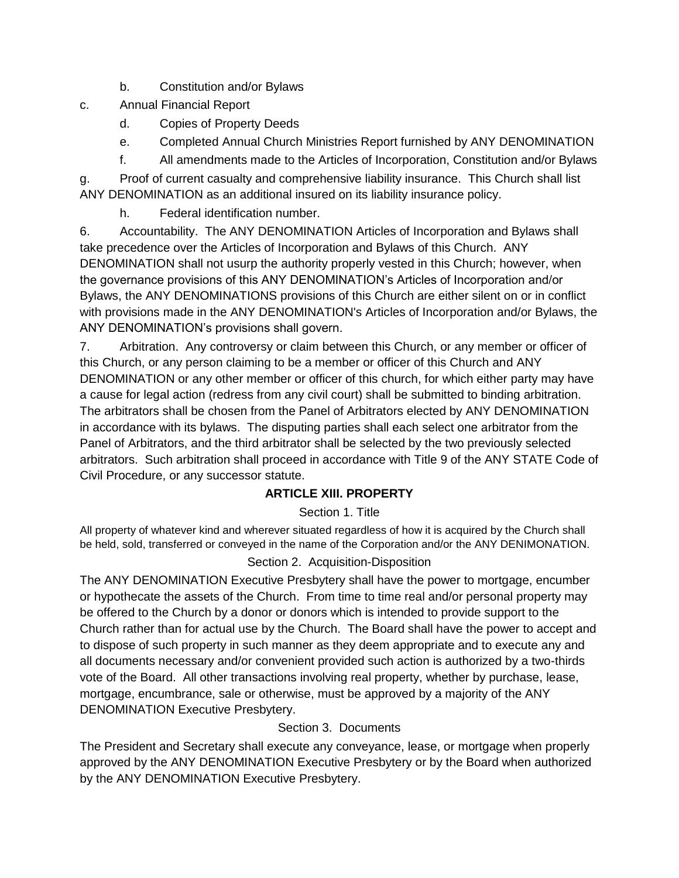b. Constitution and/or Bylaws

c. Annual Financial Report

d. Copies of Property Deeds

e. Completed Annual Church Ministries Report furnished by ANY DENOMINATION

f. All amendments made to the Articles of Incorporation, Constitution and/or Bylaws

g. Proof of current casualty and comprehensive liability insurance. This Church shall list ANY DENOMINATION as an additional insured on its liability insurance policy.

h. Federal identification number.

6. Accountability. The ANY DENOMINATION Articles of Incorporation and Bylaws shall take precedence over the Articles of Incorporation and Bylaws of this Church. ANY DENOMINATION shall not usurp the authority properly vested in this Church; however, when the governance provisions of this ANY DENOMINATION's Articles of Incorporation and/or Bylaws, the ANY DENOMINATIONS provisions of this Church are either silent on or in conflict with provisions made in the ANY DENOMINATION's Articles of Incorporation and/or Bylaws, the ANY DENOMINATION's provisions shall govern.

7. Arbitration. Any controversy or claim between this Church, or any member or officer of this Church, or any person claiming to be a member or officer of this Church and ANY DENOMINATION or any other member or officer of this church, for which either party may have a cause for legal action (redress from any civil court) shall be submitted to binding arbitration. The arbitrators shall be chosen from the Panel of Arbitrators elected by ANY DENOMINATION in accordance with its bylaws. The disputing parties shall each select one arbitrator from the Panel of Arbitrators, and the third arbitrator shall be selected by the two previously selected arbitrators. Such arbitration shall proceed in accordance with Title 9 of the ANY STATE Code of Civil Procedure, or any successor statute.

## ARTICLE XIII. PROPERTY

### Section 1. Title

All property of whatever kind and wherever situated regardless of how it is acquired by the Church shall be held, sold, transferred or conveyed in the name of the Corporation and/or the ANY DENIMONATION.

### Section 2. Acquisition-Disposition

The ANY DENOMINATION Executive Presbytery shall have the power to mortgage, encumber or hypothecate the assets of the Church. From time to time real and/or personal property may be offered to the Church by a donor or donors which is intended to provide support to the Church rather than for actual use by the Church. The Board shall have the power to accept and to dispose of such property in such manner as they deem appropriate and to execute any and all documents necessary and/or convenient provided such action is authorized by a two-thirds vote of the Board. All other transactions involving real property, whether by purchase, lease, mortgage, encumbrance, sale or otherwise, must be approved by a majority of the ANY DENOMINATION Executive Presbytery.

### Section 3. Documents

The President and Secretary shall execute any conveyance, lease, or mortgage when properly approved by the ANY DENOMINATION Executive Presbytery or by the Board when authorized by the ANY DENOMINATION Executive Presbytery.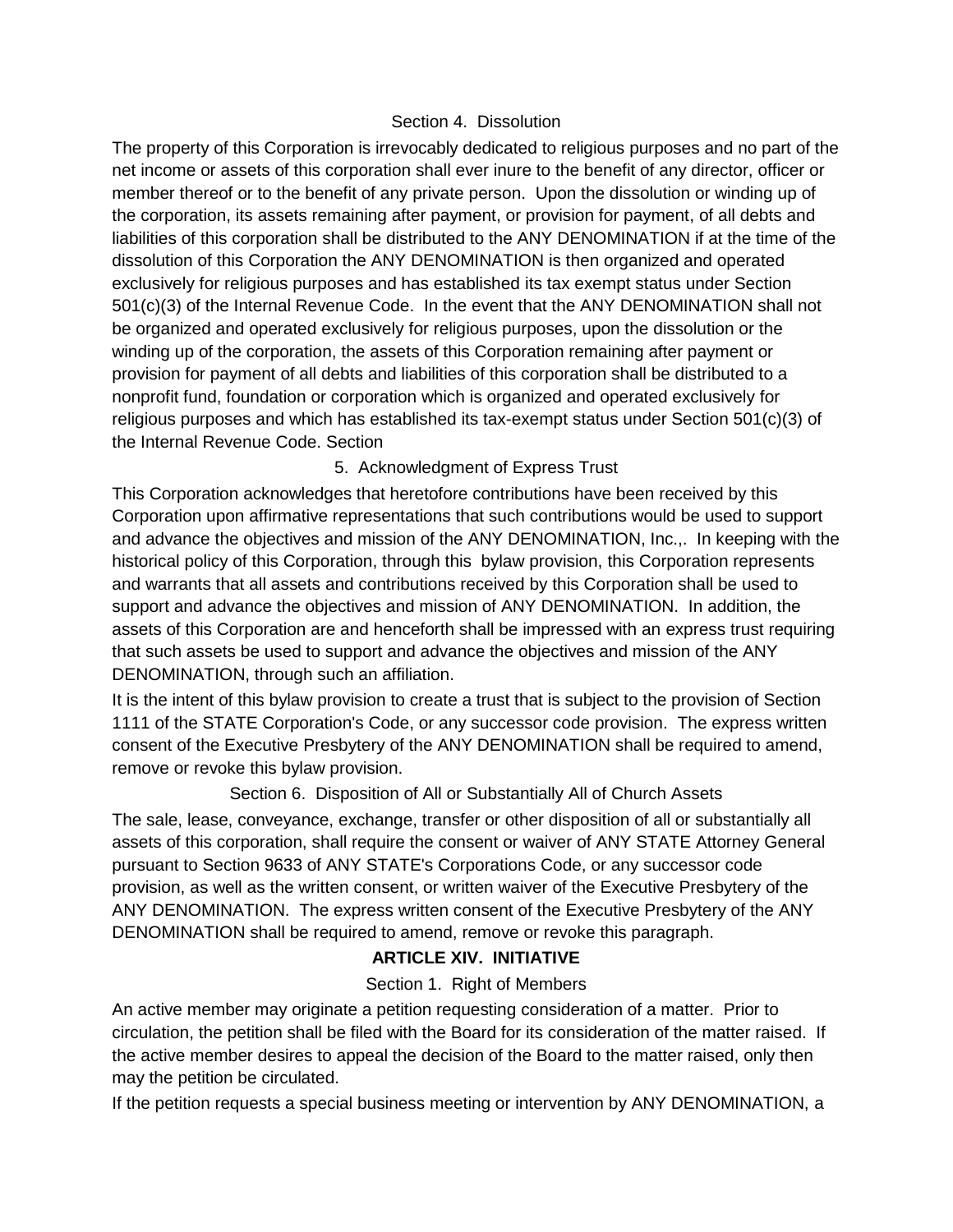### Section 4. Dissolution

The property of this Corporation is irrevocably dedicated to religious purposes and no part of the net income or assets of this corporation shall ever inure to the benefit of any director, officer or member thereof or to the benefit of any private person. Upon the dissolution or winding up of the corporation, its assets remaining after payment, or provision for payment, of all debts and liabilities of this corporation shall be distributed to the ANY DENOMINATION if at the time of the dissolution of this Corporation the ANY DENOMINATION is then organized and operated exclusively for religious purposes and has established its tax exempt status under Section 501(c)(3) of the Internal Revenue Code. In the event that the ANY DENOMINATION shall not be organized and operated exclusively for religious purposes, upon the dissolution or the winding up of the corporation, the assets of this Corporation remaining after payment or provision for payment of all debts and liabilities of this corporation shall be distributed to a nonprofit fund, foundation or corporation which is organized and operated exclusively for religious purposes and which has established its tax-exempt status under Section 501(c)(3) of the Internal Revenue Code. Section

### 5. Acknowledgment of Express Trust

This Corporation acknowledges that heretofore contributions have been received by this Corporation upon affirmative representations that such contributions would be used to support and advance the objectives and mission of the ANY DENOMINATION, Inc.,. In keeping with the historical policy of this Corporation, through this bylaw provision, this Corporation represents and warrants that all assets and contributions received by this Corporation shall be used to support and advance the objectives and mission of ANY DENOMINATION. In addition, the assets of this Corporation are and henceforth shall be impressed with an express trust requiring that such assets be used to support and advance the objectives and mission of the ANY DENOMINATION, through such an affiliation.

It is the intent of this bylaw provision to create a trust that is subject to the provision of Section 1111 of the STATE Corporation's Code, or any successor code provision. The express written consent of the Executive Presbytery of the ANY DENOMINATION shall be required to amend, remove or revoke this bylaw provision.

### Section 6. Disposition of All or Substantially All of Church Assets

The sale, lease, conveyance, exchange, transfer or other disposition of all or substantially all assets of this corporation, shall require the consent or waiver of ANY STATE Attorney General pursuant to Section 9633 of ANY STATE's Corporations Code, or any successor code provision, as well as the written consent, or written waiver of the Executive Presbytery of the ANY DENOMINATION. The express written consent of the Executive Presbytery of the ANY DENOMINATION shall be required to amend, remove or revoke this paragraph.

## ARTICLE XIV. INITIATIVE

### Section 1. Right of Members

An active member may originate a petition requesting consideration of a matter. Prior to circulation, the petition shall be filed with the Board for its consideration of the matter raised. If the active member desires to appeal the decision of the Board to the matter raised, only then may the petition be circulated.

If the petition requests a special business meeting or intervention by ANY DENOMINATION, a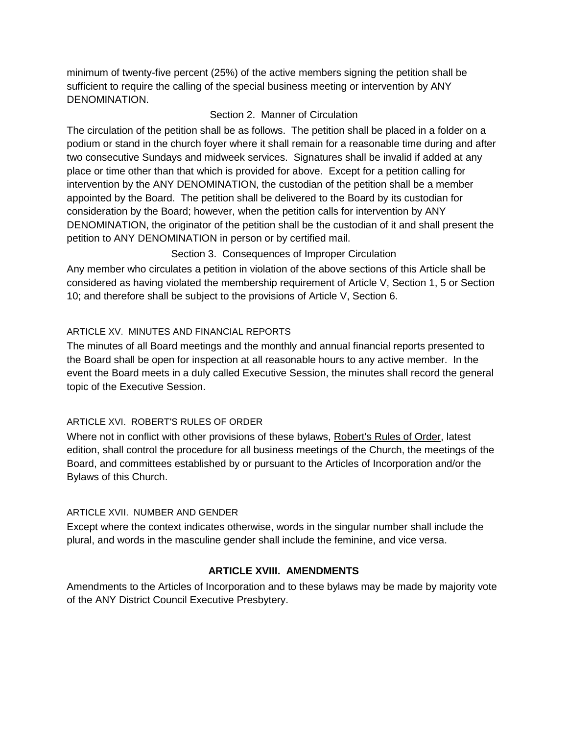minimum of twenty-five percent (25%) of the active members signing the petition shall be sufficient to require the calling of the special business meeting or intervention by ANY DENOMINATION.

Section 2. Manner of Circulation

The circulation of the petition shall be as follows. The petition shall be placed in a folder on a podium or stand in the church foyer where it shall remain for a reasonable time during and after two consecutive Sundays and midweek services. Signatures shall be invalid if added at any place or time other than that which is provided for above. Except for a petition calling for intervention by the ANY DENOMINATION, the custodian of the petition shall be a member appointed by the Board. The petition shall be delivered to the Board by its custodian for consideration by the Board; however, when the petition calls for intervention by ANY DENOMINATION, the originator of the petition shall be the custodian of it and shall present the petition to ANY DENOMINATION in person or by certified mail.

Section 3. Consequences of Improper Circulation

Any member who circulates a petition in violation of the above sections of this Article shall be considered as having violated the membership requirement of Article V, Section 1, 5 or Section 10; and therefore shall be subject to the provisions of Article V, Section 6.

ARTICLE XV. MINUTES AND FINANCIAL REPORTS

The minutes of all Board meetings and the monthly and annual financial reports presented to the Board shall be open for inspection at all reasonable hours to any active member. In the event the Board meets in a duly called Executive Session, the minutes shall record the general topic of the Executive Session.

ARTICLE XVI. ROBERT'S RULES OF ORDER

Where not in conflict with other provisions of these bylaws, Robert's Rules of Order, latest edition, shall control the procedure for all business meetings of the Church, the meetings of the Board, and committees established by or pursuant to the Articles of Incorporation and/or the Bylaws of this Church.

ARTICLE XVII. NUMBER AND GENDER

Except where the context indicates otherwise, words in the singular number shall include the plural, and words in the masculine gender shall include the feminine, and vice versa.

## ARTICLE XVIII. AMENDMENTS

Amendments to the Articles of Incorporation and to these bylaws may be made by majority vote of the ANY District Council Executive Presbytery.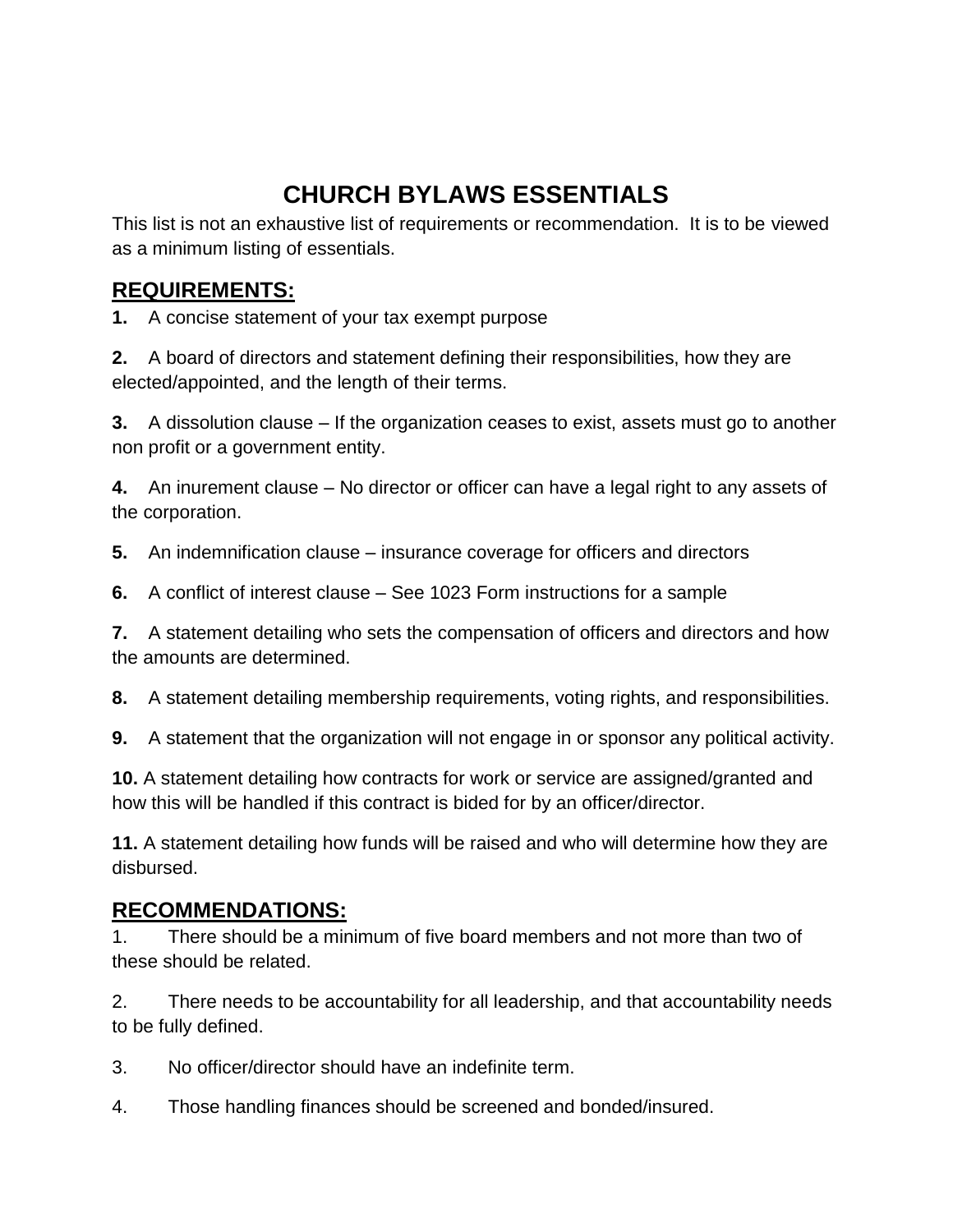# CHURCH BYLAWS ESSENTIALS

This list is not an exhaustive list of requirements or recommendation. It is to be viewed as a minimum listing of essentials.

## REQUIREMENTS:

**1.** A concise statement of your tax exempt purpose

**2.** A board of directors and statement defining their responsibilities, how they are elected/appointed, and the length of their terms.

**3.** A dissolution clause – If the organization ceases to exist, assets must go to another non profit or a government entity.

**4.** An inurement clause – No director or officer can have a legal right to any assets of the corporation.

**5.** An indemnification clause – insurance coverage for officers and directors

**6.** A conflict of interest clause – See 1023 Form instructions for a sample

**7.** A statement detailing who sets the compensation of officers and directors and how the amounts are determined.

**8.** A statement detailing membership requirements, voting rights, and responsibilities.

**9.** A statement that the organization will not engage in or sponsor any political activity.

**10.** A statement detailing how contracts for work or service are assigned/granted and how this will be handled if this contract is bided for by an officer/director.

**11.** A statement detailing how funds will be raised and who will determine how they are disbursed.

## RECOMMENDATIONS:

1. There should be a minimum of five board members and not more than two of these should be related.

2. There needs to be accountability for all leadership, and that accountability needs to be fully defined.

3. No officer/director should have an indefinite term.

4. Those handling finances should be screened and bonded/insured.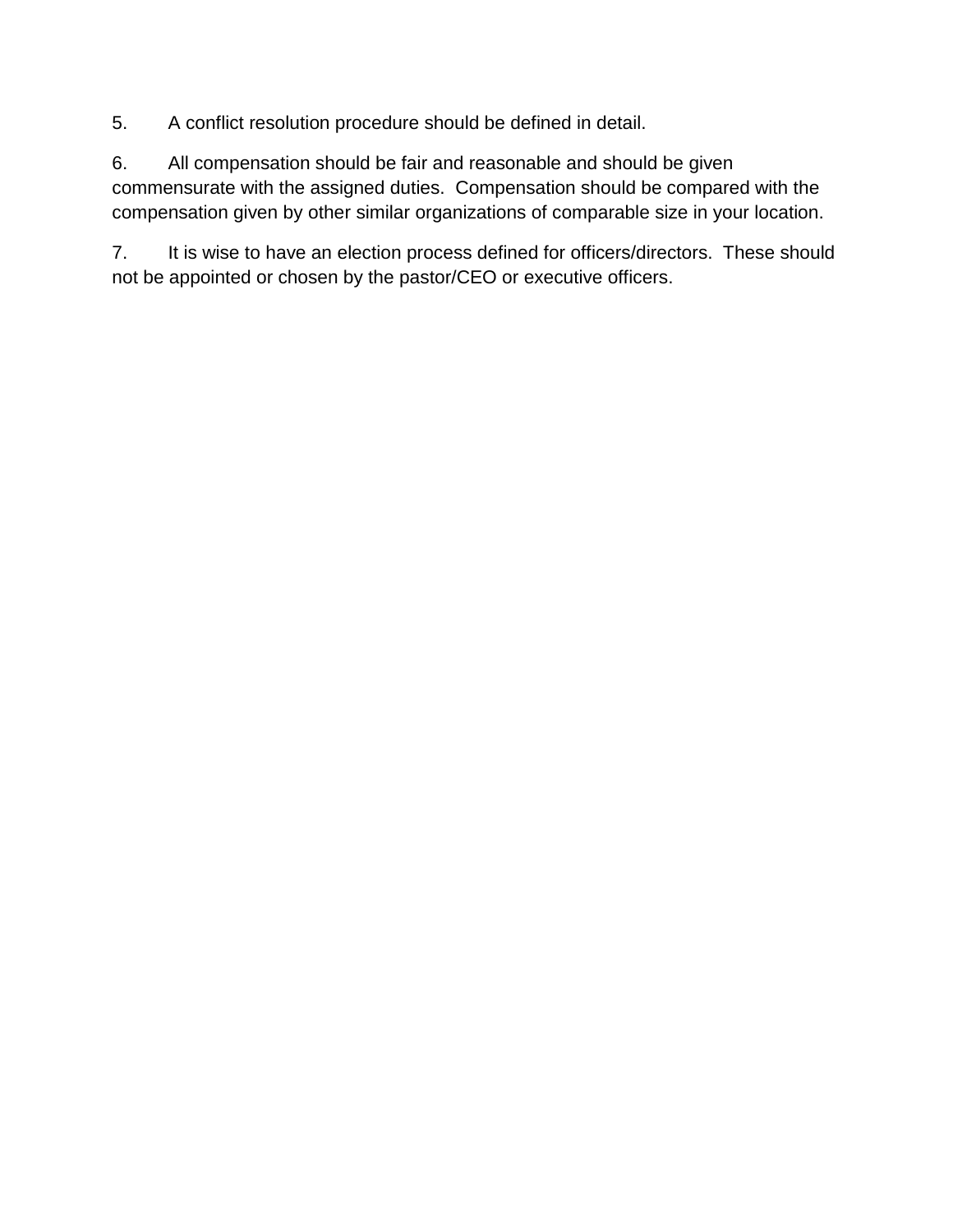5. A conflict resolution procedure should be defined in detail.

6. All compensation should be fair and reasonable and should be given commensurate with the assigned duties. Compensation should be compared with the compensation given by other similar organizations of comparable size in your location.

7. It is wise to have an election process defined for officers/directors. These should not be appointed or chosen by the pastor/CEO or executive officers.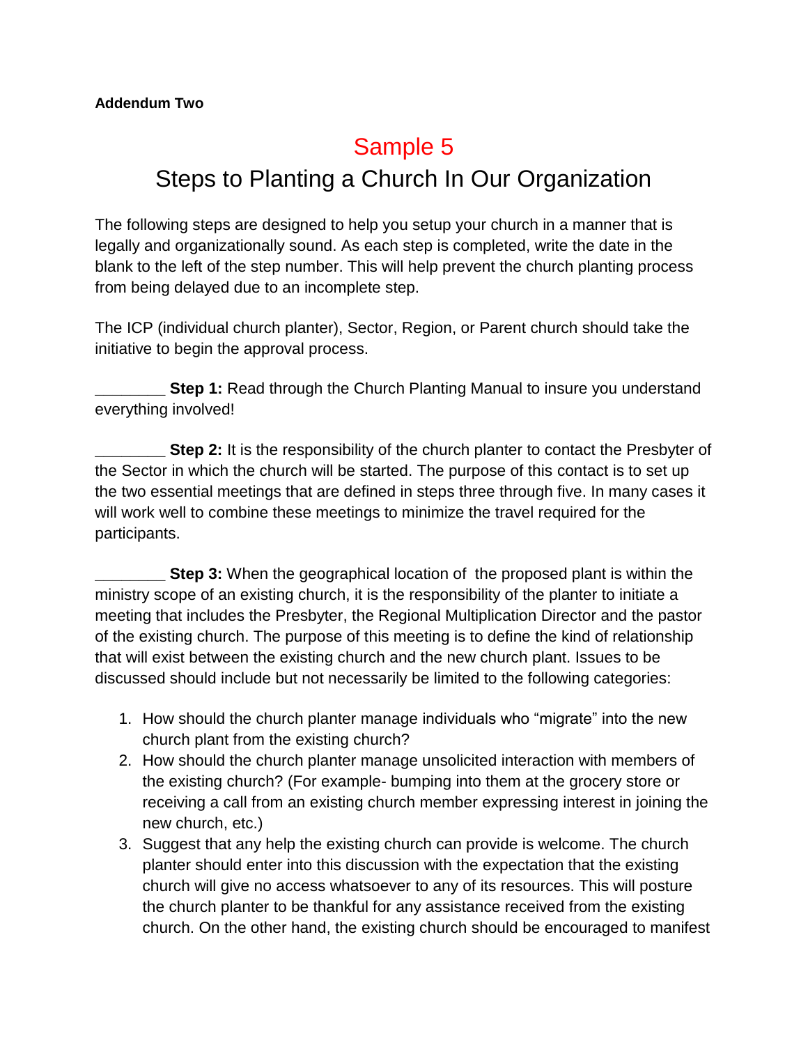**Addendum Two**

# Sample 5

# Steps to Planting a Church In Our Organization

The following steps are designed to help you setup your church in a manner that is legally and organizationally sound. As each step is completed, write the date in the blank to the left of the step number. This will help prevent the church planting process from being delayed due to an incomplete step.

The ICP (individual church planter), Sector, Region, or Parent church should take the initiative to begin the approval process.

________ **Step 1:** Read through the Church Planting Manual to insure you understand everything involved!

________ **Step 2:** It is the responsibility of the church planter to contact the Presbyter of the Sector in which the church will be started. The purpose of this contact is to set up the two essential meetings that are defined in steps three through five. In many cases it will work well to combine these meetings to minimize the travel required for the participants.

________ **Step 3:** When the geographical location of the proposed plant is within the ministry scope of an existing church, it is the responsibility of the planter to initiate a meeting that includes the Presbyter, the Regional Multiplication Director and the pastor of the existing church. The purpose of this meeting is to define the kind of relationship that will exist between the existing church and the new church plant. Issues to be discussed should include but not necessarily be limited to the following categories:

1. How should the church planter manage individuals who "migrate" into the new church plant from the existing church?
2. How should the church planter manage unsolicited interaction with members of the existing church? (For example- bumping into them at the grocery store or receiving a call from an existing church member expressing interest in joining the new church, etc.)
3. Suggest that any help the existing church can provide is welcome. The church planter should enter into this discussion with the expectation that the existing church will give no access whatsoever to any of its resources. This will posture the church planter to be thankful for any assistance received from the existing church. On the other hand, the existing church should be encouraged to manifest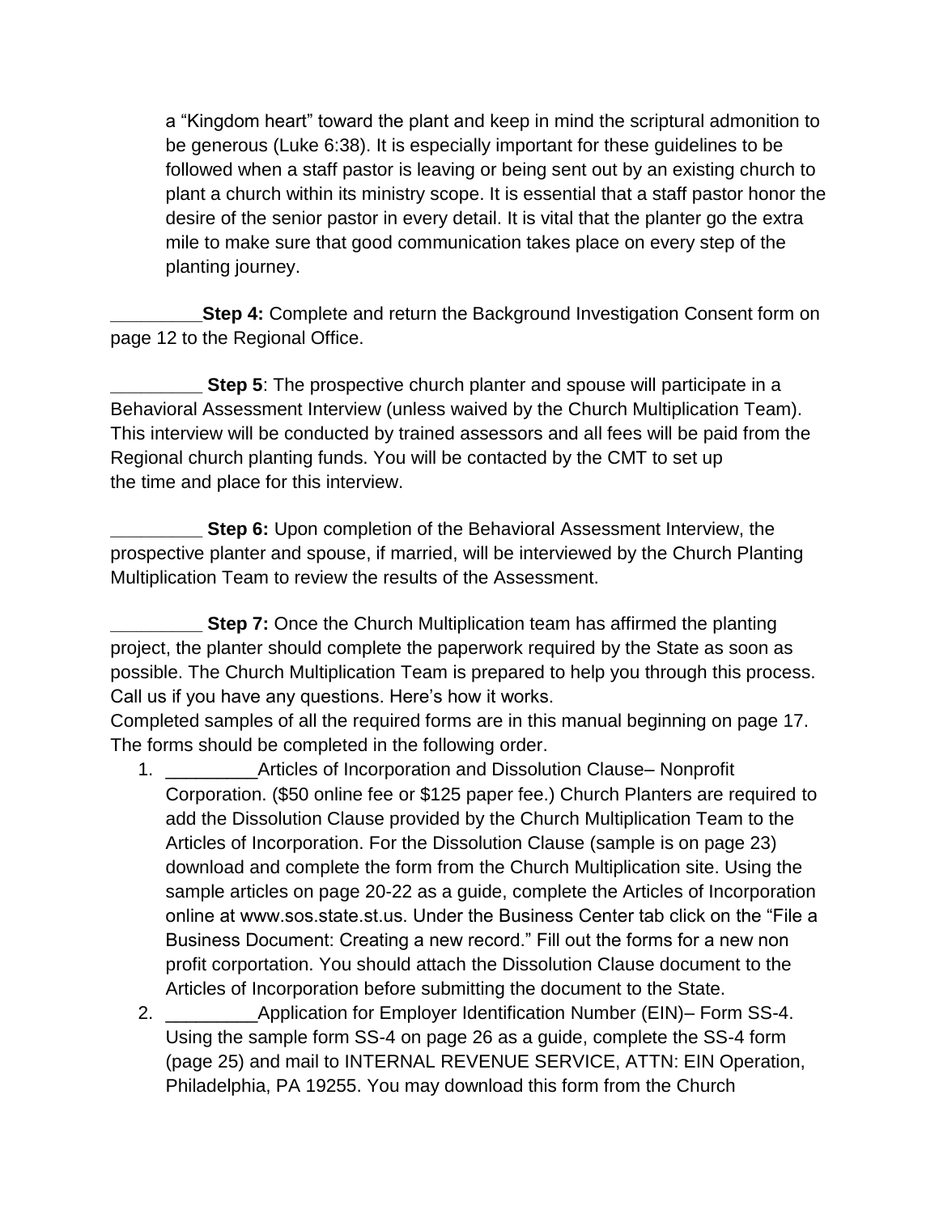a "Kingdom heart" toward the plant and keep in mind the scriptural admonition to be generous (Luke 6:38). It is especially important for these guidelines to be followed when a staff pastor is leaving or being sent out by an existing church to plant a church within its ministry scope. It is essential that a staff pastor honor the desire of the senior pastor in every detail. It is vital that the planter go the extra mile to make sure that good communication takes place on every step of the planting journey.

_________**Step 4:** Complete and return the Background Investigation Consent form on page 12 to the Regional Office.

_________ **Step 5**: The prospective church planter and spouse will participate in a Behavioral Assessment Interview (unless waived by the Church Multiplication Team). This interview will be conducted by trained assessors and all fees will be paid from the Regional church planting funds. You will be contacted by the CMT to set up the time and place for this interview.

_________ **Step 6:** Upon completion of the Behavioral Assessment Interview, the prospective planter and spouse, if married, will be interviewed by the Church Planting Multiplication Team to review the results of the Assessment.

_________ **Step 7:** Once the Church Multiplication team has affirmed the planting project, the planter should complete the paperwork required by the State as soon as possible. The Church Multiplication Team is prepared to help you through this process. Call us if you have any questions. Here's how it works.
Completed samples of all the required forms are in this manual beginning on page 17. The forms should be completed in the following order.

1. _________Articles of Incorporation and Dissolution Clause– Nonprofit Corporation. ($50 online fee or $125 paper fee.) Church Planters are required to add the Dissolution Clause provided by the Church Multiplication Team to the Articles of Incorporation. For the Dissolution Clause (sample is on page 23) download and complete the form from the Church Multiplication site. Using the sample articles on page 20-22 as a guide, complete the Articles of Incorporation online at www.sos.state.st.us. Under the Business Center tab click on the "File a Business Document: Creating a new record." Fill out the forms for a new non profit corportation. You should attach the Dissolution Clause document to the Articles of Incorporation before submitting the document to the State.
2. _________Application for Employer Identification Number (EIN)– Form SS-4. Using the sample form SS-4 on page 26 as a guide, complete the SS-4 form (page 25) and mail to INTERNAL REVENUE SERVICE, ATTN: EIN Operation, Philadelphia, PA 19255. You may download this form from the Church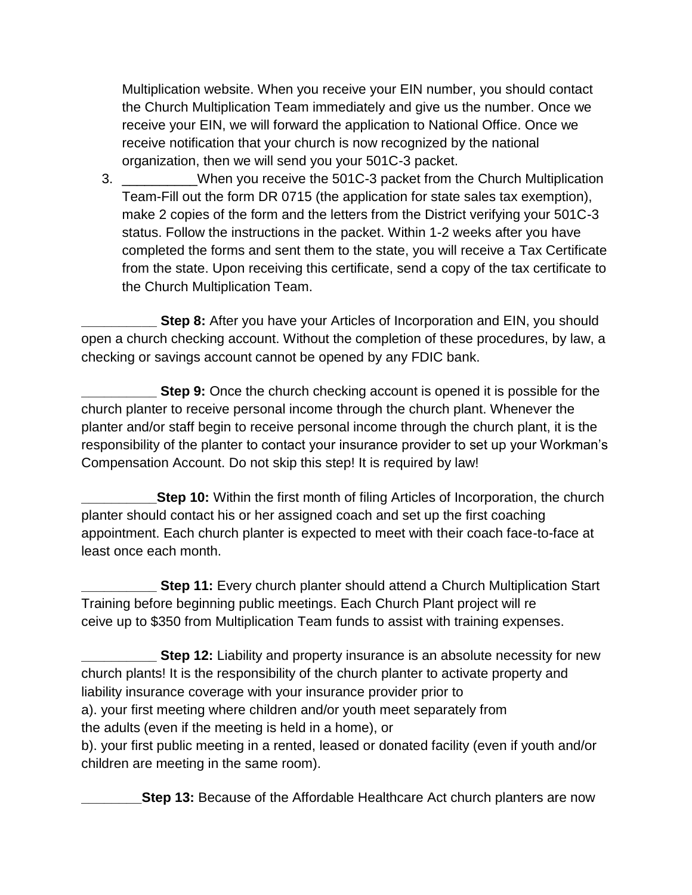Multiplication website. When you receive your EIN number, you should contact the Church Multiplication Team immediately and give us the number. Once we receive your EIN, we will forward the application to National Office. Once we receive notification that your church is now recognized by the national organization, then we will send you your 501C-3 packet.

3. __________When you receive the 501C-3 packet from the Church Multiplication Team-Fill out the form DR 0715 (the application for state sales tax exemption), make 2 copies of the form and the letters from the District verifying your 501C-3 status. Follow the instructions in the packet. Within 1-2 weeks after you have completed the forms and sent them to the state, you will receive a Tax Certificate from the state. Upon receiving this certificate, send a copy of the tax certificate to the Church Multiplication Team.

**__________ Step 8:** After you have your Articles of Incorporation and EIN, you should open a church checking account. Without the completion of these procedures, by law, a checking or savings account cannot be opened by any FDIC bank.

**__________ Step 9:** Once the church checking account is opened it is possible for the church planter to receive personal income through the church plant. Whenever the planter and/or staff begin to receive personal income through the church plant, it is the responsibility of the planter to contact your insurance provider to set up your Workman's Compensation Account. Do not skip this step! It is required by law!

**__________Step 10:** Within the first month of filing Articles of Incorporation, the church planter should contact his or her assigned coach and set up the first coaching appointment. Each church planter is expected to meet with their coach face-to-face at least once each month.

**__________ Step 11:** Every church planter should attend a Church Multiplication Start Training before beginning public meetings. Each Church Plant project will re ceive up to $350 from Multiplication Team funds to assist with training expenses.

**__________ Step 12:** Liability and property insurance is an absolute necessity for new church plants! It is the responsibility of the church planter to activate property and liability insurance coverage with your insurance provider prior to
a). your first meeting where children and/or youth meet separately from the adults (even if the meeting is held in a home), or
b). your first public meeting in a rented, leased or donated facility (even if youth and/or children are meeting in the same room).

**________Step 13:** Because of the Affordable Healthcare Act church planters are now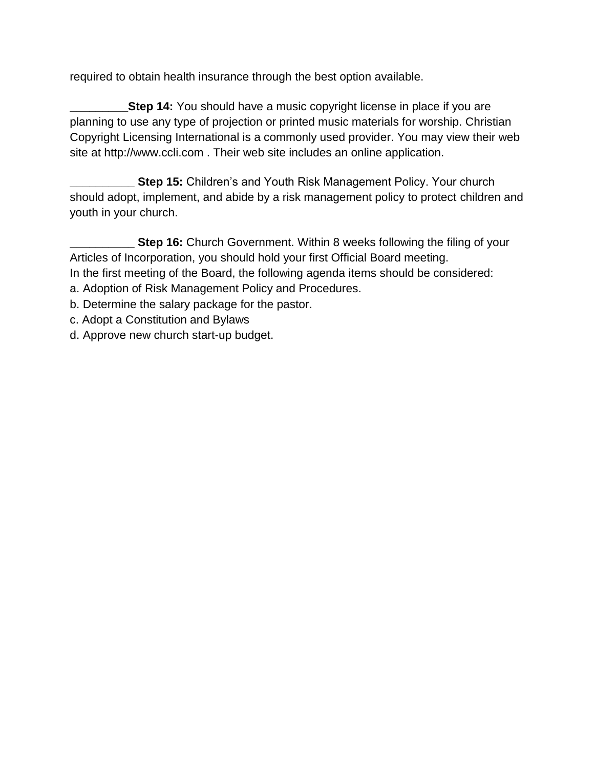required to obtain health insurance through the best option available.

_________**Step 14:** You should have a music copyright license in place if you are planning to use any type of projection or printed music materials for worship. Christian Copyright Licensing International is a commonly used provider. You may view their web site at http://www.ccli.com . Their web site includes an online application.

__________ **Step 15:** Children's and Youth Risk Management Policy. Your church should adopt, implement, and abide by a risk management policy to protect children and youth in your church.

__________ **Step 16:** Church Government. Within 8 weeks following the filing of your Articles of Incorporation, you should hold your first Official Board meeting.
In the first meeting of the Board, the following agenda items should be considered:

a. Adoption of Risk Management Policy and Procedures.

b. Determine the salary package for the pastor.

c. Adopt a Constitution and Bylaws

d. Approve new church start-up budget.